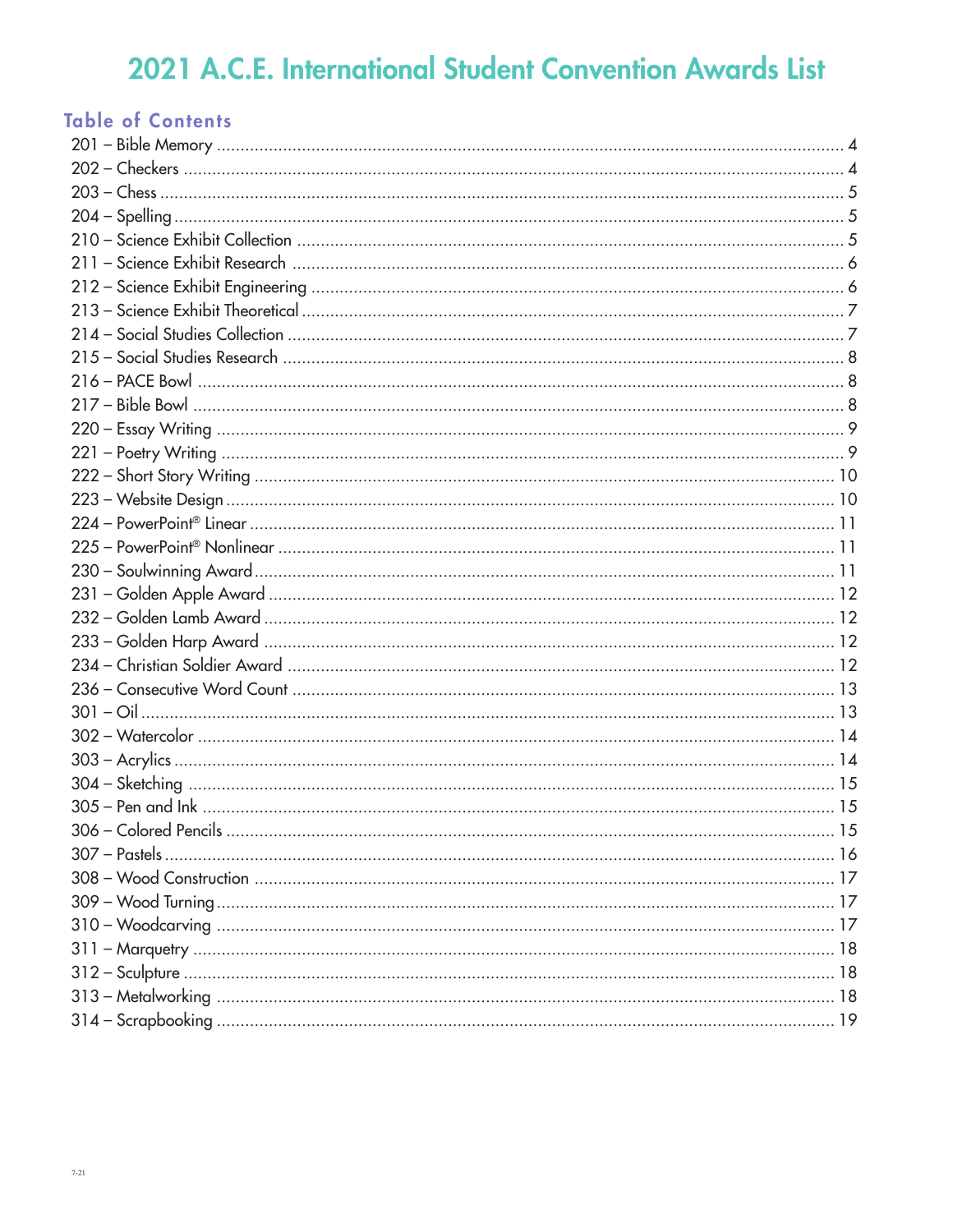# 2021 A.C.E. International Student Convention Awards List

## Table of Contents

- 201 – Bible Memory ........ 4
- 202 – Checkers ........ 4
- 203 – Chess ........ 5
- 204 – Spelling ........ 5
- 210 – Science Exhibit Collection ........ 5
- 211 – Science Exhibit Research ........ 6
- 212 – Science Exhibit Engineering ........ 6
- 213 – Science Exhibit Theoretical ........ 7
- 214 – Social Studies Collection ........ 7
- 215 – Social Studies Research ........ 8
- 216 – PACE Bowl ........ 8
- 217 – Bible Bowl ........ 8
- 220 – Essay Writing ........ 9
- 221 – Poetry Writing ........ 9
- 222 – Short Story Writing ........ 10
- 223 – Website Design ........ 10
- 224 – PowerPoint® Linear ........ 11
- 225 – PowerPoint® Nonlinear ........ 11
- 230 – Soulwinning Award ........ 11
- 231 – Golden Apple Award ........ 12
- 232 – Golden Lamb Award ........ 12
- 233 – Golden Harp Award ........ 12
- 234 – Christian Soldier Award ........ 12
- 236 – Consecutive Word Count ........ 13
- 301 – Oil ........ 13
- 302 – Watercolor ........ 14
- 303 – Acrylics ........ 14
- 304 – Sketching ........ 15
- 305 – Pen and Ink ........ 15
- 306 – Colored Pencils ........ 15
- 307 – Pastels ........ 16
- 308 – Wood Construction ........ 17
- 309 – Wood Turning ........ 17
- 310 – Woodcarving ........ 17
- 311 – Marquetry ........ 18
- 312 – Sculpture ........ 18
- 313 – Metalworking ........ 18
- 314 – Scrapbooking ........ 19

7-21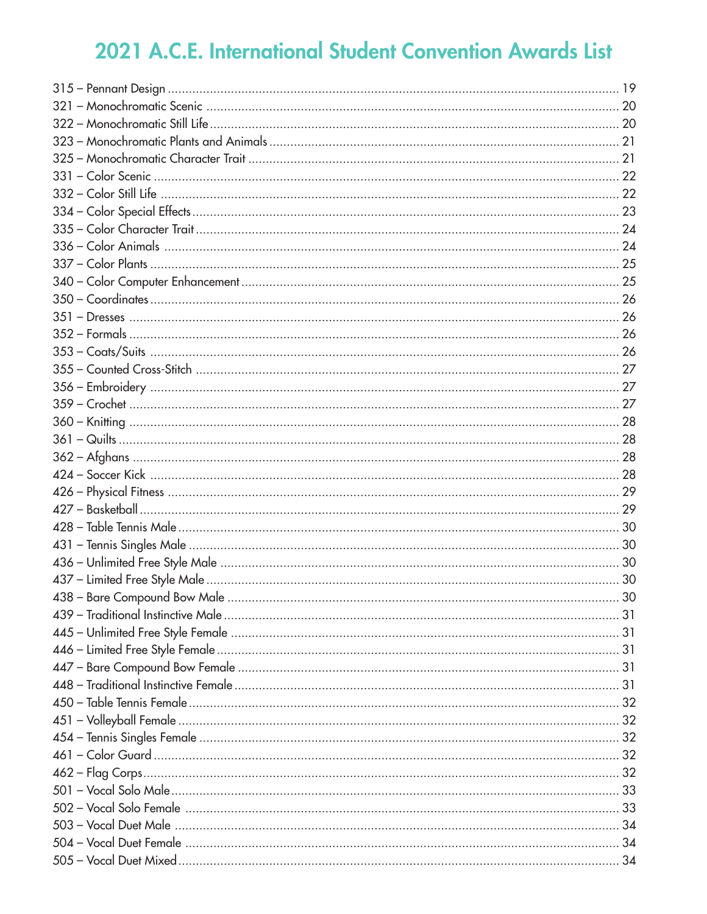# 2021 A.C.E. International Student Convention Awards List

315 – Pennant Design ............................................................. 19
321 – Monochromatic Scenic ............................................................. 20
322 – Monochromatic Still Life ............................................................. 20
323 – Monochromatic Plants and Animals ............................................................. 21
325 – Monochromatic Character Trait ............................................................. 21
331 – Color Scenic ............................................................. 22
332 – Color Still Life ............................................................. 22
334 – Color Special Effects ............................................................. 23
335 – Color Character Trait ............................................................. 24
336 – Color Animals ............................................................. 24
337 – Color Plants ............................................................. 25
340 – Color Computer Enhancement ............................................................. 25
350 – Coordinates ............................................................. 26
351 – Dresses ............................................................. 26
352 – Formals ............................................................. 26
353 – Coats/Suits ............................................................. 26
355 – Counted Cross-Stitch ............................................................. 27
356 – Embroidery ............................................................. 27
359 – Crochet ............................................................. 27
360 – Knitting ............................................................. 28
361 – Quilts ............................................................. 28
362 – Afghans ............................................................. 28
424 – Soccer Kick ............................................................. 28
426 – Physical Fitness ............................................................. 29
427 – Basketball ............................................................. 29
428 – Table Tennis Male ............................................................. 30
431 – Tennis Singles Male ............................................................. 30
436 – Unlimited Free Style Male ............................................................. 30
437 – Limited Free Style Male ............................................................. 30
438 – Bare Compound Bow Male ............................................................. 30
439 – Traditional Instinctive Male ............................................................. 31
445 – Unlimited Free Style Female ............................................................. 31
446 – Limited Free Style Female ............................................................. 31
447 – Bare Compound Bow Female ............................................................. 31
448 – Traditional Instinctive Female ............................................................. 31
450 – Table Tennis Female ............................................................. 32
451 – Volleyball Female ............................................................. 32
454 – Tennis Singles Female ............................................................. 32
461 – Color Guard ............................................................. 32
462 – Flag Corps ............................................................. 32
501 – Vocal Solo Male ............................................................. 33
502 – Vocal Solo Female ............................................................. 33
503 – Vocal Duet Male ............................................................. 34
504 – Vocal Duet Female ............................................................. 34
505 – Vocal Duet Mixed ............................................................. 34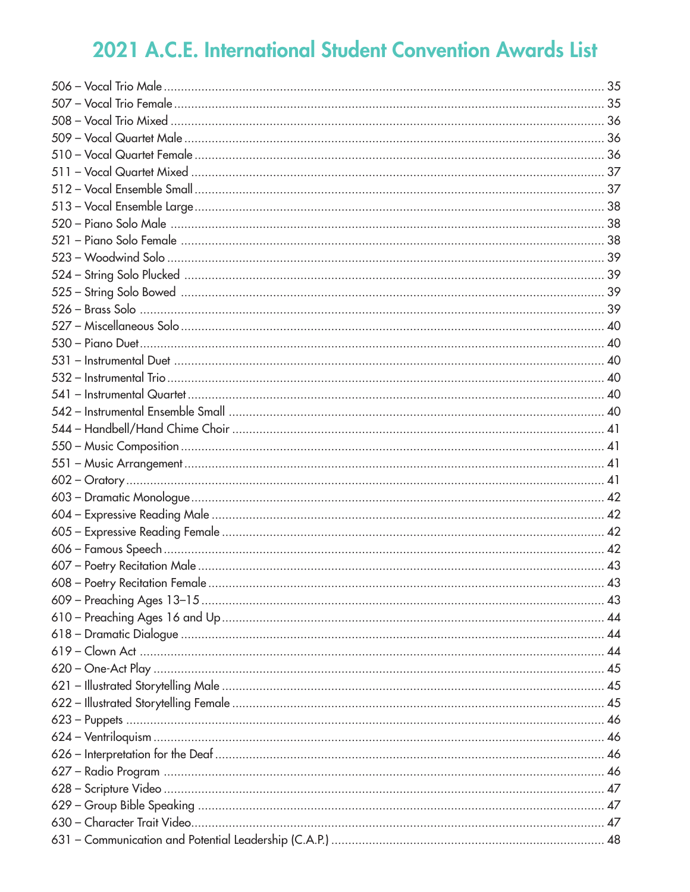# 2021 A.C.E. International Student Convention Awards List

506 – Vocal Trio Male ........................................................................................................ 35
507 – Vocal Trio Female ..................................................................................................... 35
508 – Vocal Trio Mixed ...................................................................................................... 36
509 – Vocal Quartet Male .................................................................................................. 36
510 – Vocal Quartet Female ............................................................................................... 36
511 – Vocal Quartet Mixed ................................................................................................ 37
512 – Vocal Ensemble Small .............................................................................................. 37
513 – Vocal Ensemble Large .............................................................................................. 38
520 – Piano Solo Male ....................................................................................................... 38
521 – Piano Solo Female .................................................................................................... 38
523 – Woodwind Solo ........................................................................................................ 39
524 – String Solo Plucked .................................................................................................. 39
525 – String Solo Bowed .................................................................................................... 39
526 – Brass Solo ................................................................................................................ 39
527 – Miscellaneous Solo ................................................................................................... 40
530 – Piano Duet ............................................................................................................... 40
531 – Instrumental Duet .................................................................................................... 40
532 – Instrumental Trio ..................................................................................................... 40
541 – Instrumental Quartet ............................................................................................... 40
542 – Instrumental Ensemble Small ................................................................................... 40
544 – Handbell/Hand Chime Choir .................................................................................... 41
550 – Music Composition ................................................................................................... 41
551 – Music Arrangement .................................................................................................. 41
602 – Oratory .................................................................................................................... 41
603 – Dramatic Monologue ................................................................................................ 42
604 – Expressive Reading Male .......................................................................................... 42
605 – Expressive Reading Female ....................................................................................... 42
606 – Famous Speech ........................................................................................................ 42
607 – Poetry Recitation Male ............................................................................................. 43
608 – Poetry Recitation Female .......................................................................................... 43
609 – Preaching Ages 13–15 .............................................................................................. 43
610 – Preaching Ages 16 and Up ........................................................................................ 44
618 – Dramatic Dialogue ................................................................................................... 44
619 – Clown Act ................................................................................................................ 44
620 – One-Act Play ............................................................................................................ 45
621 – Illustrated Storytelling Male ..................................................................................... 45
622 – Illustrated Storytelling Female .................................................................................. 45
623 – Puppets ................................................................................................................... 46
624 – Ventriloquism ........................................................................................................... 46
626 – Interpretation for the Deaf ........................................................................................ 46
627 – Radio Program ......................................................................................................... 46
628 – Scripture Video ........................................................................................................ 47
629 – Group Bible Speaking ............................................................................................... 47
630 – Character Trait Video ............................................................................................... 47
631 – Communication and Potential Leadership (C.A.P.) ..................................................... 48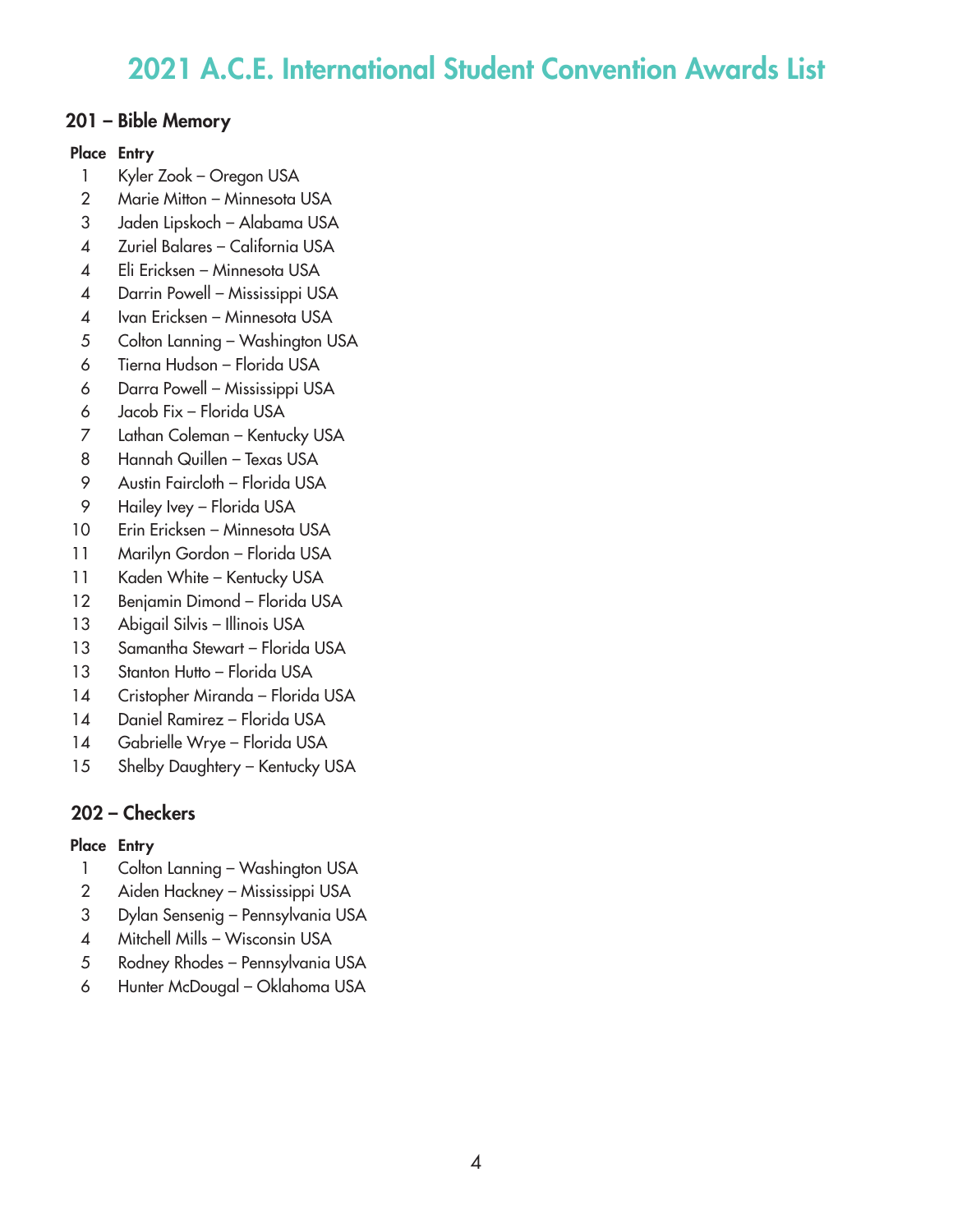# 2021 A.C.E. International Student Convention Awards List

## 201 – Bible Memory

| Place | Entry |
|---|---|
| 1 | Kyler Zook – Oregon USA |
| 2 | Marie Mitton – Minnesota USA |
| 3 | Jaden Lipskoch – Alabama USA |
| 4 | Zuriel Balares – California USA |
| 4 | Eli Ericksen – Minnesota USA |
| 4 | Darrin Powell – Mississippi USA |
| 4 | Ivan Ericksen – Minnesota USA |
| 5 | Colton Lanning – Washington USA |
| 6 | Tierna Hudson – Florida USA |
| 6 | Darra Powell – Mississippi USA |
| 6 | Jacob Fix – Florida USA |
| 7 | Lathan Coleman – Kentucky USA |
| 8 | Hannah Quillen – Texas USA |
| 9 | Austin Faircloth – Florida USA |
| 9 | Hailey Ivey – Florida USA |
| 10 | Erin Ericksen – Minnesota USA |
| 11 | Marilyn Gordon – Florida USA |
| 11 | Kaden White – Kentucky USA |
| 12 | Benjamin Dimond – Florida USA |
| 13 | Abigail Silvis – Illinois USA |
| 13 | Samantha Stewart – Florida USA |
| 13 | Stanton Hutto – Florida USA |
| 14 | Cristopher Miranda – Florida USA |
| 14 | Daniel Ramirez – Florida USA |
| 14 | Gabrielle Wrye – Florida USA |
| 15 | Shelby Daughtery – Kentucky USA |

## 202 – Checkers

| Place | Entry |
|---|---|
| 1 | Colton Lanning – Washington USA |
| 2 | Aiden Hackney – Mississippi USA |
| 3 | Dylan Sensenig – Pennsylvania USA |
| 4 | Mitchell Mills – Wisconsin USA |
| 5 | Rodney Rhodes – Pennsylvania USA |
| 6 | Hunter McDougal – Oklahoma USA |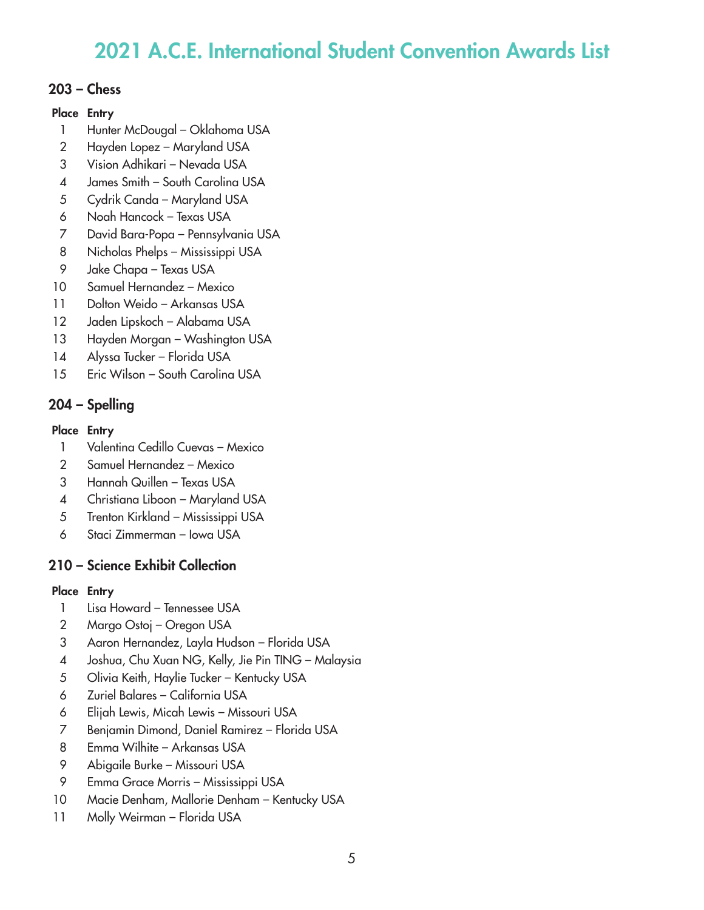# 2021 A.C.E. International Student Convention Awards List

## 203 – Chess

| Place | Entry |
|---|---|
| 1 | Hunter McDougal – Oklahoma USA |
| 2 | Hayden Lopez – Maryland USA |
| 3 | Vision Adhikari – Nevada USA |
| 4 | James Smith – South Carolina USA |
| 5 | Cydrik Canda – Maryland USA |
| 6 | Noah Hancock – Texas USA |
| 7 | David Bara-Popa – Pennsylvania USA |
| 8 | Nicholas Phelps – Mississippi USA |
| 9 | Jake Chapa – Texas USA |
| 10 | Samuel Hernandez – Mexico |
| 11 | Dolton Weido – Arkansas USA |
| 12 | Jaden Lipskoch – Alabama USA |
| 13 | Hayden Morgan – Washington USA |
| 14 | Alyssa Tucker – Florida USA |
| 15 | Eric Wilson – South Carolina USA |

## 204 – Spelling

| Place | Entry |
|---|---|
| 1 | Valentina Cedillo Cuevas – Mexico |
| 2 | Samuel Hernandez – Mexico |
| 3 | Hannah Quillen – Texas USA |
| 4 | Christiana Liboon – Maryland USA |
| 5 | Trenton Kirkland – Mississippi USA |
| 6 | Staci Zimmerman – Iowa USA |

## 210 – Science Exhibit Collection

| Place | Entry |
|---|---|
| 1 | Lisa Howard – Tennessee USA |
| 2 | Margo Ostoj – Oregon USA |
| 3 | Aaron Hernandez, Layla Hudson – Florida USA |
| 4 | Joshua, Chu Xuan NG, Kelly, Jie Pin TING – Malaysia |
| 5 | Olivia Keith, Haylie Tucker – Kentucky USA |
| 6 | Zuriel Balares – California USA |
| 6 | Elijah Lewis, Micah Lewis – Missouri USA |
| 7 | Benjamin Dimond, Daniel Ramirez – Florida USA |
| 8 | Emma Wilhite – Arkansas USA |
| 9 | Abigaile Burke – Missouri USA |
| 9 | Emma Grace Morris – Mississippi USA |
| 10 | Macie Denham, Mallorie Denham – Kentucky USA |
| 11 | Molly Weirman – Florida USA |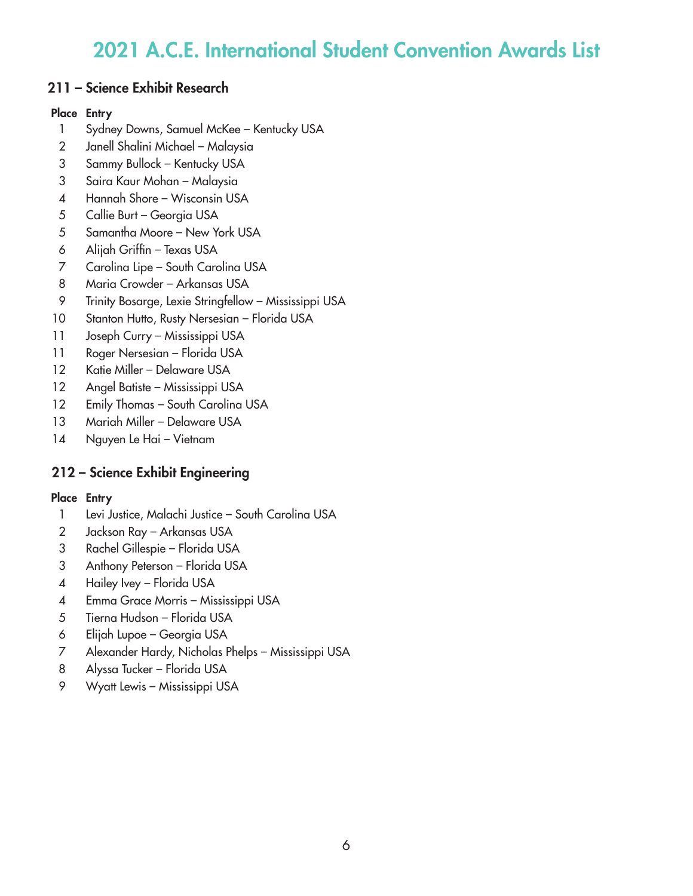# 2021 A.C.E. International Student Convention Awards List

## 211 – Science Exhibit Research

| Place | Entry |
|---|---|
| 1 | Sydney Downs, Samuel McKee – Kentucky USA |
| 2 | Janell Shalini Michael – Malaysia |
| 3 | Sammy Bullock – Kentucky USA |
| 3 | Saira Kaur Mohan – Malaysia |
| 4 | Hannah Shore – Wisconsin USA |
| 5 | Callie Burt – Georgia USA |
| 5 | Samantha Moore – New York USA |
| 6 | Alijah Griffin – Texas USA |
| 7 | Carolina Lipe – South Carolina USA |
| 8 | Maria Crowder – Arkansas USA |
| 9 | Trinity Bosarge, Lexie Stringfellow – Mississippi USA |
| 10 | Stanton Hutto, Rusty Nersesian – Florida USA |
| 11 | Joseph Curry – Mississippi USA |
| 11 | Roger Nersesian – Florida USA |
| 12 | Katie Miller – Delaware USA |
| 12 | Angel Batiste – Mississippi USA |
| 12 | Emily Thomas – South Carolina USA |
| 13 | Mariah Miller – Delaware USA |
| 14 | Nguyen Le Hai – Vietnam |

## 212 – Science Exhibit Engineering

| Place | Entry |
|---|---|
| 1 | Levi Justice, Malachi Justice – South Carolina USA |
| 2 | Jackson Ray – Arkansas USA |
| 3 | Rachel Gillespie – Florida USA |
| 3 | Anthony Peterson – Florida USA |
| 4 | Hailey Ivey – Florida USA |
| 4 | Emma Grace Morris – Mississippi USA |
| 5 | Tierna Hudson – Florida USA |
| 6 | Elijah Lupoe – Georgia USA |
| 7 | Alexander Hardy, Nicholas Phelps – Mississippi USA |
| 8 | Alyssa Tucker – Florida USA |
| 9 | Wyatt Lewis – Mississippi USA |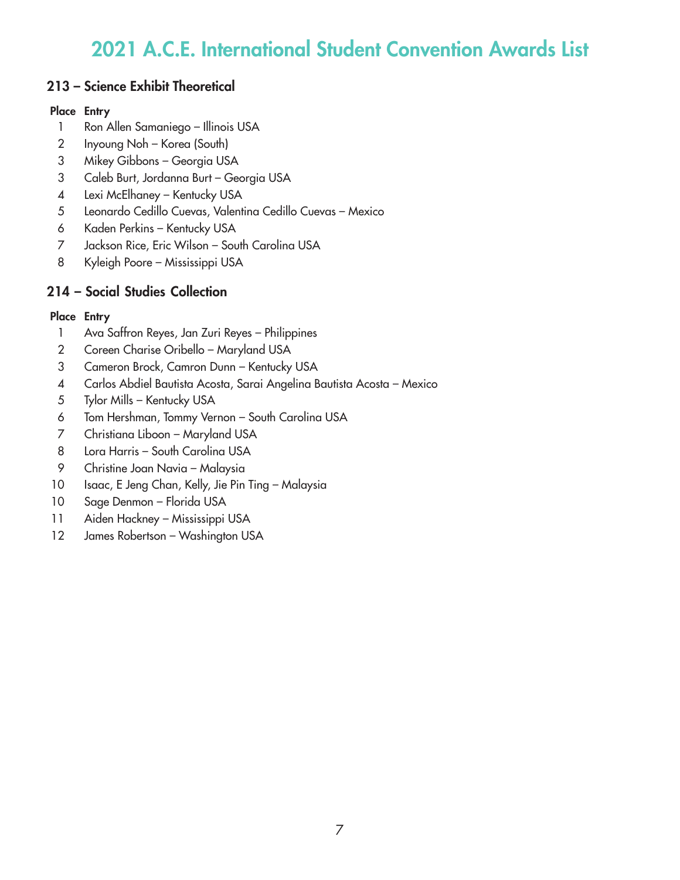# 2021 A.C.E. International Student Convention Awards List

## 213 – Science Exhibit Theoretical

| Place | Entry |
|---|---|
| 1 | Ron Allen Samaniego – Illinois USA |
| 2 | Inyoung Noh – Korea (South) |
| 3 | Mikey Gibbons – Georgia USA |
| 3 | Caleb Burt, Jordanna Burt – Georgia USA |
| 4 | Lexi McElhaney – Kentucky USA |
| 5 | Leonardo Cedillo Cuevas, Valentina Cedillo Cuevas – Mexico |
| 6 | Kaden Perkins – Kentucky USA |
| 7 | Jackson Rice, Eric Wilson – South Carolina USA |
| 8 | Kyleigh Poore – Mississippi USA |

## 214 – Social Studies Collection

| Place | Entry |
|---|---|
| 1 | Ava Saffron Reyes, Jan Zuri Reyes – Philippines |
| 2 | Coreen Charise Oribello – Maryland USA |
| 3 | Cameron Brock, Camron Dunn – Kentucky USA |
| 4 | Carlos Abdiel Bautista Acosta, Sarai Angelina Bautista Acosta – Mexico |
| 5 | Tylor Mills – Kentucky USA |
| 6 | Tom Hershman, Tommy Vernon – South Carolina USA |
| 7 | Christiana Liboon – Maryland USA |
| 8 | Lora Harris – South Carolina USA |
| 9 | Christine Joan Navia – Malaysia |
| 10 | Isaac, E Jeng Chan, Kelly, Jie Pin Ting – Malaysia |
| 10 | Sage Denmon – Florida USA |
| 11 | Aiden Hackney – Mississippi USA |
| 12 | James Robertson – Washington USA |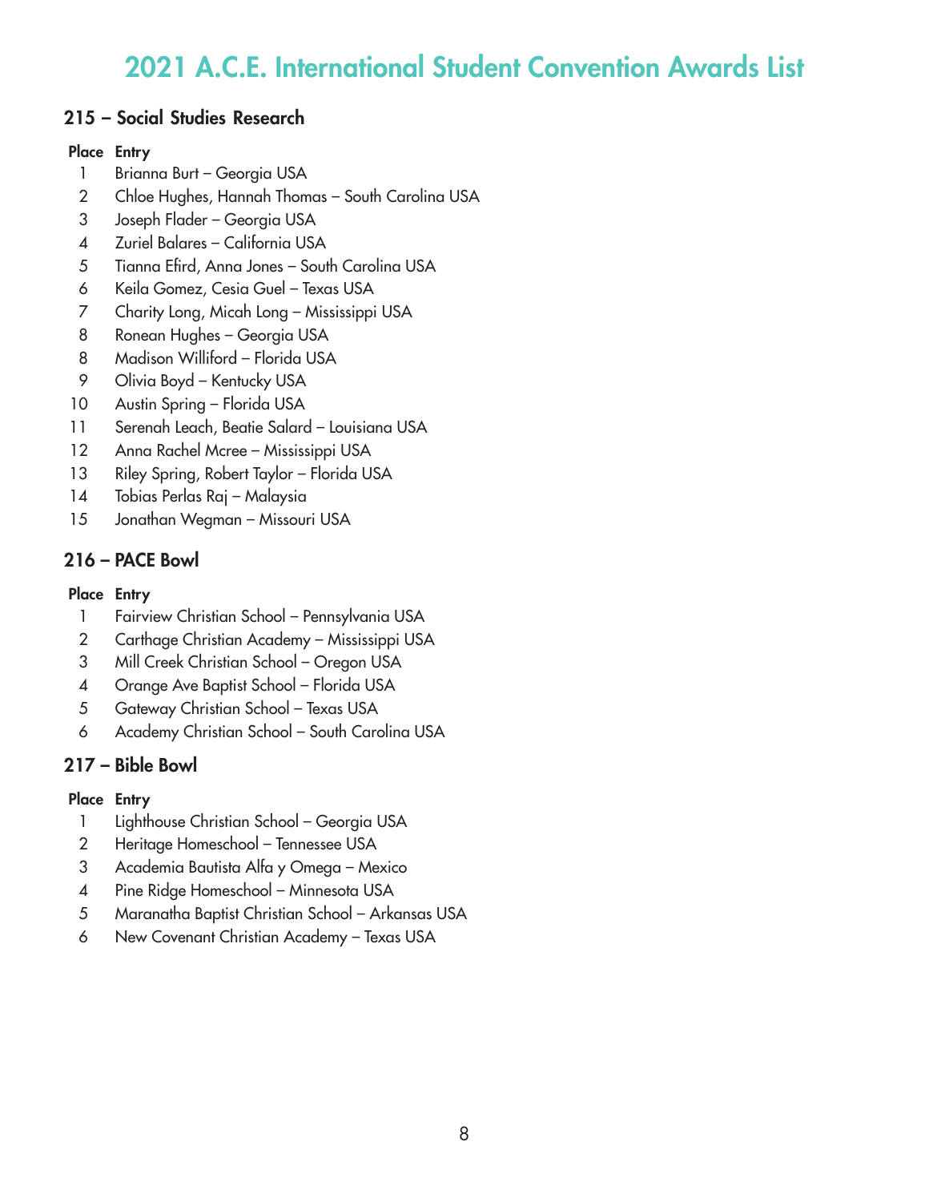# 2021 A.C.E. International Student Convention Awards List

## 215 – Social Studies Research

| Place | Entry |
|---|---|
| 1 | Brianna Burt – Georgia USA |
| 2 | Chloe Hughes, Hannah Thomas – South Carolina USA |
| 3 | Joseph Flader – Georgia USA |
| 4 | Zuriel Balares – California USA |
| 5 | Tianna Efird, Anna Jones – South Carolina USA |
| 6 | Keila Gomez, Cesia Guel – Texas USA |
| 7 | Charity Long, Micah Long – Mississippi USA |
| 8 | Ronean Hughes – Georgia USA |
| 8 | Madison Williford – Florida USA |
| 9 | Olivia Boyd – Kentucky USA |
| 10 | Austin Spring – Florida USA |
| 11 | Serenah Leach, Beatie Salard – Louisiana USA |
| 12 | Anna Rachel Mcree – Mississippi USA |
| 13 | Riley Spring, Robert Taylor – Florida USA |
| 14 | Tobias Perlas Raj – Malaysia |
| 15 | Jonathan Wegman – Missouri USA |

## 216 – PACE Bowl

| Place | Entry |
|---|---|
| 1 | Fairview Christian School – Pennsylvania USA |
| 2 | Carthage Christian Academy – Mississippi USA |
| 3 | Mill Creek Christian School – Oregon USA |
| 4 | Orange Ave Baptist School – Florida USA |
| 5 | Gateway Christian School – Texas USA |
| 6 | Academy Christian School – South Carolina USA |

## 217 – Bible Bowl

| Place | Entry |
|---|---|
| 1 | Lighthouse Christian School – Georgia USA |
| 2 | Heritage Homeschool – Tennessee USA |
| 3 | Academia Bautista Alfa y Omega – Mexico |
| 4 | Pine Ridge Homeschool – Minnesota USA |
| 5 | Maranatha Baptist Christian School – Arkansas USA |
| 6 | New Covenant Christian Academy – Texas USA |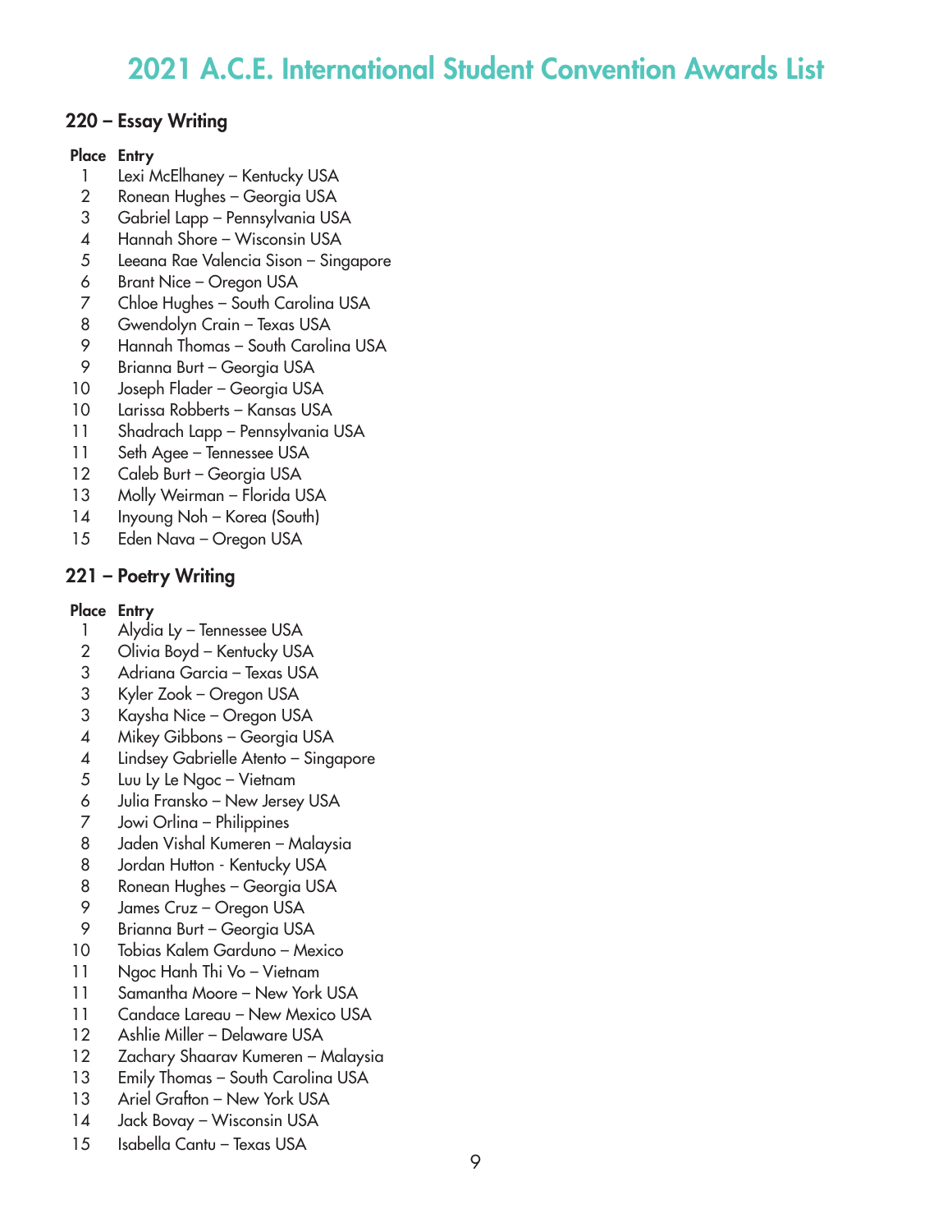# 2021 A.C.E. International Student Convention Awards List

## 220 – Essay Writing

| Place | Entry |
|---|---|
| 1 | Lexi McElhaney – Kentucky USA |
| 2 | Ronean Hughes – Georgia USA |
| 3 | Gabriel Lapp – Pennsylvania USA |
| 4 | Hannah Shore – Wisconsin USA |
| 5 | Leeana Rae Valencia Sison – Singapore |
| 6 | Brant Nice – Oregon USA |
| 7 | Chloe Hughes – South Carolina USA |
| 8 | Gwendolyn Crain – Texas USA |
| 9 | Hannah Thomas – South Carolina USA |
| 9 | Brianna Burt – Georgia USA |
| 10 | Joseph Flader – Georgia USA |
| 10 | Larissa Robberts – Kansas USA |
| 11 | Shadrach Lapp – Pennsylvania USA |
| 11 | Seth Agee – Tennessee USA |
| 12 | Caleb Burt – Georgia USA |
| 13 | Molly Weirman – Florida USA |
| 14 | Inyoung Noh – Korea (South) |
| 15 | Eden Nava – Oregon USA |

## 221 – Poetry Writing

| Place | Entry |
|---|---|
| 1 | Alydia Ly – Tennessee USA |
| 2 | Olivia Boyd – Kentucky USA |
| 3 | Adriana Garcia – Texas USA |
| 3 | Kyler Zook – Oregon USA |
| 3 | Kaysha Nice – Oregon USA |
| 4 | Mikey Gibbons – Georgia USA |
| 4 | Lindsey Gabrielle Atento – Singapore |
| 5 | Luu Ly Le Ngoc – Vietnam |
| 6 | Julia Fransko – New Jersey USA |
| 7 | Jowi Orlina – Philippines |
| 8 | Jaden Vishal Kumeren – Malaysia |
| 8 | Jordan Hutton - Kentucky USA |
| 8 | Ronean Hughes – Georgia USA |
| 9 | James Cruz – Oregon USA |
| 9 | Brianna Burt – Georgia USA |
| 10 | Tobias Kalem Garduno – Mexico |
| 11 | Ngoc Hanh Thi Vo – Vietnam |
| 11 | Samantha Moore – New York USA |
| 11 | Candace Lareau – New Mexico USA |
| 12 | Ashlie Miller – Delaware USA |
| 12 | Zachary Shaarav Kumeren – Malaysia |
| 13 | Emily Thomas – South Carolina USA |
| 13 | Ariel Grafton – New York USA |
| 14 | Jack Bovay – Wisconsin USA |
| 15 | Isabella Cantu – Texas USA |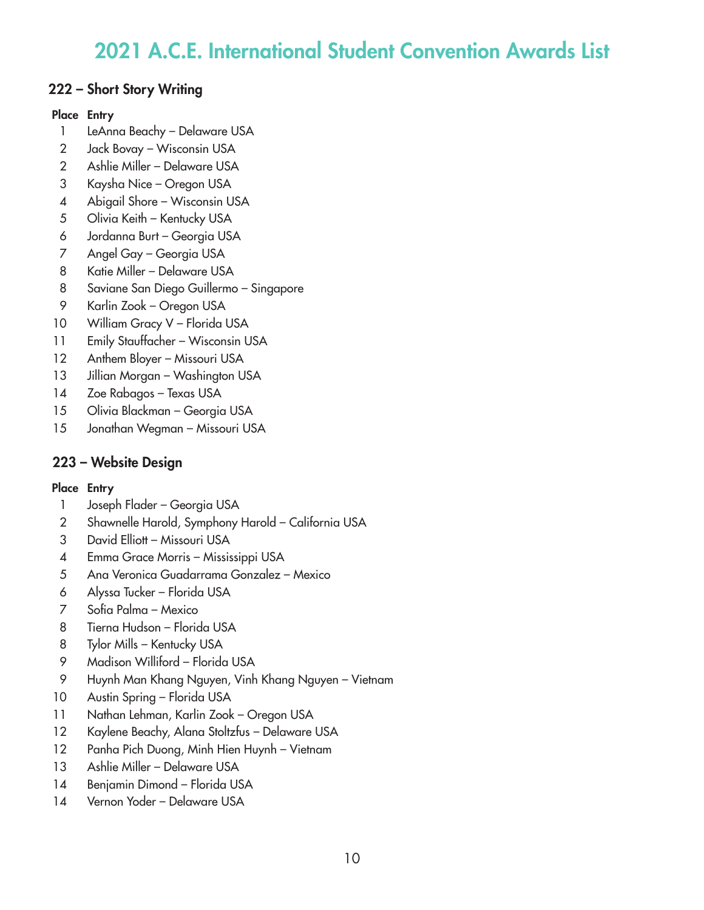# 2021 A.C.E. International Student Convention Awards List

## 222 – Short Story Writing

| Place | Entry |
|---|---|
| 1 | LeAnna Beachy – Delaware USA |
| 2 | Jack Bovay – Wisconsin USA |
| 2 | Ashlie Miller – Delaware USA |
| 3 | Kaysha Nice – Oregon USA |
| 4 | Abigail Shore – Wisconsin USA |
| 5 | Olivia Keith – Kentucky USA |
| 6 | Jordanna Burt – Georgia USA |
| 7 | Angel Gay – Georgia USA |
| 8 | Katie Miller – Delaware USA |
| 8 | Saviane San Diego Guillermo – Singapore |
| 9 | Karlin Zook – Oregon USA |
| 10 | William Gracy V – Florida USA |
| 11 | Emily Stauffacher – Wisconsin USA |
| 12 | Anthem Bloyer – Missouri USA |
| 13 | Jillian Morgan – Washington USA |
| 14 | Zoe Rabagos – Texas USA |
| 15 | Olivia Blackman – Georgia USA |
| 15 | Jonathan Wegman – Missouri USA |

## 223 – Website Design

| Place | Entry |
|---|---|
| 1 | Joseph Flader – Georgia USA |
| 2 | Shawnelle Harold, Symphony Harold – California USA |
| 3 | David Elliott – Missouri USA |
| 4 | Emma Grace Morris – Mississippi USA |
| 5 | Ana Veronica Guadarrama Gonzalez – Mexico |
| 6 | Alyssa Tucker – Florida USA |
| 7 | Sofia Palma – Mexico |
| 8 | Tierna Hudson – Florida USA |
| 8 | Tylor Mills – Kentucky USA |
| 9 | Madison Williford – Florida USA |
| 9 | Huynh Man Khang Nguyen, Vinh Khang Nguyen – Vietnam |
| 10 | Austin Spring – Florida USA |
| 11 | Nathan Lehman, Karlin Zook – Oregon USA |
| 12 | Kaylene Beachy, Alana Stoltzfus – Delaware USA |
| 12 | Panha Pich Duong, Minh Hien Huynh – Vietnam |
| 13 | Ashlie Miller – Delaware USA |
| 14 | Benjamin Dimond – Florida USA |
| 14 | Vernon Yoder – Delaware USA |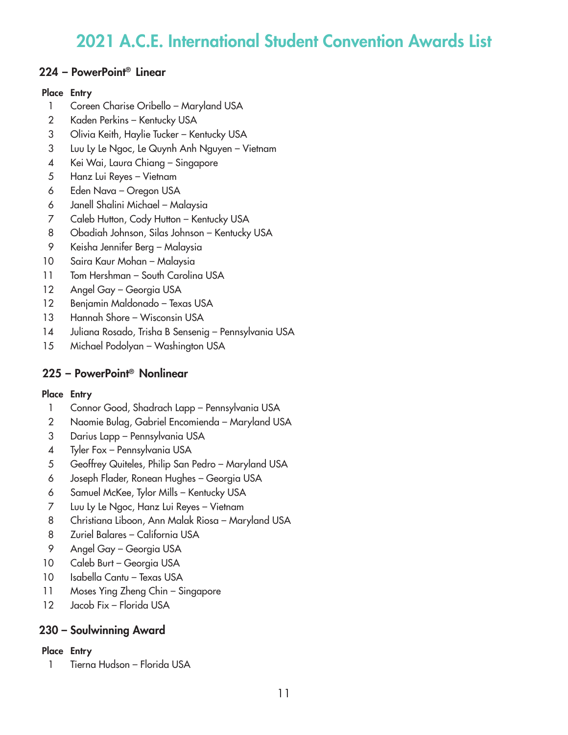# 2021 A.C.E. International Student Convention Awards List

## 224 – PowerPoint® Linear

| Place | Entry |
|---|---|
| 1 | Coreen Charise Oribello – Maryland USA |
| 2 | Kaden Perkins – Kentucky USA |
| 3 | Olivia Keith, Haylie Tucker – Kentucky USA |
| 3 | Luu Ly Le Ngoc, Le Quynh Anh Nguyen – Vietnam |
| 4 | Kei Wai, Laura Chiang – Singapore |
| 5 | Hanz Lui Reyes – Vietnam |
| 6 | Eden Nava – Oregon USA |
| 6 | Janell Shalini Michael – Malaysia |
| 7 | Caleb Hutton, Cody Hutton – Kentucky USA |
| 8 | Obadiah Johnson, Silas Johnson – Kentucky USA |
| 9 | Keisha Jennifer Berg – Malaysia |
| 10 | Saira Kaur Mohan – Malaysia |
| 11 | Tom Hershman – South Carolina USA |
| 12 | Angel Gay – Georgia USA |
| 12 | Benjamin Maldonado – Texas USA |
| 13 | Hannah Shore – Wisconsin USA |
| 14 | Juliana Rosado, Trisha B Sensenig – Pennsylvania USA |
| 15 | Michael Podolyan – Washington USA |

## 225 – PowerPoint® Nonlinear

| Place | Entry |
|---|---|
| 1 | Connor Good, Shadrach Lapp – Pennsylvania USA |
| 2 | Naomie Bulag, Gabriel Encomienda – Maryland USA |
| 3 | Darius Lapp – Pennsylvania USA |
| 4 | Tyler Fox – Pennsylvania USA |
| 5 | Geoffrey Quiteles, Philip San Pedro – Maryland USA |
| 6 | Joseph Flader, Ronean Hughes – Georgia USA |
| 6 | Samuel McKee, Tylor Mills – Kentucky USA |
| 7 | Luu Ly Le Ngoc, Hanz Lui Reyes – Vietnam |
| 8 | Christiana Liboon, Ann Malak Riosa – Maryland USA |
| 8 | Zuriel Balares – California USA |
| 9 | Angel Gay – Georgia USA |
| 10 | Caleb Burt – Georgia USA |
| 10 | Isabella Cantu – Texas USA |
| 11 | Moses Ying Zheng Chin – Singapore |
| 12 | Jacob Fix – Florida USA |

## 230 – Soulwinning Award

| Place | Entry |
|---|---|
| 1 | Tierna Hudson – Florida USA |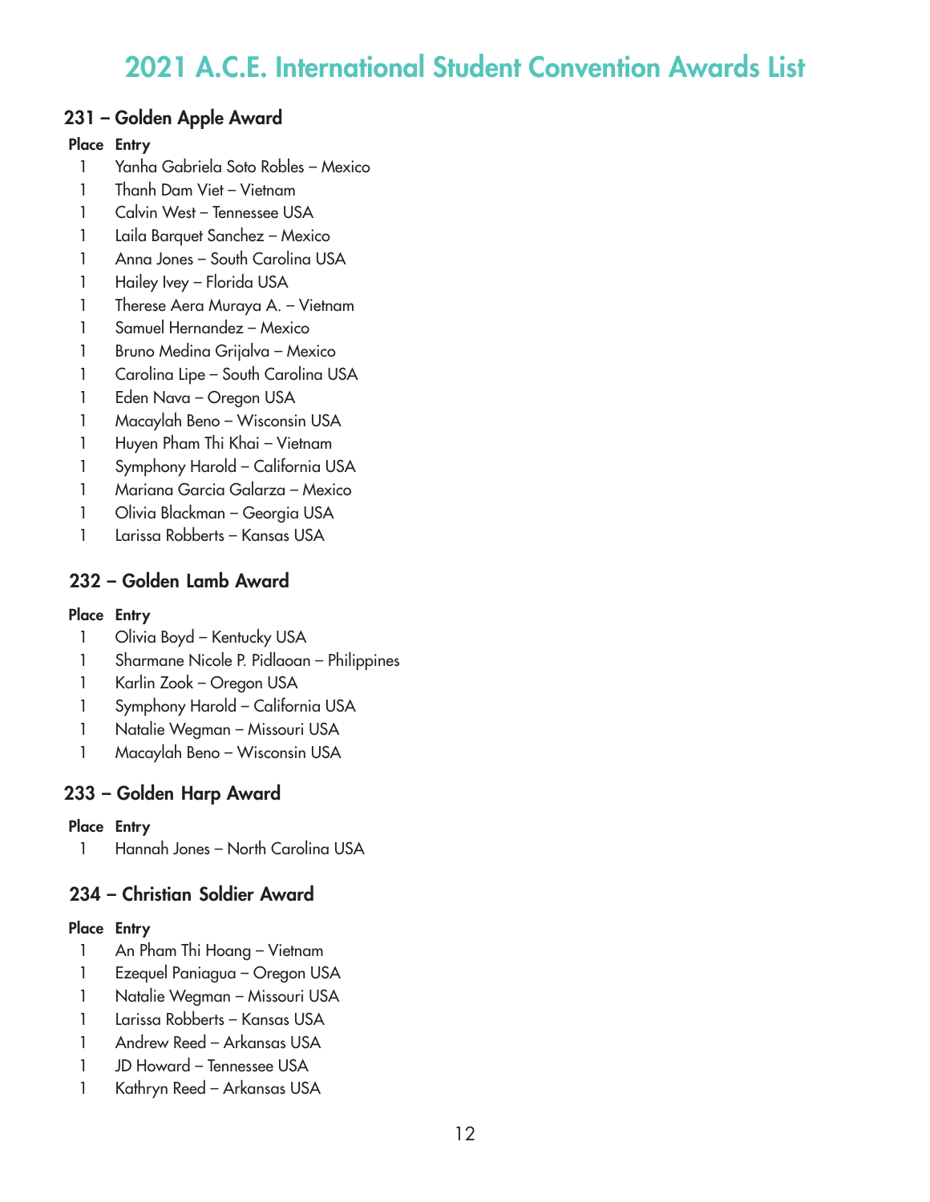# 2021 A.C.E. International Student Convention Awards List

## 231 – Golden Apple Award

| Place | Entry |
|---|---|
| 1 | Yanha Gabriela Soto Robles – Mexico |
| 1 | Thanh Dam Viet – Vietnam |
| 1 | Calvin West – Tennessee USA |
| 1 | Laila Barquet Sanchez – Mexico |
| 1 | Anna Jones – South Carolina USA |
| 1 | Hailey Ivey – Florida USA |
| 1 | Therese Aera Muraya A. – Vietnam |
| 1 | Samuel Hernandez – Mexico |
| 1 | Bruno Medina Grijalva – Mexico |
| 1 | Carolina Lipe – South Carolina USA |
| 1 | Eden Nava – Oregon USA |
| 1 | Macaylah Beno – Wisconsin USA |
| 1 | Huyen Pham Thi Khai – Vietnam |
| 1 | Symphony Harold – California USA |
| 1 | Mariana Garcia Galarza – Mexico |
| 1 | Olivia Blackman – Georgia USA |
| 1 | Larissa Robberts – Kansas USA |

## 232 – Golden Lamb Award

| Place | Entry |
|---|---|
| 1 | Olivia Boyd – Kentucky USA |
| 1 | Sharmane Nicole P. Pidlaoan – Philippines |
| 1 | Karlin Zook – Oregon USA |
| 1 | Symphony Harold – California USA |
| 1 | Natalie Wegman – Missouri USA |
| 1 | Macaylah Beno – Wisconsin USA |

## 233 – Golden Harp Award

| Place | Entry |
|---|---|
| 1 | Hannah Jones – North Carolina USA |

## 234 – Christian Soldier Award

| Place | Entry |
|---|---|
| 1 | An Pham Thi Hoang – Vietnam |
| 1 | Ezequel Paniagua – Oregon USA |
| 1 | Natalie Wegman – Missouri USA |
| 1 | Larissa Robberts – Kansas USA |
| 1 | Andrew Reed – Arkansas USA |
| 1 | JD Howard – Tennessee USA |
| 1 | Kathryn Reed – Arkansas USA |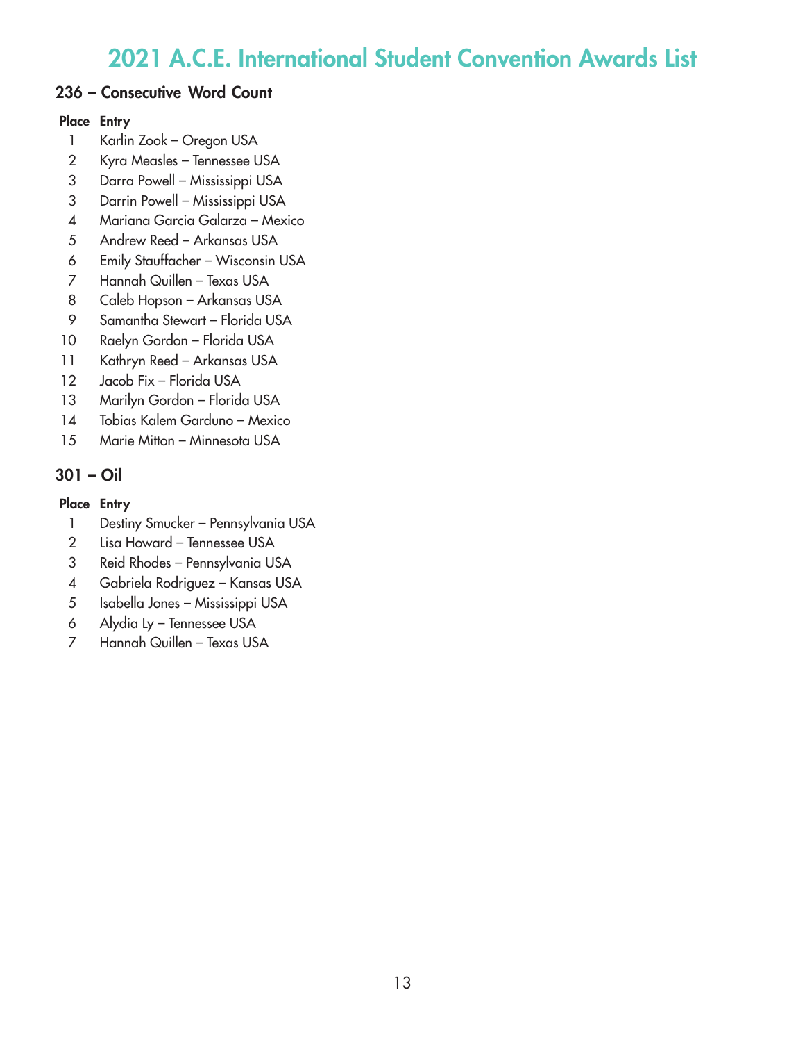# 2021 A.C.E. International Student Convention Awards List

## 236 – Consecutive Word Count

| Place | Entry |
|---|---|
| 1 | Karlin Zook – Oregon USA |
| 2 | Kyra Measles – Tennessee USA |
| 3 | Darra Powell – Mississippi USA |
| 3 | Darrin Powell – Mississippi USA |
| 4 | Mariana Garcia Galarza – Mexico |
| 5 | Andrew Reed – Arkansas USA |
| 6 | Emily Stauffacher – Wisconsin USA |
| 7 | Hannah Quillen – Texas USA |
| 8 | Caleb Hopson – Arkansas USA |
| 9 | Samantha Stewart – Florida USA |
| 10 | Raelyn Gordon – Florida USA |
| 11 | Kathryn Reed – Arkansas USA |
| 12 | Jacob Fix – Florida USA |
| 13 | Marilyn Gordon – Florida USA |
| 14 | Tobias Kalem Garduno – Mexico |
| 15 | Marie Mitton – Minnesota USA |

## 301 – Oil

| Place | Entry |
|---|---|
| 1 | Destiny Smucker – Pennsylvania USA |
| 2 | Lisa Howard – Tennessee USA |
| 3 | Reid Rhodes – Pennsylvania USA |
| 4 | Gabriela Rodriguez – Kansas USA |
| 5 | Isabella Jones – Mississippi USA |
| 6 | Alydia Ly – Tennessee USA |
| 7 | Hannah Quillen – Texas USA |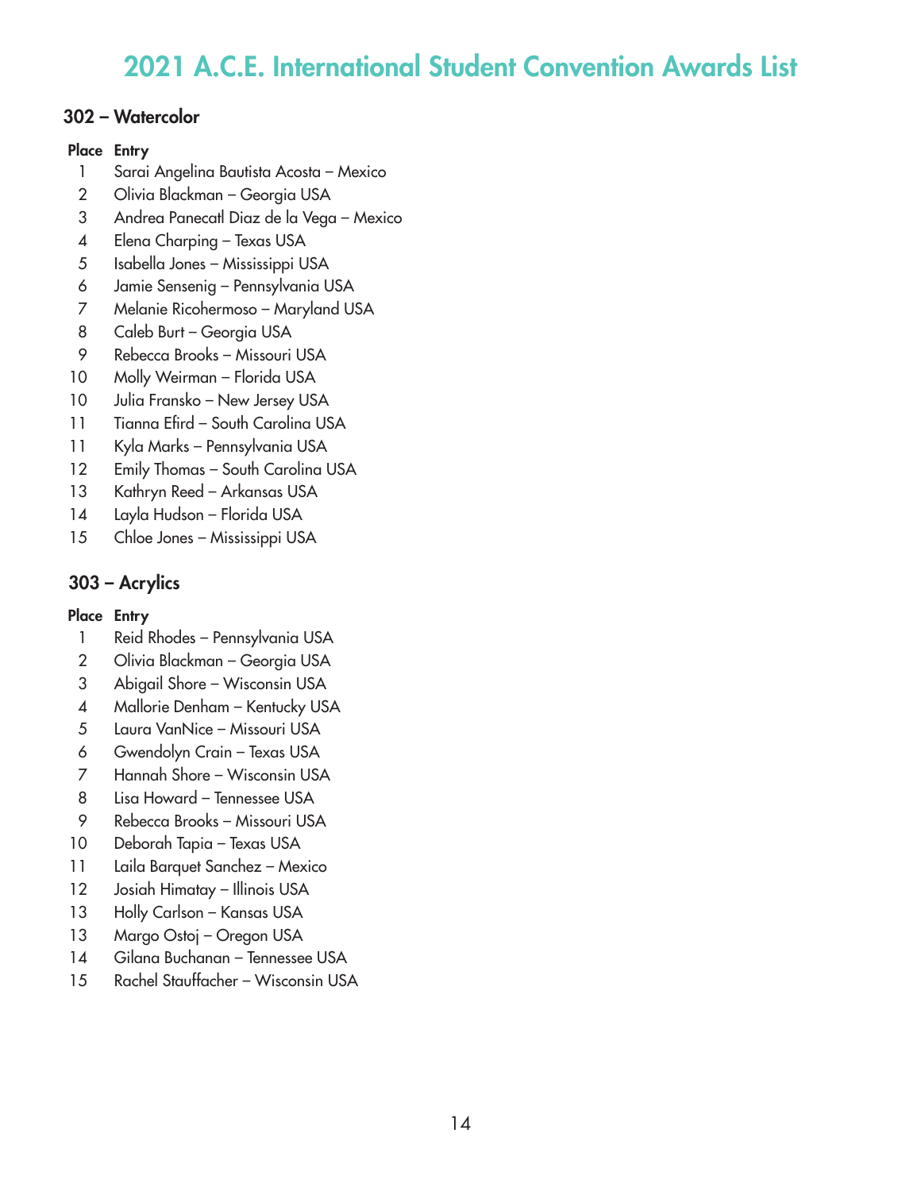# 2021 A.C.E. International Student Convention Awards List

## 302 – Watercolor

| Place | Entry |
|---|---|
| 1 | Sarai Angelina Bautista Acosta – Mexico |
| 2 | Olivia Blackman – Georgia USA |
| 3 | Andrea Panecatl Diaz de la Vega – Mexico |
| 4 | Elena Charping – Texas USA |
| 5 | Isabella Jones – Mississippi USA |
| 6 | Jamie Sensenig – Pennsylvania USA |
| 7 | Melanie Ricohermoso – Maryland USA |
| 8 | Caleb Burt – Georgia USA |
| 9 | Rebecca Brooks – Missouri USA |
| 10 | Molly Weirman – Florida USA |
| 10 | Julia Fransko – New Jersey USA |
| 11 | Tianna Efird – South Carolina USA |
| 11 | Kyla Marks – Pennsylvania USA |
| 12 | Emily Thomas – South Carolina USA |
| 13 | Kathryn Reed – Arkansas USA |
| 14 | Layla Hudson – Florida USA |
| 15 | Chloe Jones – Mississippi USA |

## 303 – Acrylics

| Place | Entry |
|---|---|
| 1 | Reid Rhodes – Pennsylvania USA |
| 2 | Olivia Blackman – Georgia USA |
| 3 | Abigail Shore – Wisconsin USA |
| 4 | Mallorie Denham – Kentucky USA |
| 5 | Laura VanNice – Missouri USA |
| 6 | Gwendolyn Crain – Texas USA |
| 7 | Hannah Shore – Wisconsin USA |
| 8 | Lisa Howard – Tennessee USA |
| 9 | Rebecca Brooks – Missouri USA |
| 10 | Deborah Tapia – Texas USA |
| 11 | Laila Barquet Sanchez – Mexico |
| 12 | Josiah Himatay – Illinois USA |
| 13 | Holly Carlson – Kansas USA |
| 13 | Margo Ostoj – Oregon USA |
| 14 | Gilana Buchanan – Tennessee USA |
| 15 | Rachel Stauffacher – Wisconsin USA |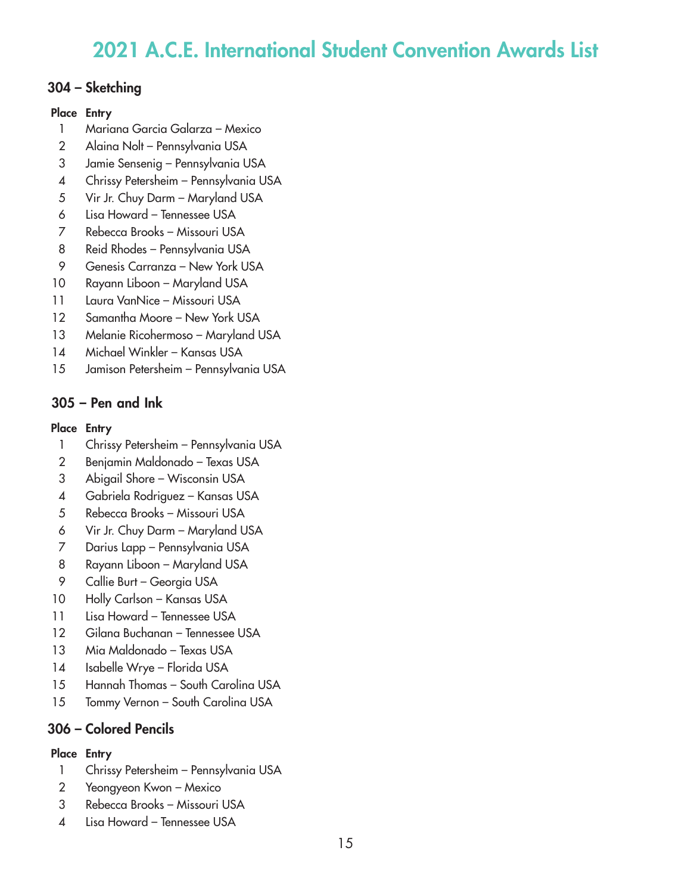# 2021 A.C.E. International Student Convention Awards List

## 304 – Sketching

| Place | Entry |
|---|---|
| 1 | Mariana Garcia Galarza – Mexico |
| 2 | Alaina Nolt – Pennsylvania USA |
| 3 | Jamie Sensenig – Pennsylvania USA |
| 4 | Chrissy Petersheim – Pennsylvania USA |
| 5 | Vir Jr. Chuy Darm – Maryland USA |
| 6 | Lisa Howard – Tennessee USA |
| 7 | Rebecca Brooks – Missouri USA |
| 8 | Reid Rhodes – Pennsylvania USA |
| 9 | Genesis Carranza – New York USA |
| 10 | Rayann Liboon – Maryland USA |
| 11 | Laura VanNice – Missouri USA |
| 12 | Samantha Moore – New York USA |
| 13 | Melanie Ricohermoso – Maryland USA |
| 14 | Michael Winkler – Kansas USA |
| 15 | Jamison Petersheim – Pennsylvania USA |

## 305 – Pen and Ink

| Place | Entry |
|---|---|
| 1 | Chrissy Petersheim – Pennsylvania USA |
| 2 | Benjamin Maldonado – Texas USA |
| 3 | Abigail Shore – Wisconsin USA |
| 4 | Gabriela Rodriguez – Kansas USA |
| 5 | Rebecca Brooks – Missouri USA |
| 6 | Vir Jr. Chuy Darm – Maryland USA |
| 7 | Darius Lapp – Pennsylvania USA |
| 8 | Rayann Liboon – Maryland USA |
| 9 | Callie Burt – Georgia USA |
| 10 | Holly Carlson – Kansas USA |
| 11 | Lisa Howard – Tennessee USA |
| 12 | Gilana Buchanan – Tennessee USA |
| 13 | Mia Maldonado – Texas USA |
| 14 | Isabelle Wrye – Florida USA |
| 15 | Hannah Thomas – South Carolina USA |
| 15 | Tommy Vernon – South Carolina USA |

## 306 – Colored Pencils

| Place | Entry |
|---|---|
| 1 | Chrissy Petersheim – Pennsylvania USA |
| 2 | Yeongyeon Kwon – Mexico |
| 3 | Rebecca Brooks – Missouri USA |
| 4 | Lisa Howard – Tennessee USA |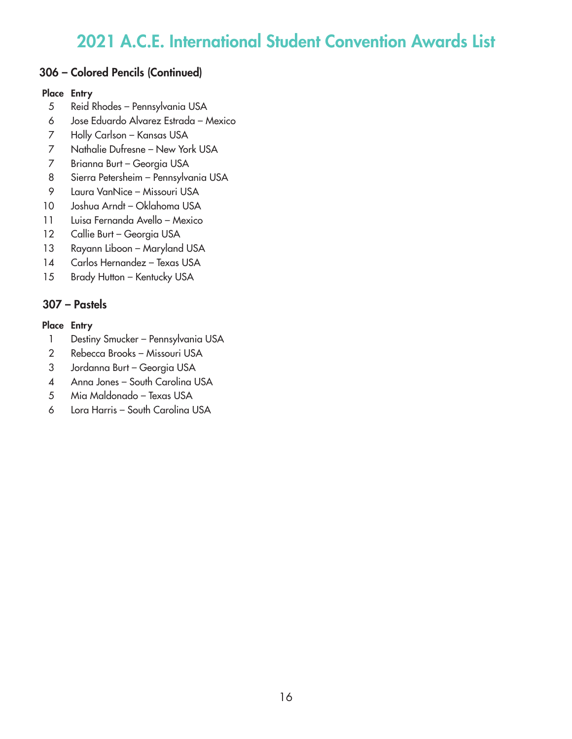# 2021 A.C.E. International Student Convention Awards List

## 306 – Colored Pencils (Continued)

| Place | Entry |
|---|---|
| 5 | Reid Rhodes – Pennsylvania USA |
| 6 | Jose Eduardo Alvarez Estrada – Mexico |
| 7 | Holly Carlson – Kansas USA |
| 7 | Nathalie Dufresne – New York USA |
| 7 | Brianna Burt – Georgia USA |
| 8 | Sierra Petersheim – Pennsylvania USA |
| 9 | Laura VanNice – Missouri USA |
| 10 | Joshua Arndt – Oklahoma USA |
| 11 | Luisa Fernanda Avello – Mexico |
| 12 | Callie Burt – Georgia USA |
| 13 | Rayann Liboon – Maryland USA |
| 14 | Carlos Hernandez – Texas USA |
| 15 | Brady Hutton – Kentucky USA |

## 307 – Pastels

| Place | Entry |
|---|---|
| 1 | Destiny Smucker – Pennsylvania USA |
| 2 | Rebecca Brooks – Missouri USA |
| 3 | Jordanna Burt – Georgia USA |
| 4 | Anna Jones – South Carolina USA |
| 5 | Mia Maldonado – Texas USA |
| 6 | Lora Harris – South Carolina USA |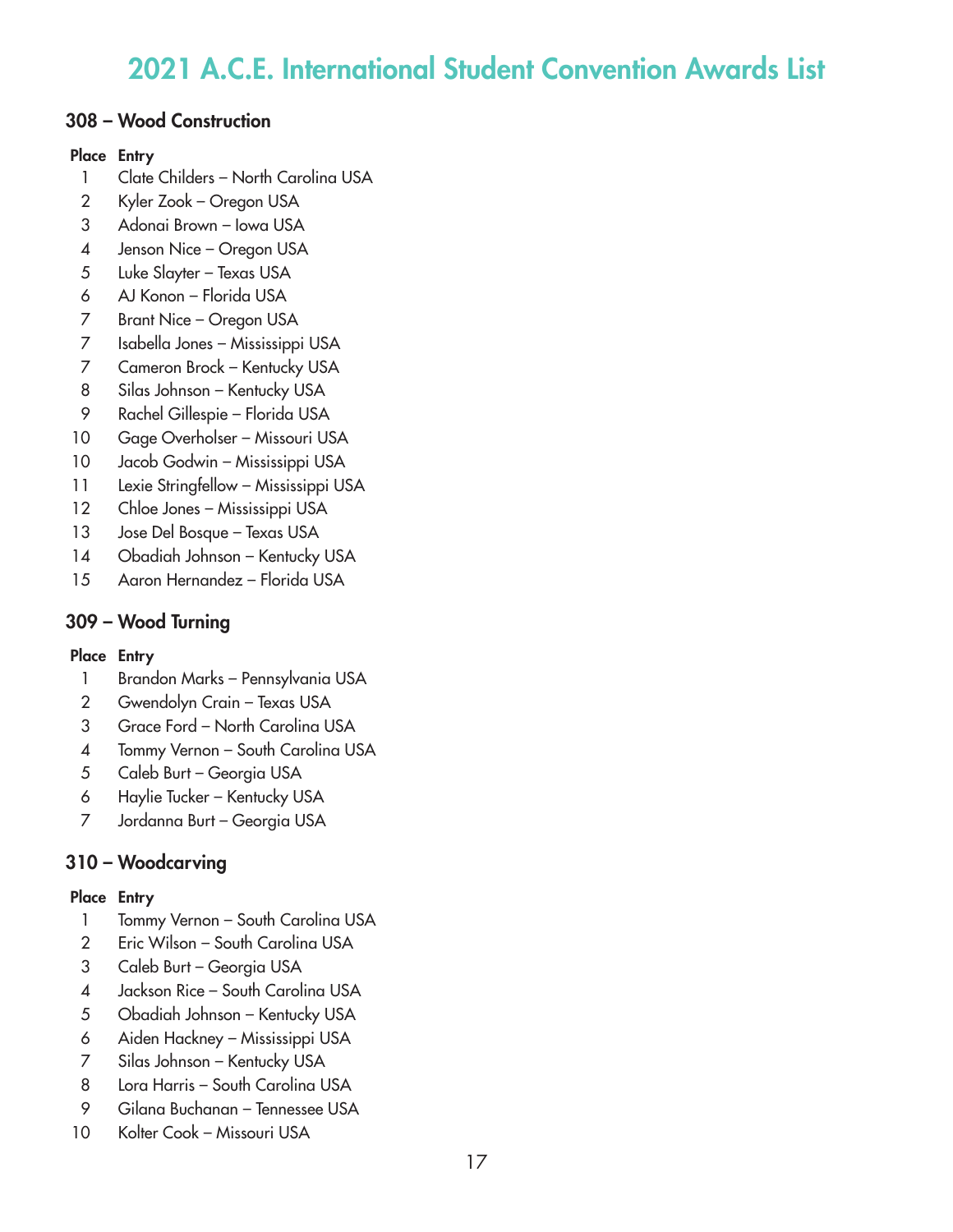# 2021 A.C.E. International Student Convention Awards List

## 308 – Wood Construction

| Place | Entry |
| --- | --- |
| 1 | Clate Childers – North Carolina USA |
| 2 | Kyler Zook – Oregon USA |
| 3 | Adonai Brown – Iowa USA |
| 4 | Jenson Nice – Oregon USA |
| 5 | Luke Slayter – Texas USA |
| 6 | AJ Konon – Florida USA |
| 7 | Brant Nice – Oregon USA |
| 7 | Isabella Jones – Mississippi USA |
| 7 | Cameron Brock – Kentucky USA |
| 8 | Silas Johnson – Kentucky USA |
| 9 | Rachel Gillespie – Florida USA |
| 10 | Gage Overholser – Missouri USA |
| 10 | Jacob Godwin – Mississippi USA |
| 11 | Lexie Stringfellow – Mississippi USA |
| 12 | Chloe Jones – Mississippi USA |
| 13 | Jose Del Bosque – Texas USA |
| 14 | Obadiah Johnson – Kentucky USA |
| 15 | Aaron Hernandez – Florida USA |

## 309 – Wood Turning

| Place | Entry |
| --- | --- |
| 1 | Brandon Marks – Pennsylvania USA |
| 2 | Gwendolyn Crain – Texas USA |
| 3 | Grace Ford – North Carolina USA |
| 4 | Tommy Vernon – South Carolina USA |
| 5 | Caleb Burt – Georgia USA |
| 6 | Haylie Tucker – Kentucky USA |
| 7 | Jordanna Burt – Georgia USA |

## 310 – Woodcarving

| Place | Entry |
| --- | --- |
| 1 | Tommy Vernon – South Carolina USA |
| 2 | Eric Wilson – South Carolina USA |
| 3 | Caleb Burt – Georgia USA |
| 4 | Jackson Rice – South Carolina USA |
| 5 | Obadiah Johnson – Kentucky USA |
| 6 | Aiden Hackney – Mississippi USA |
| 7 | Silas Johnson – Kentucky USA |
| 8 | Lora Harris – South Carolina USA |
| 9 | Gilana Buchanan – Tennessee USA |
| 10 | Kolter Cook – Missouri USA |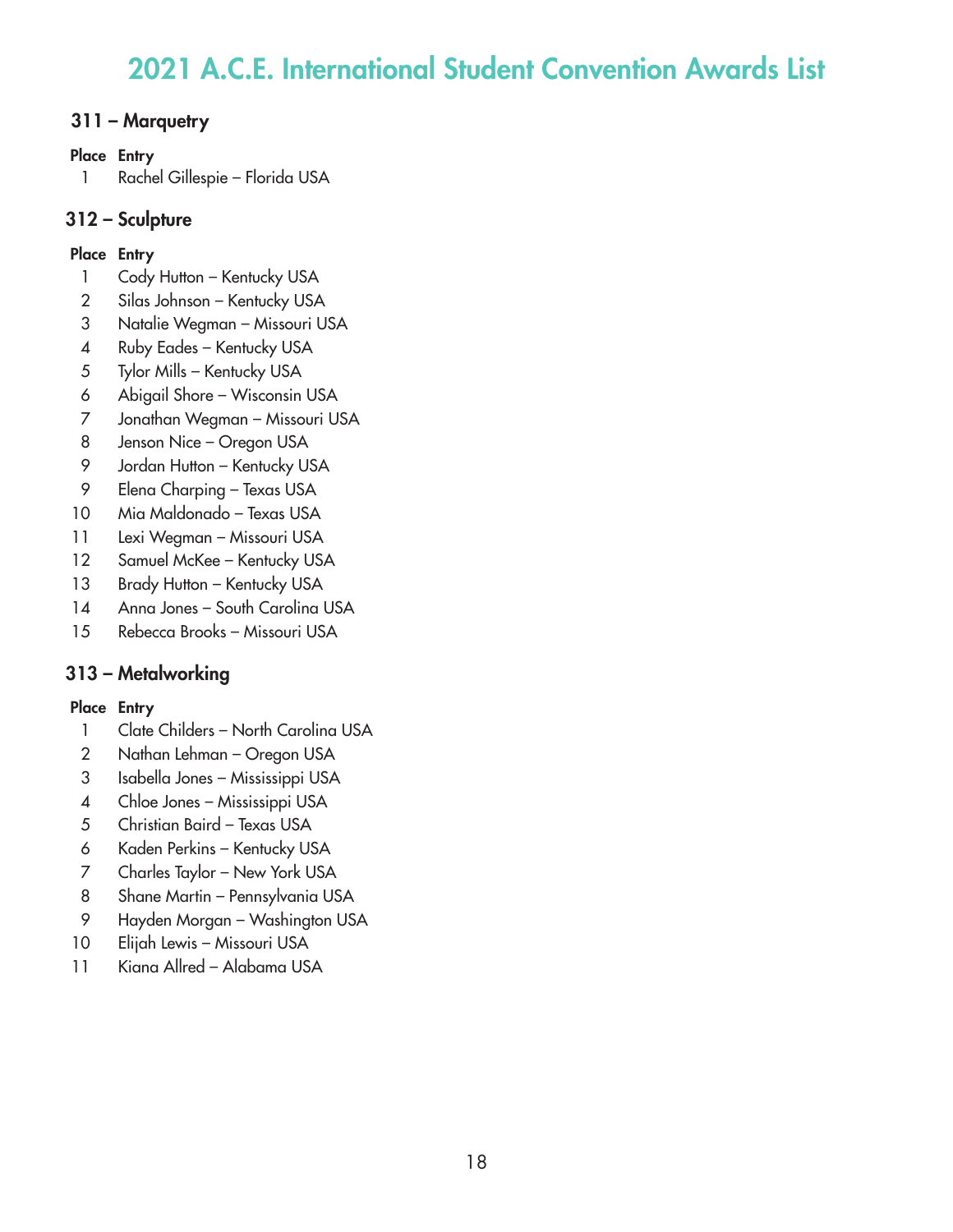# 2021 A.C.E. International Student Convention Awards List

## 311 – Marquetry

| Place | Entry |
|---|---|
| 1 | Rachel Gillespie – Florida USA |

## 312 – Sculpture

| Place | Entry |
|---|---|
| 1 | Cody Hutton – Kentucky USA |
| 2 | Silas Johnson – Kentucky USA |
| 3 | Natalie Wegman – Missouri USA |
| 4 | Ruby Eades – Kentucky USA |
| 5 | Tylor Mills – Kentucky USA |
| 6 | Abigail Shore – Wisconsin USA |
| 7 | Jonathan Wegman – Missouri USA |
| 8 | Jenson Nice – Oregon USA |
| 9 | Jordan Hutton – Kentucky USA |
| 9 | Elena Charping – Texas USA |
| 10 | Mia Maldonado – Texas USA |
| 11 | Lexi Wegman – Missouri USA |
| 12 | Samuel McKee – Kentucky USA |
| 13 | Brady Hutton – Kentucky USA |
| 14 | Anna Jones – South Carolina USA |
| 15 | Rebecca Brooks – Missouri USA |

## 313 – Metalworking

| Place | Entry |
|---|---|
| 1 | Clate Childers – North Carolina USA |
| 2 | Nathan Lehman – Oregon USA |
| 3 | Isabella Jones – Mississippi USA |
| 4 | Chloe Jones – Mississippi USA |
| 5 | Christian Baird – Texas USA |
| 6 | Kaden Perkins – Kentucky USA |
| 7 | Charles Taylor – New York USA |
| 8 | Shane Martin – Pennsylvania USA |
| 9 | Hayden Morgan – Washington USA |
| 10 | Elijah Lewis – Missouri USA |
| 11 | Kiana Allred – Alabama USA |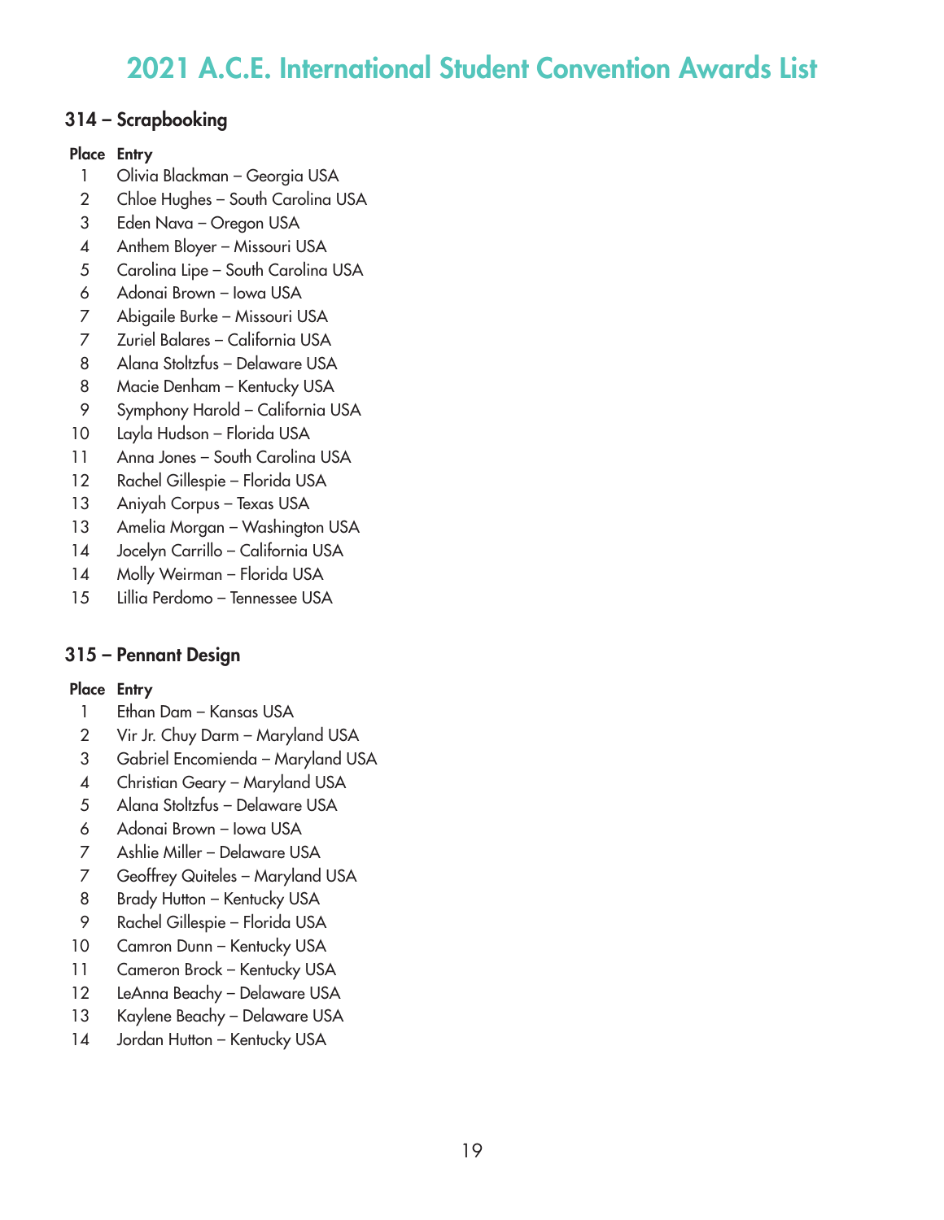# 2021 A.C.E. International Student Convention Awards List

## 314 – Scrapbooking

| Place | Entry |
| --- | --- |
| 1 | Olivia Blackman – Georgia USA |
| 2 | Chloe Hughes – South Carolina USA |
| 3 | Eden Nava – Oregon USA |
| 4 | Anthem Bloyer – Missouri USA |
| 5 | Carolina Lipe – South Carolina USA |
| 6 | Adonai Brown – Iowa USA |
| 7 | Abigaile Burke – Missouri USA |
| 7 | Zuriel Balares – California USA |
| 8 | Alana Stoltzfus – Delaware USA |
| 8 | Macie Denham – Kentucky USA |
| 9 | Symphony Harold – California USA |
| 10 | Layla Hudson – Florida USA |
| 11 | Anna Jones – South Carolina USA |
| 12 | Rachel Gillespie – Florida USA |
| 13 | Aniyah Corpus – Texas USA |
| 13 | Amelia Morgan – Washington USA |
| 14 | Jocelyn Carrillo – California USA |
| 14 | Molly Weirman – Florida USA |
| 15 | Lillia Perdomo – Tennessee USA |

## 315 – Pennant Design

| Place | Entry |
| --- | --- |
| 1 | Ethan Dam – Kansas USA |
| 2 | Vir Jr. Chuy Darm – Maryland USA |
| 3 | Gabriel Encomienda – Maryland USA |
| 4 | Christian Geary – Maryland USA |
| 5 | Alana Stoltzfus – Delaware USA |
| 6 | Adonai Brown – Iowa USA |
| 7 | Ashlie Miller – Delaware USA |
| 7 | Geoffrey Quiteles – Maryland USA |
| 8 | Brady Hutton – Kentucky USA |
| 9 | Rachel Gillespie – Florida USA |
| 10 | Camron Dunn – Kentucky USA |
| 11 | Cameron Brock – Kentucky USA |
| 12 | LeAnna Beachy – Delaware USA |
| 13 | Kaylene Beachy – Delaware USA |
| 14 | Jordan Hutton – Kentucky USA |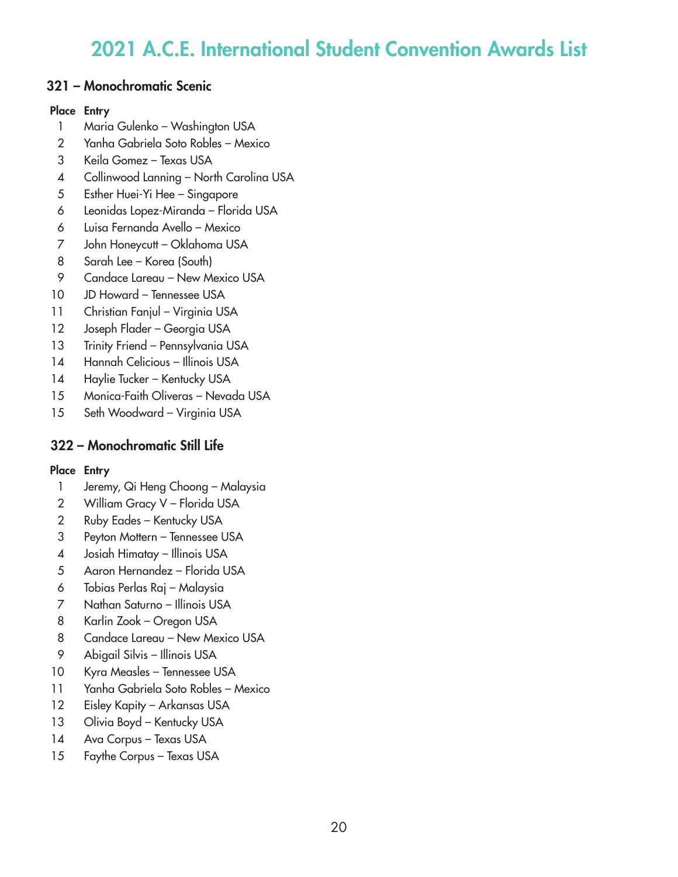# 2021 A.C.E. International Student Convention Awards List

## 321 – Monochromatic Scenic

| Place | Entry |
|---|---|
| 1 | Maria Gulenko – Washington USA |
| 2 | Yanha Gabriela Soto Robles – Mexico |
| 3 | Keila Gomez – Texas USA |
| 4 | Collinwood Lanning – North Carolina USA |
| 5 | Esther Huei-Yi Hee – Singapore |
| 6 | Leonidas Lopez-Miranda – Florida USA |
| 6 | Luisa Fernanda Avello – Mexico |
| 7 | John Honeycutt – Oklahoma USA |
| 8 | Sarah Lee – Korea (South) |
| 9 | Candace Lareau – New Mexico USA |
| 10 | JD Howard – Tennessee USA |
| 11 | Christian Fanjul – Virginia USA |
| 12 | Joseph Flader – Georgia USA |
| 13 | Trinity Friend – Pennsylvania USA |
| 14 | Hannah Celicious – Illinois USA |
| 14 | Haylie Tucker – Kentucky USA |
| 15 | Monica-Faith Oliveras – Nevada USA |
| 15 | Seth Woodward – Virginia USA |

## 322 – Monochromatic Still Life

| Place | Entry |
|---|---|
| 1 | Jeremy, Qi Heng Choong – Malaysia |
| 2 | William Gracy V – Florida USA |
| 2 | Ruby Eades – Kentucky USA |
| 3 | Peyton Mottern – Tennessee USA |
| 4 | Josiah Himatay – Illinois USA |
| 5 | Aaron Hernandez – Florida USA |
| 6 | Tobias Perlas Raj – Malaysia |
| 7 | Nathan Saturno – Illinois USA |
| 8 | Karlin Zook – Oregon USA |
| 8 | Candace Lareau – New Mexico USA |
| 9 | Abigail Silvis – Illinois USA |
| 10 | Kyra Measles – Tennessee USA |
| 11 | Yanha Gabriela Soto Robles – Mexico |
| 12 | Eisley Kapity – Arkansas USA |
| 13 | Olivia Boyd – Kentucky USA |
| 14 | Ava Corpus – Texas USA |
| 15 | Faythe Corpus – Texas USA |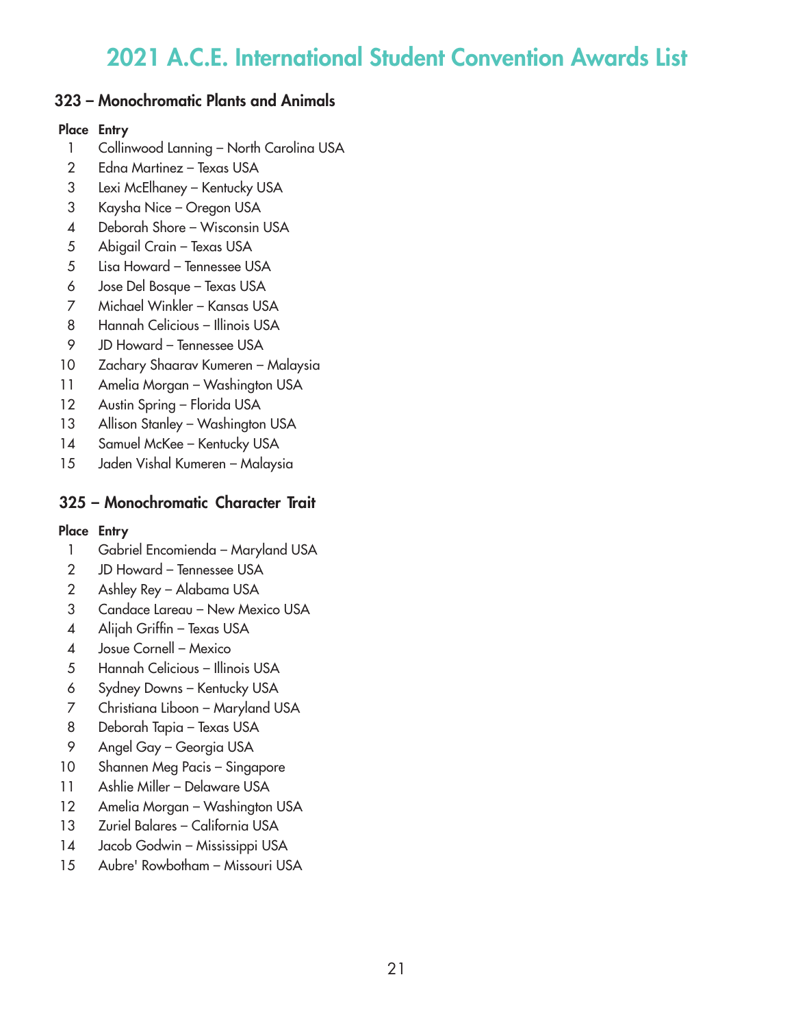# 2021 A.C.E. International Student Convention Awards List

## 323 – Monochromatic Plants and Animals

| Place | Entry |
|---|---|
| 1 | Collinwood Lanning – North Carolina USA |
| 2 | Edna Martinez – Texas USA |
| 3 | Lexi McElhaney – Kentucky USA |
| 3 | Kaysha Nice – Oregon USA |
| 4 | Deborah Shore – Wisconsin USA |
| 5 | Abigail Crain – Texas USA |
| 5 | Lisa Howard – Tennessee USA |
| 6 | Jose Del Bosque – Texas USA |
| 7 | Michael Winkler – Kansas USA |
| 8 | Hannah Celicious – Illinois USA |
| 9 | JD Howard – Tennessee USA |
| 10 | Zachary Shaarav Kumeren – Malaysia |
| 11 | Amelia Morgan – Washington USA |
| 12 | Austin Spring – Florida USA |
| 13 | Allison Stanley – Washington USA |
| 14 | Samuel McKee – Kentucky USA |
| 15 | Jaden Vishal Kumeren – Malaysia |

## 325 – Monochromatic Character Trait

| Place | Entry |
|---|---|
| 1 | Gabriel Encomienda – Maryland USA |
| 2 | JD Howard – Tennessee USA |
| 2 | Ashley Rey – Alabama USA |
| 3 | Candace Lareau – New Mexico USA |
| 4 | Alijah Griffin – Texas USA |
| 4 | Josue Cornell – Mexico |
| 5 | Hannah Celicious – Illinois USA |
| 6 | Sydney Downs – Kentucky USA |
| 7 | Christiana Liboon – Maryland USA |
| 8 | Deborah Tapia – Texas USA |
| 9 | Angel Gay – Georgia USA |
| 10 | Shannen Meg Pacis – Singapore |
| 11 | Ashlie Miller – Delaware USA |
| 12 | Amelia Morgan – Washington USA |
| 13 | Zuriel Balares – California USA |
| 14 | Jacob Godwin – Mississippi USA |
| 15 | Aubre' Rowbotham – Missouri USA |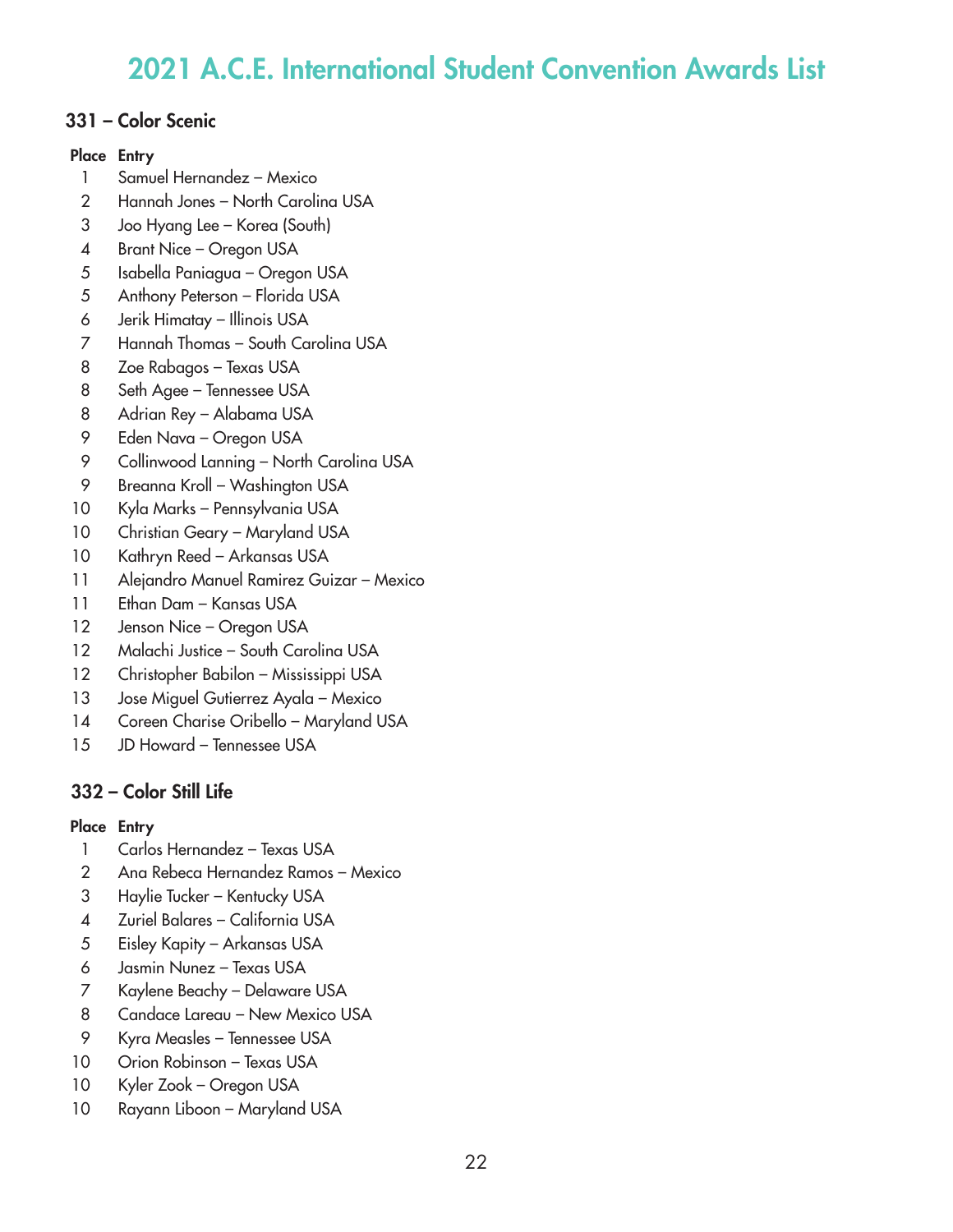# 2021 A.C.E. International Student Convention Awards List

## 331 – Color Scenic

| Place | Entry |
|---|---|
| 1 | Samuel Hernandez – Mexico |
| 2 | Hannah Jones – North Carolina USA |
| 3 | Joo Hyang Lee – Korea (South) |
| 4 | Brant Nice – Oregon USA |
| 5 | Isabella Paniagua – Oregon USA |
| 5 | Anthony Peterson – Florida USA |
| 6 | Jerik Himatay – Illinois USA |
| 7 | Hannah Thomas – South Carolina USA |
| 8 | Zoe Rabagos – Texas USA |
| 8 | Seth Agee – Tennessee USA |
| 8 | Adrian Rey – Alabama USA |
| 9 | Eden Nava – Oregon USA |
| 9 | Collinwood Lanning – North Carolina USA |
| 9 | Breanna Kroll – Washington USA |
| 10 | Kyla Marks – Pennsylvania USA |
| 10 | Christian Geary – Maryland USA |
| 10 | Kathryn Reed – Arkansas USA |
| 11 | Alejandro Manuel Ramirez Guizar – Mexico |
| 11 | Ethan Dam – Kansas USA |
| 12 | Jenson Nice – Oregon USA |
| 12 | Malachi Justice – South Carolina USA |
| 12 | Christopher Babilon – Mississippi USA |
| 13 | Jose Miguel Gutierrez Ayala – Mexico |
| 14 | Coreen Charise Oribello – Maryland USA |
| 15 | JD Howard – Tennessee USA |

## 332 – Color Still Life

| Place | Entry |
|---|---|
| 1 | Carlos Hernandez – Texas USA |
| 2 | Ana Rebeca Hernandez Ramos – Mexico |
| 3 | Haylie Tucker – Kentucky USA |
| 4 | Zuriel Balares – California USA |
| 5 | Eisley Kapity – Arkansas USA |
| 6 | Jasmin Nunez – Texas USA |
| 7 | Kaylene Beachy – Delaware USA |
| 8 | Candace Lareau – New Mexico USA |
| 9 | Kyra Measles – Tennessee USA |
| 10 | Orion Robinson – Texas USA |
| 10 | Kyler Zook – Oregon USA |
| 10 | Rayann Liboon – Maryland USA |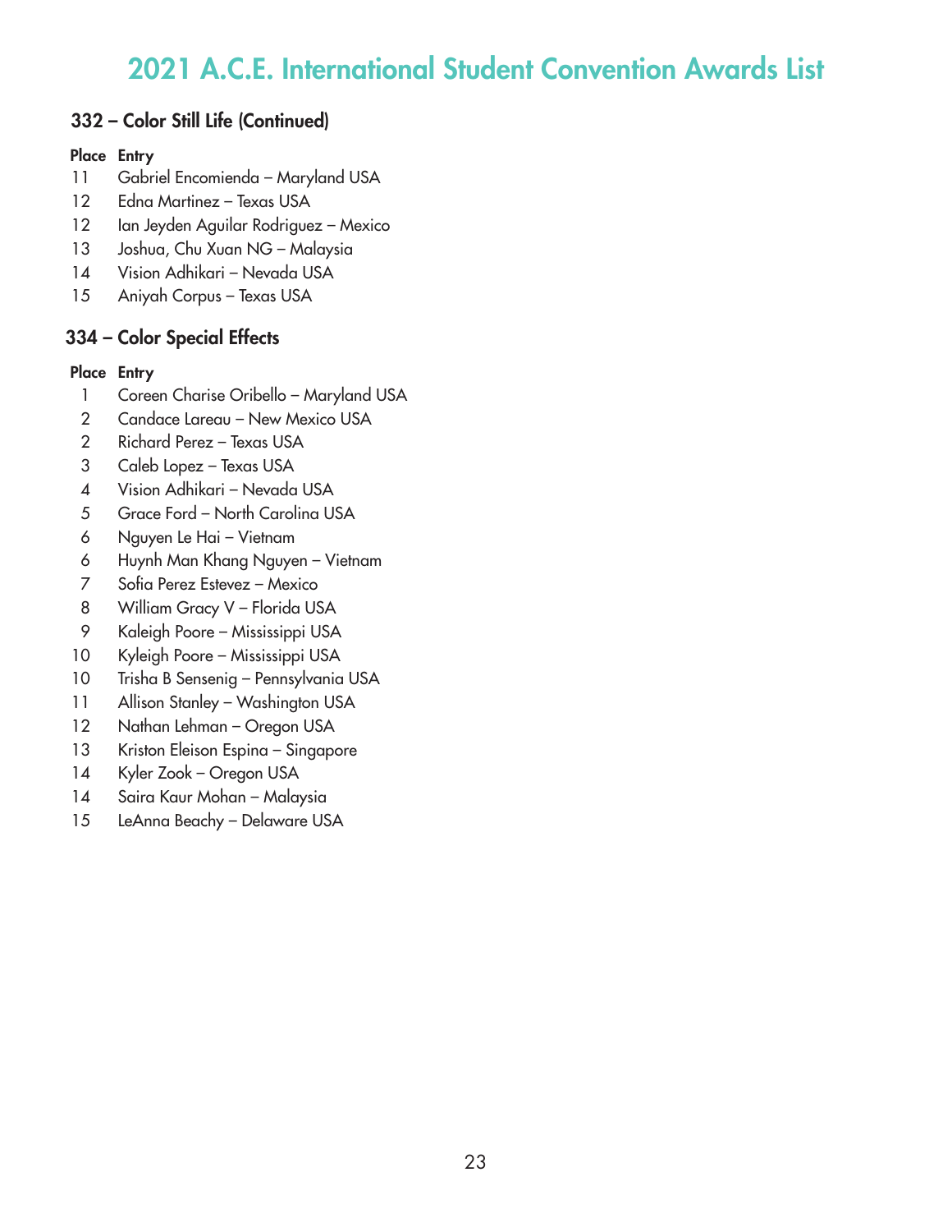# 2021 A.C.E. International Student Convention Awards List

## 332 – Color Still Life (Continued)

| Place | Entry |
|---|---|
| 11 | Gabriel Encomienda – Maryland USA |
| 12 | Edna Martinez – Texas USA |
| 12 | Ian Jeyden Aguilar Rodriguez – Mexico |
| 13 | Joshua, Chu Xuan NG – Malaysia |
| 14 | Vision Adhikari – Nevada USA |
| 15 | Aniyah Corpus – Texas USA |

## 334 – Color Special Effects

| Place | Entry |
|---|---|
| 1 | Coreen Charise Oribello – Maryland USA |
| 2 | Candace Lareau – New Mexico USA |
| 2 | Richard Perez – Texas USA |
| 3 | Caleb Lopez – Texas USA |
| 4 | Vision Adhikari – Nevada USA |
| 5 | Grace Ford – North Carolina USA |
| 6 | Nguyen Le Hai – Vietnam |
| 6 | Huynh Man Khang Nguyen – Vietnam |
| 7 | Sofia Perez Estevez – Mexico |
| 8 | William Gracy V – Florida USA |
| 9 | Kaleigh Poore – Mississippi USA |
| 10 | Kyleigh Poore – Mississippi USA |
| 10 | Trisha B Sensenig – Pennsylvania USA |
| 11 | Allison Stanley – Washington USA |
| 12 | Nathan Lehman – Oregon USA |
| 13 | Kriston Eleison Espina – Singapore |
| 14 | Kyler Zook – Oregon USA |
| 14 | Saira Kaur Mohan – Malaysia |
| 15 | LeAnna Beachy – Delaware USA |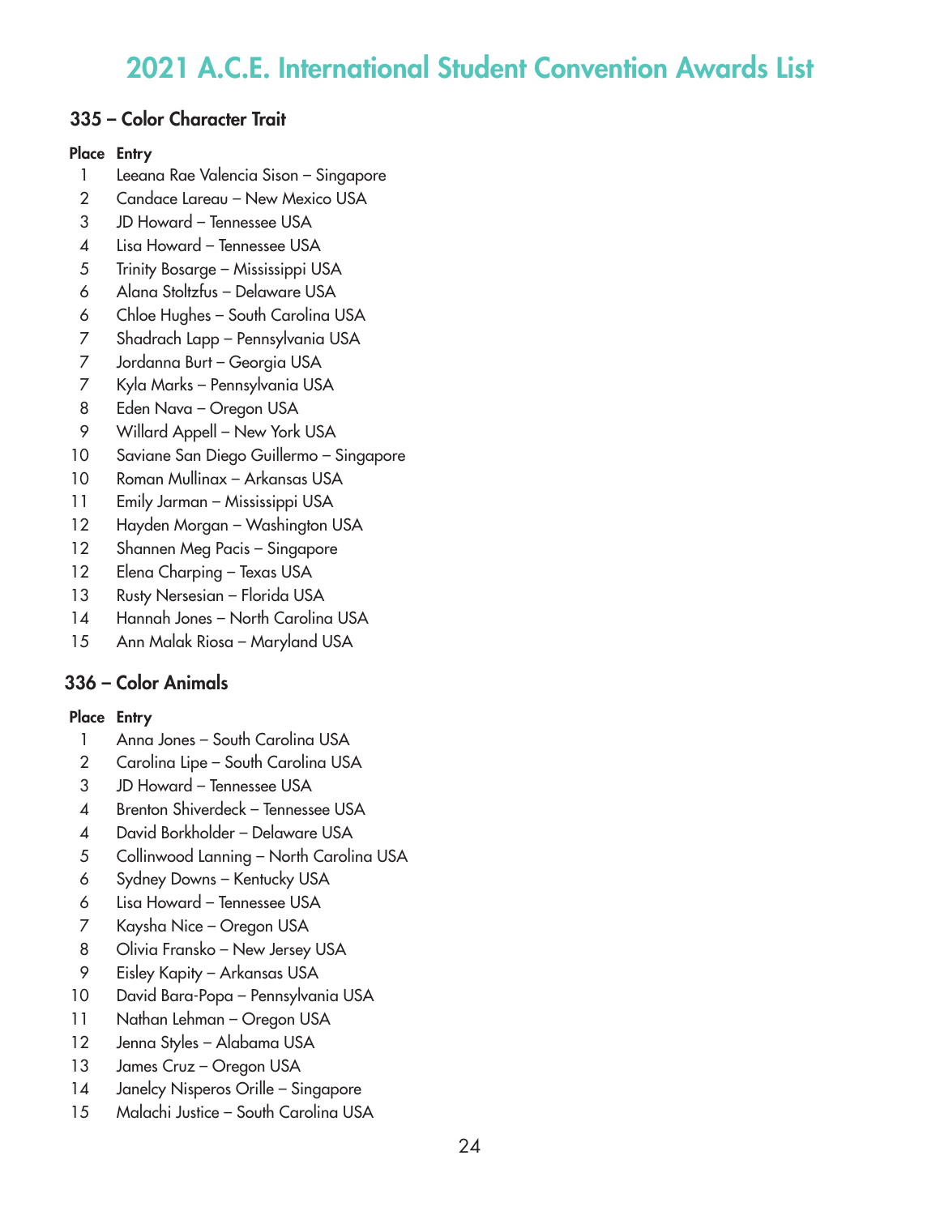# 2021 A.C.E. International Student Convention Awards List

## 335 – Color Character Trait

| Place | Entry |
|---|---|
| 1 | Leeana Rae Valencia Sison – Singapore |
| 2 | Candace Lareau – New Mexico USA |
| 3 | JD Howard – Tennessee USA |
| 4 | Lisa Howard – Tennessee USA |
| 5 | Trinity Bosarge – Mississippi USA |
| 6 | Alana Stoltzfus – Delaware USA |
| 6 | Chloe Hughes – South Carolina USA |
| 7 | Shadrach Lapp – Pennsylvania USA |
| 7 | Jordanna Burt – Georgia USA |
| 7 | Kyla Marks – Pennsylvania USA |
| 8 | Eden Nava – Oregon USA |
| 9 | Willard Appell – New York USA |
| 10 | Saviane San Diego Guillermo – Singapore |
| 10 | Roman Mullinax – Arkansas USA |
| 11 | Emily Jarman – Mississippi USA |
| 12 | Hayden Morgan – Washington USA |
| 12 | Shannen Meg Pacis – Singapore |
| 12 | Elena Charping – Texas USA |
| 13 | Rusty Nersesian – Florida USA |
| 14 | Hannah Jones – North Carolina USA |
| 15 | Ann Malak Riosa – Maryland USA |

## 336 – Color Animals

| Place | Entry |
|---|---|
| 1 | Anna Jones – South Carolina USA |
| 2 | Carolina Lipe – South Carolina USA |
| 3 | JD Howard – Tennessee USA |
| 4 | Brenton Shiverdeck – Tennessee USA |
| 4 | David Borkholder – Delaware USA |
| 5 | Collinwood Lanning – North Carolina USA |
| 6 | Sydney Downs – Kentucky USA |
| 6 | Lisa Howard – Tennessee USA |
| 7 | Kaysha Nice – Oregon USA |
| 8 | Olivia Fransko – New Jersey USA |
| 9 | Eisley Kapity – Arkansas USA |
| 10 | David Bara-Popa – Pennsylvania USA |
| 11 | Nathan Lehman – Oregon USA |
| 12 | Jenna Styles – Alabama USA |
| 13 | James Cruz – Oregon USA |
| 14 | Janelcy Nisperos Orille – Singapore |
| 15 | Malachi Justice – South Carolina USA |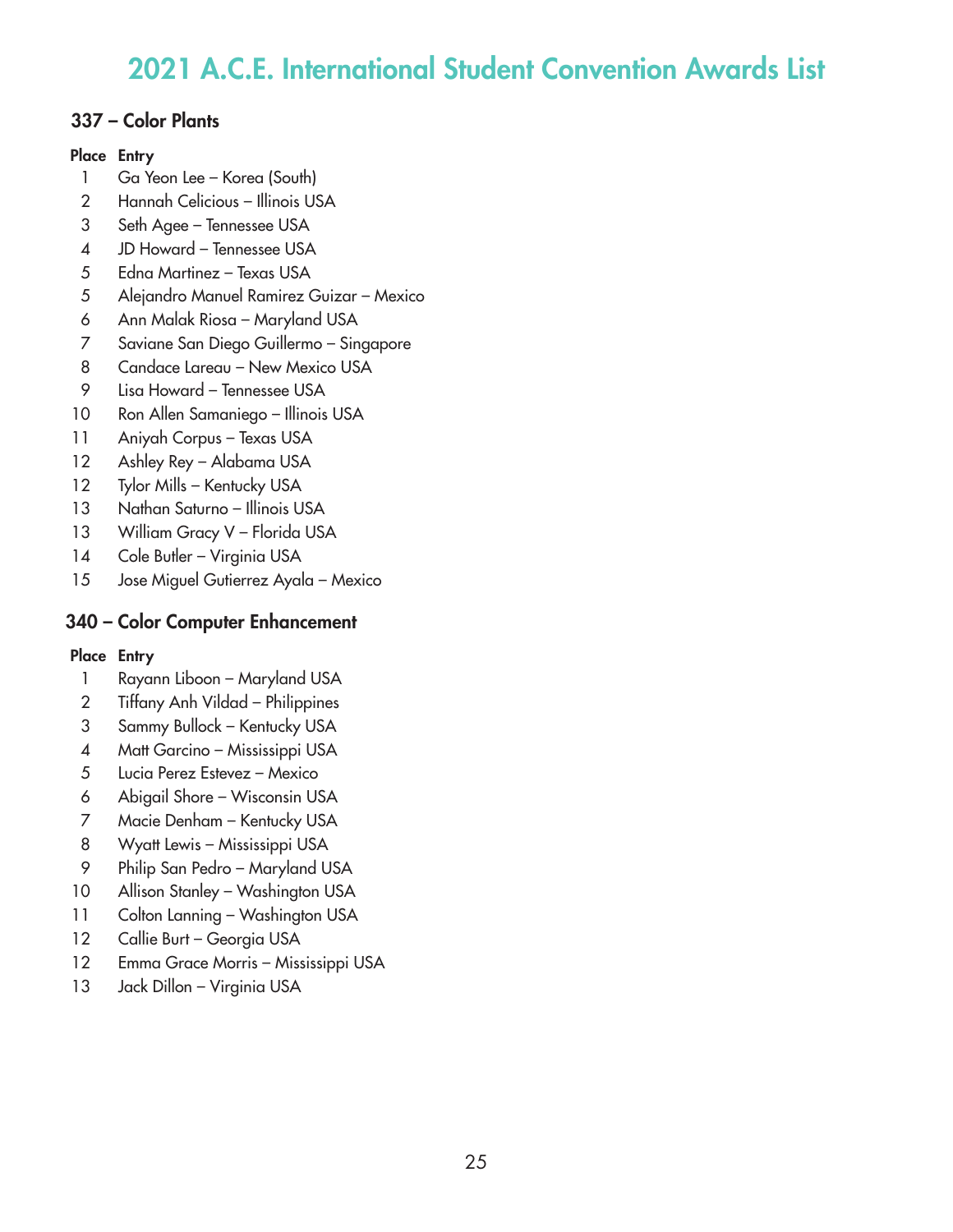# 2021 A.C.E. International Student Convention Awards List

## 337 – Color Plants

| Place | Entry |
|---|---|
| 1 | Ga Yeon Lee – Korea (South) |
| 2 | Hannah Celicious – Illinois USA |
| 3 | Seth Agee – Tennessee USA |
| 4 | JD Howard – Tennessee USA |
| 5 | Edna Martinez – Texas USA |
| 5 | Alejandro Manuel Ramirez Guizar – Mexico |
| 6 | Ann Malak Riosa – Maryland USA |
| 7 | Saviane San Diego Guillermo – Singapore |
| 8 | Candace Lareau – New Mexico USA |
| 9 | Lisa Howard – Tennessee USA |
| 10 | Ron Allen Samaniego – Illinois USA |
| 11 | Aniyah Corpus – Texas USA |
| 12 | Ashley Rey – Alabama USA |
| 12 | Tylor Mills – Kentucky USA |
| 13 | Nathan Saturno – Illinois USA |
| 13 | William Gracy V – Florida USA |
| 14 | Cole Butler – Virginia USA |
| 15 | Jose Miguel Gutierrez Ayala – Mexico |

## 340 – Color Computer Enhancement

| Place | Entry |
|---|---|
| 1 | Rayann Liboon – Maryland USA |
| 2 | Tiffany Anh Vildad – Philippines |
| 3 | Sammy Bullock – Kentucky USA |
| 4 | Matt Garcino – Mississippi USA |
| 5 | Lucia Perez Estevez – Mexico |
| 6 | Abigail Shore – Wisconsin USA |
| 7 | Macie Denham – Kentucky USA |
| 8 | Wyatt Lewis – Mississippi USA |
| 9 | Philip San Pedro – Maryland USA |
| 10 | Allison Stanley – Washington USA |
| 11 | Colton Lanning – Washington USA |
| 12 | Callie Burt – Georgia USA |
| 12 | Emma Grace Morris – Mississippi USA |
| 13 | Jack Dillon – Virginia USA |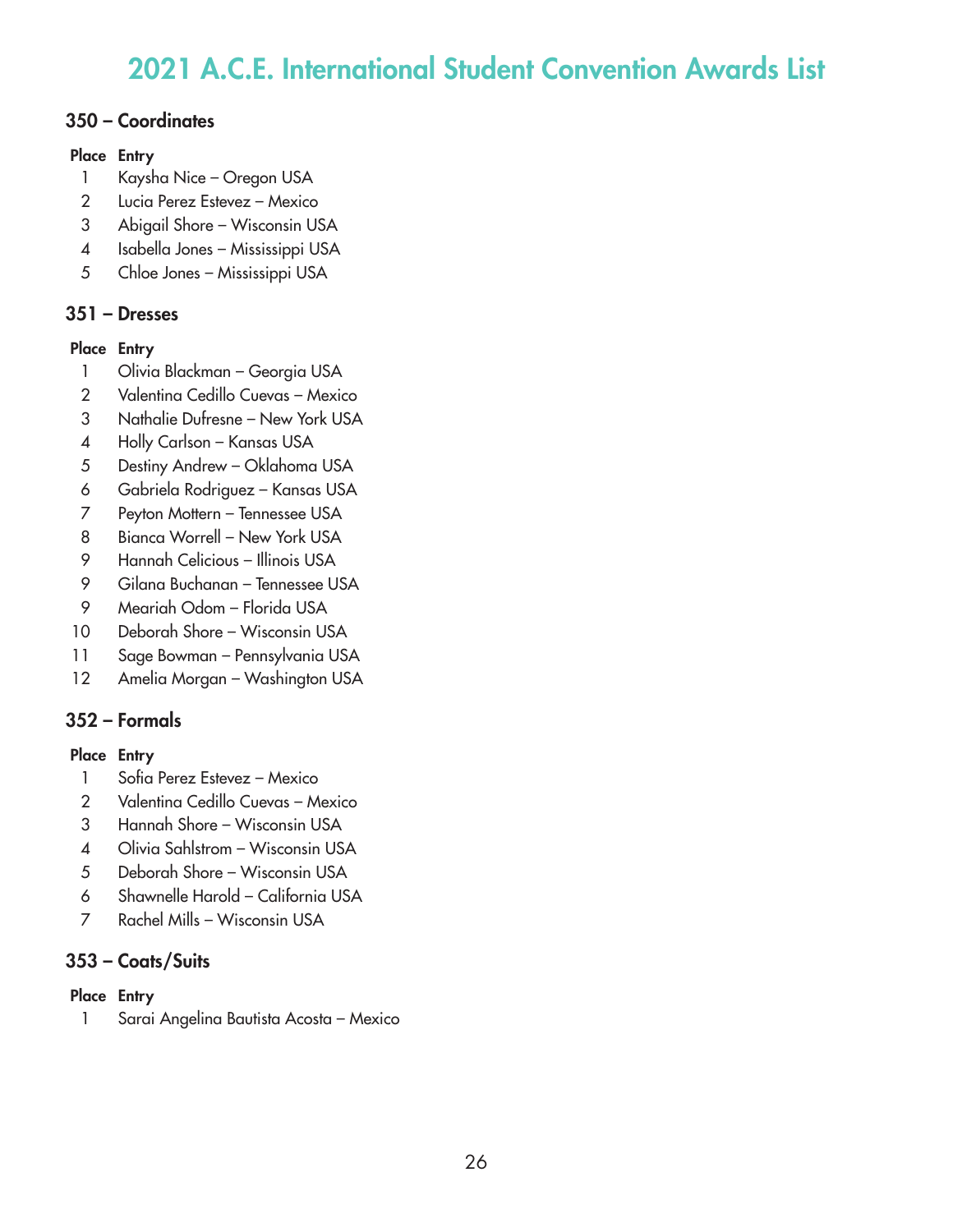# 2021 A.C.E. International Student Convention Awards List

## 350 – Coordinates

| Place | Entry |
|---|---|
| 1 | Kaysha Nice – Oregon USA |
| 2 | Lucia Perez Estevez – Mexico |
| 3 | Abigail Shore – Wisconsin USA |
| 4 | Isabella Jones – Mississippi USA |
| 5 | Chloe Jones – Mississippi USA |

## 351 – Dresses

| Place | Entry |
|---|---|
| 1 | Olivia Blackman – Georgia USA |
| 2 | Valentina Cedillo Cuevas – Mexico |
| 3 | Nathalie Dufresne – New York USA |
| 4 | Holly Carlson – Kansas USA |
| 5 | Destiny Andrew – Oklahoma USA |
| 6 | Gabriela Rodriguez – Kansas USA |
| 7 | Peyton Mottern – Tennessee USA |
| 8 | Bianca Worrell – New York USA |
| 9 | Hannah Celicious – Illinois USA |
| 9 | Gilana Buchanan – Tennessee USA |
| 9 | Meariah Odom – Florida USA |
| 10 | Deborah Shore – Wisconsin USA |
| 11 | Sage Bowman – Pennsylvania USA |
| 12 | Amelia Morgan – Washington USA |

## 352 – Formals

| Place | Entry |
|---|---|
| 1 | Sofia Perez Estevez – Mexico |
| 2 | Valentina Cedillo Cuevas – Mexico |
| 3 | Hannah Shore – Wisconsin USA |
| 4 | Olivia Sahlstrom – Wisconsin USA |
| 5 | Deborah Shore – Wisconsin USA |
| 6 | Shawnelle Harold – California USA |
| 7 | Rachel Mills – Wisconsin USA |

## 353 – Coats/Suits

| Place | Entry |
|---|---|
| 1 | Sarai Angelina Bautista Acosta – Mexico |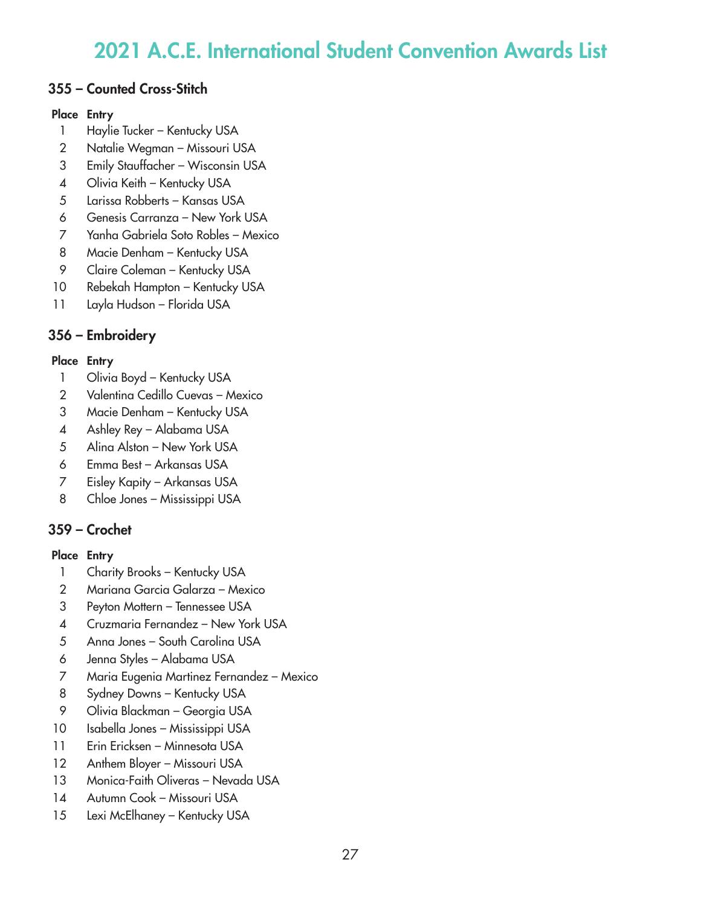# 2021 A.C.E. International Student Convention Awards List

## 355 – Counted Cross-Stitch

| Place | Entry |
|---|---|
| 1 | Haylie Tucker – Kentucky USA |
| 2 | Natalie Wegman – Missouri USA |
| 3 | Emily Stauffacher – Wisconsin USA |
| 4 | Olivia Keith – Kentucky USA |
| 5 | Larissa Robberts – Kansas USA |
| 6 | Genesis Carranza – New York USA |
| 7 | Yanha Gabriela Soto Robles – Mexico |
| 8 | Macie Denham – Kentucky USA |
| 9 | Claire Coleman – Kentucky USA |
| 10 | Rebekah Hampton – Kentucky USA |
| 11 | Layla Hudson – Florida USA |

## 356 – Embroidery

| Place | Entry |
|---|---|
| 1 | Olivia Boyd – Kentucky USA |
| 2 | Valentina Cedillo Cuevas – Mexico |
| 3 | Macie Denham – Kentucky USA |
| 4 | Ashley Rey – Alabama USA |
| 5 | Alina Alston – New York USA |
| 6 | Emma Best – Arkansas USA |
| 7 | Eisley Kapity – Arkansas USA |
| 8 | Chloe Jones – Mississippi USA |

## 359 – Crochet

| Place | Entry |
|---|---|
| 1 | Charity Brooks – Kentucky USA |
| 2 | Mariana Garcia Galarza – Mexico |
| 3 | Peyton Mottern – Tennessee USA |
| 4 | Cruzmaria Fernandez – New York USA |
| 5 | Anna Jones – South Carolina USA |
| 6 | Jenna Styles – Alabama USA |
| 7 | Maria Eugenia Martinez Fernandez – Mexico |
| 8 | Sydney Downs – Kentucky USA |
| 9 | Olivia Blackman – Georgia USA |
| 10 | Isabella Jones – Mississippi USA |
| 11 | Erin Ericksen – Minnesota USA |
| 12 | Anthem Bloyer – Missouri USA |
| 13 | Monica-Faith Oliveras – Nevada USA |
| 14 | Autumn Cook – Missouri USA |
| 15 | Lexi McElhaney – Kentucky USA |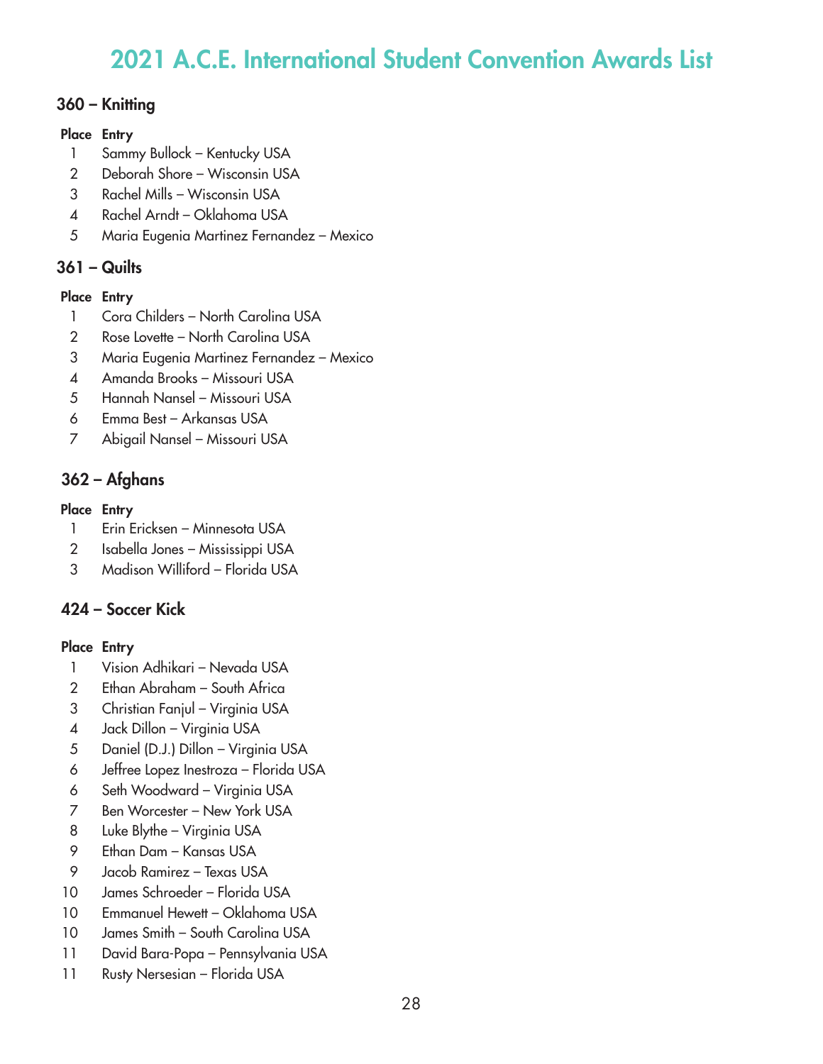# 2021 A.C.E. International Student Convention Awards List

### 360 – Knitting

| Place | Entry |
|---|---|
| 1 | Sammy Bullock – Kentucky USA |
| 2 | Deborah Shore – Wisconsin USA |
| 3 | Rachel Mills – Wisconsin USA |
| 4 | Rachel Arndt – Oklahoma USA |
| 5 | Maria Eugenia Martinez Fernandez – Mexico |

### 361 – Quilts

| Place | Entry |
|---|---|
| 1 | Cora Childers – North Carolina USA |
| 2 | Rose Lovette – North Carolina USA |
| 3 | Maria Eugenia Martinez Fernandez – Mexico |
| 4 | Amanda Brooks – Missouri USA |
| 5 | Hannah Nansel – Missouri USA |
| 6 | Emma Best – Arkansas USA |
| 7 | Abigail Nansel – Missouri USA |

### 362 – Afghans

| Place | Entry |
|---|---|
| 1 | Erin Ericksen – Minnesota USA |
| 2 | Isabella Jones – Mississippi USA |
| 3 | Madison Williford – Florida USA |

### 424 – Soccer Kick

| Place | Entry |
|---|---|
| 1 | Vision Adhikari – Nevada USA |
| 2 | Ethan Abraham – South Africa |
| 3 | Christian Fanjul – Virginia USA |
| 4 | Jack Dillon – Virginia USA |
| 5 | Daniel (D.J.) Dillon – Virginia USA |
| 6 | Jeffree Lopez Inestroza – Florida USA |
| 6 | Seth Woodward – Virginia USA |
| 7 | Ben Worcester – New York USA |
| 8 | Luke Blythe – Virginia USA |
| 9 | Ethan Dam – Kansas USA |
| 9 | Jacob Ramirez – Texas USA |
| 10 | James Schroeder – Florida USA |
| 10 | Emmanuel Hewett – Oklahoma USA |
| 10 | James Smith – South Carolina USA |
| 11 | David Bara-Popa – Pennsylvania USA |
| 11 | Rusty Nersesian – Florida USA |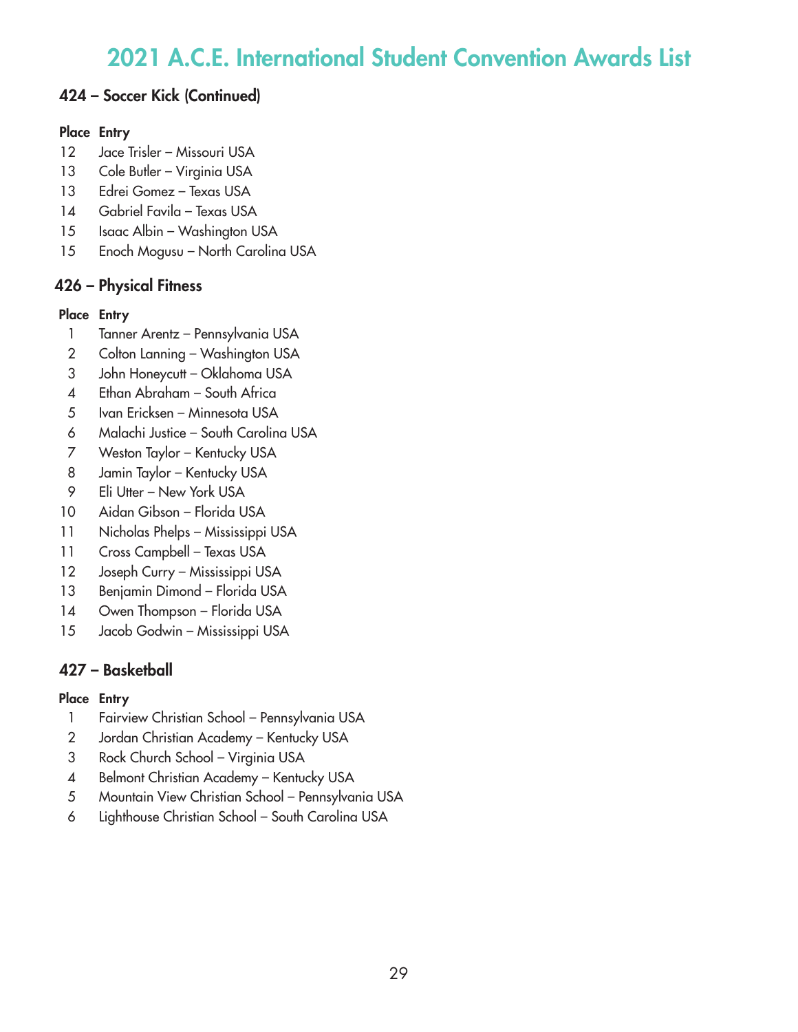# 2021 A.C.E. International Student Convention Awards List

## 424 – Soccer Kick (Continued)

| Place | Entry |
|---|---|
| 12 | Jace Trisler – Missouri USA |
| 13 | Cole Butler – Virginia USA |
| 13 | Edrei Gomez – Texas USA |
| 14 | Gabriel Favila – Texas USA |
| 15 | Isaac Albin – Washington USA |
| 15 | Enoch Mogusu – North Carolina USA |

## 426 – Physical Fitness

| Place | Entry |
|---|---|
| 1 | Tanner Arentz – Pennsylvania USA |
| 2 | Colton Lanning – Washington USA |
| 3 | John Honeycutt – Oklahoma USA |
| 4 | Ethan Abraham – South Africa |
| 5 | Ivan Ericksen – Minnesota USA |
| 6 | Malachi Justice – South Carolina USA |
| 7 | Weston Taylor – Kentucky USA |
| 8 | Jamin Taylor – Kentucky USA |
| 9 | Eli Utter – New York USA |
| 10 | Aidan Gibson – Florida USA |
| 11 | Nicholas Phelps – Mississippi USA |
| 11 | Cross Campbell – Texas USA |
| 12 | Joseph Curry – Mississippi USA |
| 13 | Benjamin Dimond – Florida USA |
| 14 | Owen Thompson – Florida USA |
| 15 | Jacob Godwin – Mississippi USA |

## 427 – Basketball

| Place | Entry |
|---|---|
| 1 | Fairview Christian School – Pennsylvania USA |
| 2 | Jordan Christian Academy – Kentucky USA |
| 3 | Rock Church School – Virginia USA |
| 4 | Belmont Christian Academy – Kentucky USA |
| 5 | Mountain View Christian School – Pennsylvania USA |
| 6 | Lighthouse Christian School – South Carolina USA |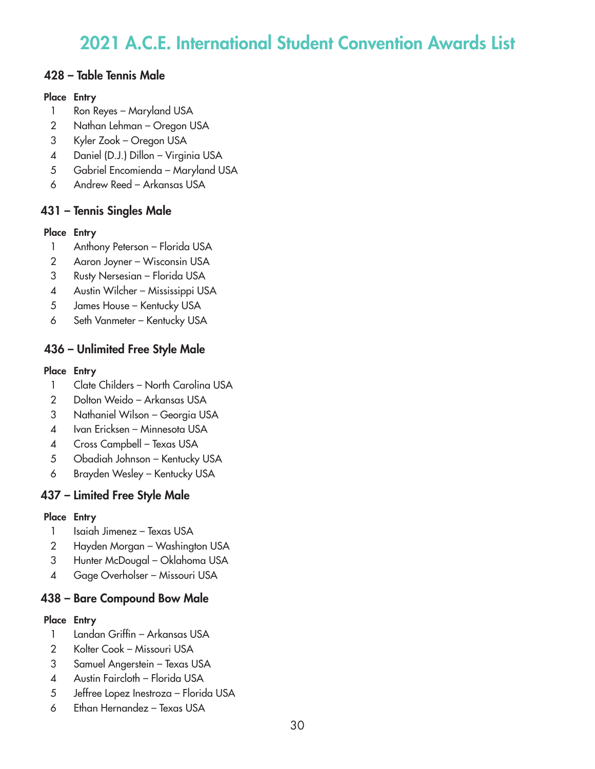# 2021 A.C.E. International Student Convention Awards List

## 428 – Table Tennis Male

| Place | Entry |
|---|---|
| 1 | Ron Reyes – Maryland USA |
| 2 | Nathan Lehman – Oregon USA |
| 3 | Kyler Zook – Oregon USA |
| 4 | Daniel (D.J.) Dillon – Virginia USA |
| 5 | Gabriel Encomienda – Maryland USA |
| 6 | Andrew Reed – Arkansas USA |

## 431 – Tennis Singles Male

| Place | Entry |
|---|---|
| 1 | Anthony Peterson – Florida USA |
| 2 | Aaron Joyner – Wisconsin USA |
| 3 | Rusty Nersesian – Florida USA |
| 4 | Austin Wilcher – Mississippi USA |
| 5 | James House – Kentucky USA |
| 6 | Seth Vanmeter – Kentucky USA |

## 436 – Unlimited Free Style Male

| Place | Entry |
|---|---|
| 1 | Clate Childers – North Carolina USA |
| 2 | Dolton Weido – Arkansas USA |
| 3 | Nathaniel Wilson – Georgia USA |
| 4 | Ivan Ericksen – Minnesota USA |
| 4 | Cross Campbell – Texas USA |
| 5 | Obadiah Johnson – Kentucky USA |
| 6 | Brayden Wesley – Kentucky USA |

## 437 – Limited Free Style Male

| Place | Entry |
|---|---|
| 1 | Isaiah Jimenez – Texas USA |
| 2 | Hayden Morgan – Washington USA |
| 3 | Hunter McDougal – Oklahoma USA |
| 4 | Gage Overholser – Missouri USA |

## 438 – Bare Compound Bow Male

| Place | Entry |
|---|---|
| 1 | Landan Griffin – Arkansas USA |
| 2 | Kolter Cook – Missouri USA |
| 3 | Samuel Angerstein – Texas USA |
| 4 | Austin Faircloth – Florida USA |
| 5 | Jeffree Lopez Inestroza – Florida USA |
| 6 | Ethan Hernandez – Texas USA |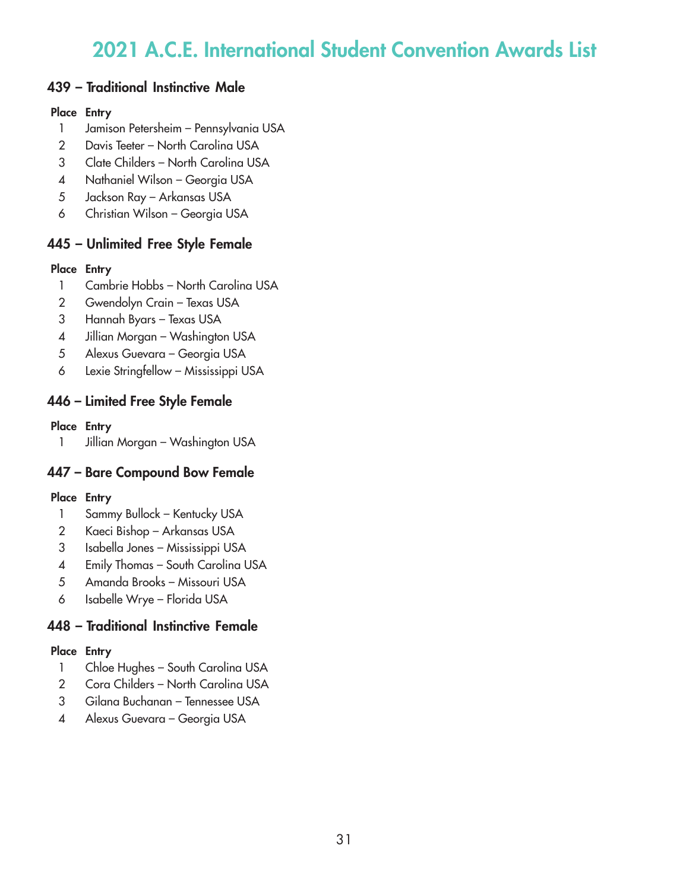# 2021 A.C.E. International Student Convention Awards List

## 439 – Traditional Instinctive Male

| Place | Entry |
|---|---|
| 1 | Jamison Petersheim – Pennsylvania USA |
| 2 | Davis Teeter – North Carolina USA |
| 3 | Clate Childers – North Carolina USA |
| 4 | Nathaniel Wilson – Georgia USA |
| 5 | Jackson Ray – Arkansas USA |
| 6 | Christian Wilson – Georgia USA |

## 445 – Unlimited Free Style Female

| Place | Entry |
|---|---|
| 1 | Cambrie Hobbs – North Carolina USA |
| 2 | Gwendolyn Crain – Texas USA |
| 3 | Hannah Byars – Texas USA |
| 4 | Jillian Morgan – Washington USA |
| 5 | Alexus Guevara – Georgia USA |
| 6 | Lexie Stringfellow – Mississippi USA |

## 446 – Limited Free Style Female

| Place | Entry |
|---|---|
| 1 | Jillian Morgan – Washington USA |

## 447 – Bare Compound Bow Female

| Place | Entry |
|---|---|
| 1 | Sammy Bullock – Kentucky USA |
| 2 | Kaeci Bishop – Arkansas USA |
| 3 | Isabella Jones – Mississippi USA |
| 4 | Emily Thomas – South Carolina USA |
| 5 | Amanda Brooks – Missouri USA |
| 6 | Isabelle Wrye – Florida USA |

## 448 – Traditional Instinctive Female

| Place | Entry |
|---|---|
| 1 | Chloe Hughes – South Carolina USA |
| 2 | Cora Childers – North Carolina USA |
| 3 | Gilana Buchanan – Tennessee USA |
| 4 | Alexus Guevara – Georgia USA |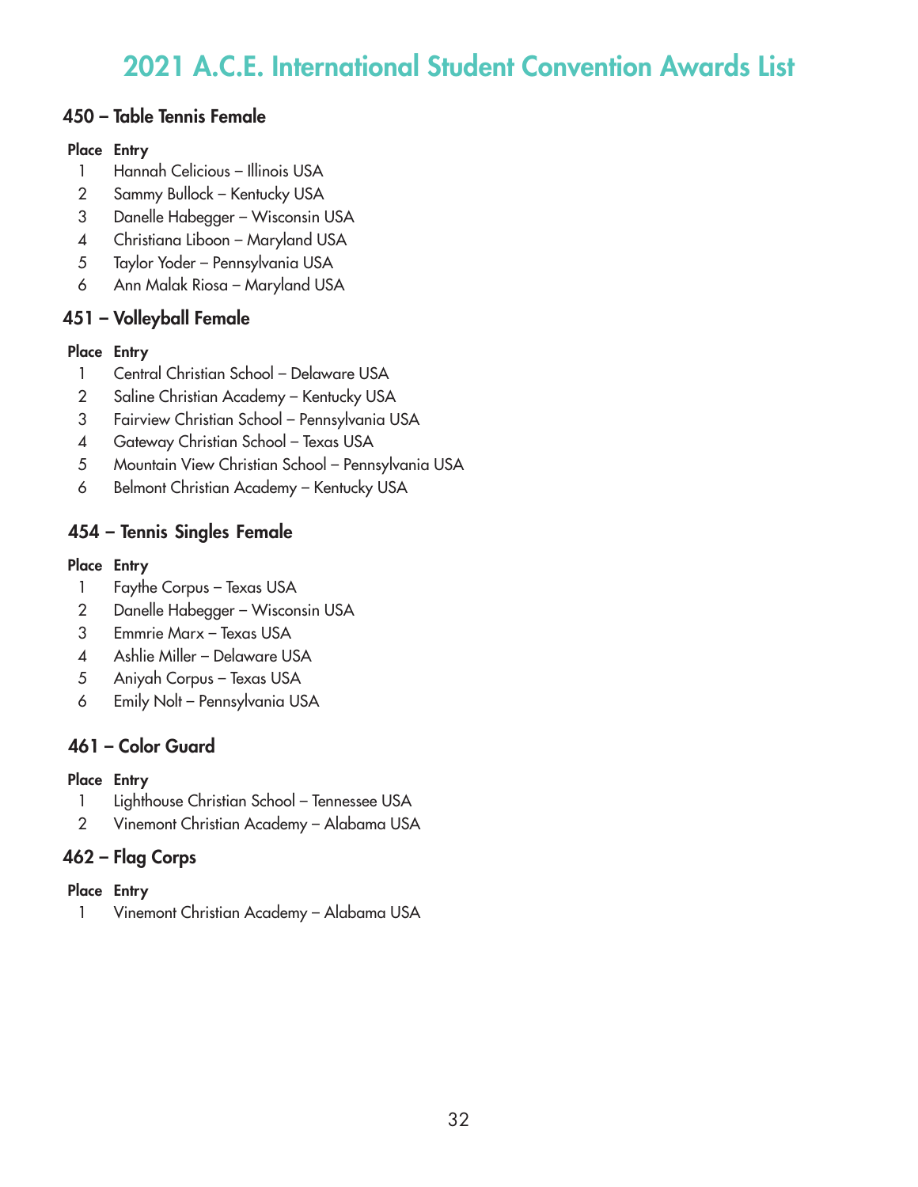# 2021 A.C.E. International Student Convention Awards List

## 450 – Table Tennis Female

| Place | Entry |
|---|---|
| 1 | Hannah Celicious – Illinois USA |
| 2 | Sammy Bullock – Kentucky USA |
| 3 | Danelle Habegger – Wisconsin USA |
| 4 | Christiana Liboon – Maryland USA |
| 5 | Taylor Yoder – Pennsylvania USA |
| 6 | Ann Malak Riosa – Maryland USA |

## 451 – Volleyball Female

| Place | Entry |
|---|---|
| 1 | Central Christian School – Delaware USA |
| 2 | Saline Christian Academy – Kentucky USA |
| 3 | Fairview Christian School – Pennsylvania USA |
| 4 | Gateway Christian School – Texas USA |
| 5 | Mountain View Christian School – Pennsylvania USA |
| 6 | Belmont Christian Academy – Kentucky USA |

## 454 – Tennis Singles Female

| Place | Entry |
|---|---|
| 1 | Faythe Corpus – Texas USA |
| 2 | Danelle Habegger – Wisconsin USA |
| 3 | Emmrie Marx – Texas USA |
| 4 | Ashlie Miller – Delaware USA |
| 5 | Aniyah Corpus – Texas USA |
| 6 | Emily Nolt – Pennsylvania USA |

## 461 – Color Guard

| Place | Entry |
|---|---|
| 1 | Lighthouse Christian School – Tennessee USA |
| 2 | Vinemont Christian Academy – Alabama USA |

## 462 – Flag Corps

| Place | Entry |
|---|---|
| 1 | Vinemont Christian Academy – Alabama USA |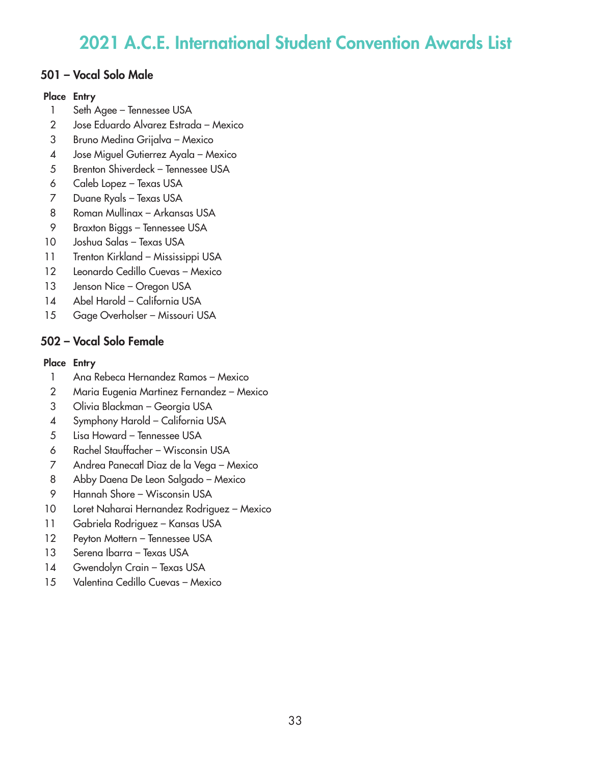# 2021 A.C.E. International Student Convention Awards List

## 501 – Vocal Solo Male

| Place | Entry |
|---|---|
| 1 | Seth Agee – Tennessee USA |
| 2 | Jose Eduardo Alvarez Estrada – Mexico |
| 3 | Bruno Medina Grijalva – Mexico |
| 4 | Jose Miguel Gutierrez Ayala – Mexico |
| 5 | Brenton Shiverdeck – Tennessee USA |
| 6 | Caleb Lopez – Texas USA |
| 7 | Duane Ryals – Texas USA |
| 8 | Roman Mullinax – Arkansas USA |
| 9 | Braxton Biggs – Tennessee USA |
| 10 | Joshua Salas – Texas USA |
| 11 | Trenton Kirkland – Mississippi USA |
| 12 | Leonardo Cedillo Cuevas – Mexico |
| 13 | Jenson Nice – Oregon USA |
| 14 | Abel Harold – California USA |
| 15 | Gage Overholser – Missouri USA |

## 502 – Vocal Solo Female

| Place | Entry |
|---|---|
| 1 | Ana Rebeca Hernandez Ramos – Mexico |
| 2 | Maria Eugenia Martinez Fernandez – Mexico |
| 3 | Olivia Blackman – Georgia USA |
| 4 | Symphony Harold – California USA |
| 5 | Lisa Howard – Tennessee USA |
| 6 | Rachel Stauffacher – Wisconsin USA |
| 7 | Andrea Panecatl Diaz de la Vega – Mexico |
| 8 | Abby Daena De Leon Salgado – Mexico |
| 9 | Hannah Shore – Wisconsin USA |
| 10 | Loret Naharai Hernandez Rodriguez – Mexico |
| 11 | Gabriela Rodriguez – Kansas USA |
| 12 | Peyton Mottern – Tennessee USA |
| 13 | Serena Ibarra – Texas USA |
| 14 | Gwendolyn Crain – Texas USA |
| 15 | Valentina Cedillo Cuevas – Mexico |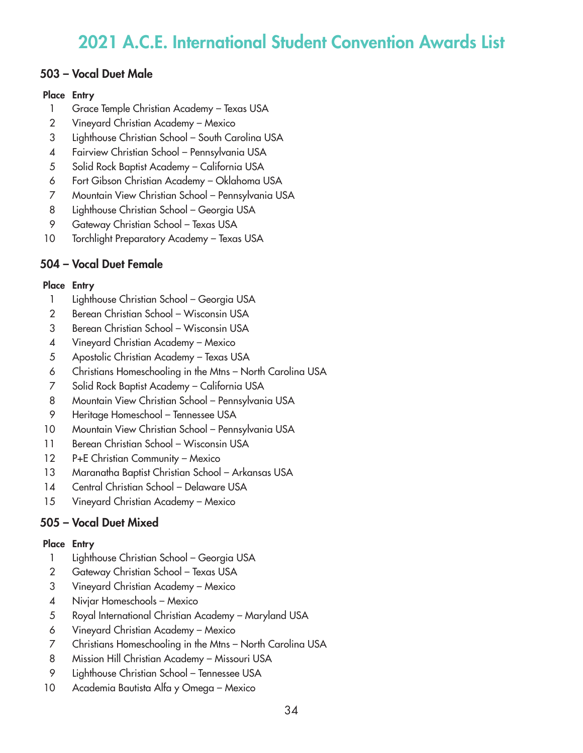# 2021 A.C.E. International Student Convention Awards List

## 503 – Vocal Duet Male

| Place | Entry |
|---|---|
| 1 | Grace Temple Christian Academy – Texas USA |
| 2 | Vineyard Christian Academy – Mexico |
| 3 | Lighthouse Christian School – South Carolina USA |
| 4 | Fairview Christian School – Pennsylvania USA |
| 5 | Solid Rock Baptist Academy – California USA |
| 6 | Fort Gibson Christian Academy – Oklahoma USA |
| 7 | Mountain View Christian School – Pennsylvania USA |
| 8 | Lighthouse Christian School – Georgia USA |
| 9 | Gateway Christian School – Texas USA |
| 10 | Torchlight Preparatory Academy – Texas USA |

## 504 – Vocal Duet Female

| Place | Entry |
|---|---|
| 1 | Lighthouse Christian School – Georgia USA |
| 2 | Berean Christian School – Wisconsin USA |
| 3 | Berean Christian School – Wisconsin USA |
| 4 | Vineyard Christian Academy – Mexico |
| 5 | Apostolic Christian Academy – Texas USA |
| 6 | Christians Homeschooling in the Mtns – North Carolina USA |
| 7 | Solid Rock Baptist Academy – California USA |
| 8 | Mountain View Christian School – Pennsylvania USA |
| 9 | Heritage Homeschool – Tennessee USA |
| 10 | Mountain View Christian School – Pennsylvania USA |
| 11 | Berean Christian School – Wisconsin USA |
| 12 | P+E Christian Community – Mexico |
| 13 | Maranatha Baptist Christian School – Arkansas USA |
| 14 | Central Christian School – Delaware USA |
| 15 | Vineyard Christian Academy – Mexico |

## 505 – Vocal Duet Mixed

| Place | Entry |
|---|---|
| 1 | Lighthouse Christian School – Georgia USA |
| 2 | Gateway Christian School – Texas USA |
| 3 | Vineyard Christian Academy – Mexico |
| 4 | Nivjar Homeschools – Mexico |
| 5 | Royal International Christian Academy – Maryland USA |
| 6 | Vineyard Christian Academy – Mexico |
| 7 | Christians Homeschooling in the Mtns – North Carolina USA |
| 8 | Mission Hill Christian Academy – Missouri USA |
| 9 | Lighthouse Christian School – Tennessee USA |
| 10 | Academia Bautista Alfa y Omega – Mexico |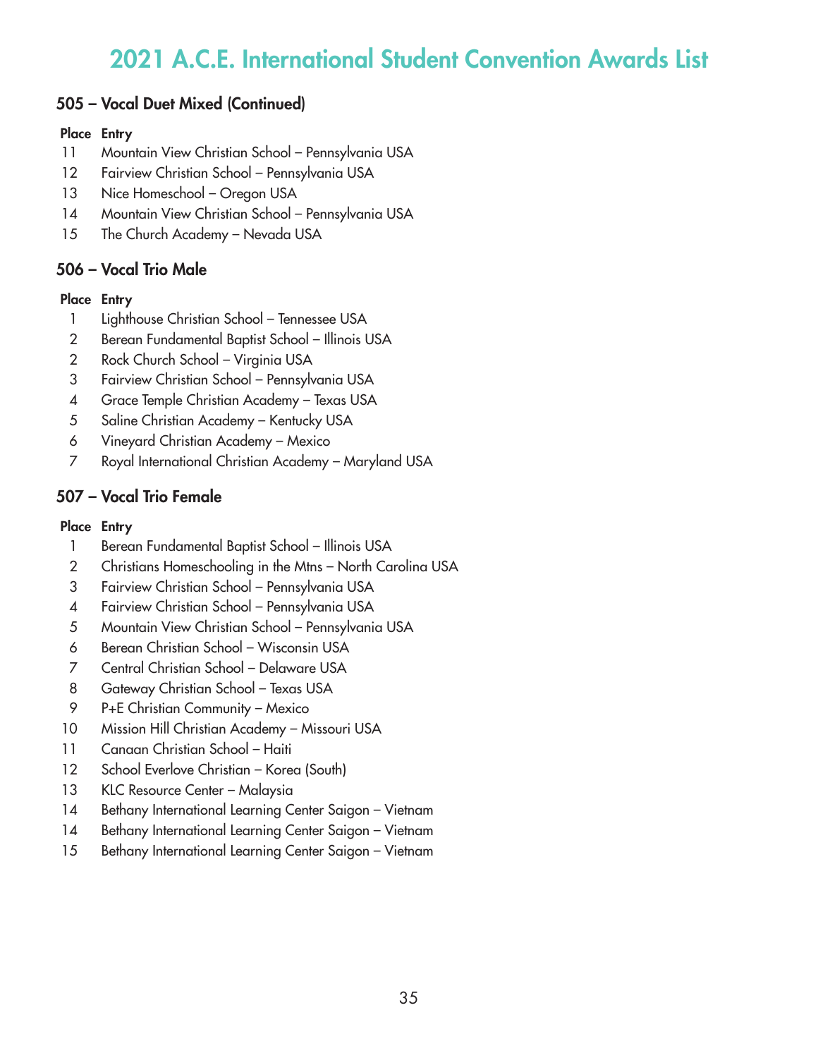# 2021 A.C.E. International Student Convention Awards List

## 505 – Vocal Duet Mixed (Continued)

| Place | Entry |
|---|---|
| 11 | Mountain View Christian School – Pennsylvania USA |
| 12 | Fairview Christian School – Pennsylvania USA |
| 13 | Nice Homeschool – Oregon USA |
| 14 | Mountain View Christian School – Pennsylvania USA |
| 15 | The Church Academy – Nevada USA |

## 506 – Vocal Trio Male

| Place | Entry |
|---|---|
| 1 | Lighthouse Christian School – Tennessee USA |
| 2 | Berean Fundamental Baptist School – Illinois USA |
| 2 | Rock Church School – Virginia USA |
| 3 | Fairview Christian School – Pennsylvania USA |
| 4 | Grace Temple Christian Academy – Texas USA |
| 5 | Saline Christian Academy – Kentucky USA |
| 6 | Vineyard Christian Academy – Mexico |
| 7 | Royal International Christian Academy – Maryland USA |

## 507 – Vocal Trio Female

| Place | Entry |
|---|---|
| 1 | Berean Fundamental Baptist School – Illinois USA |
| 2 | Christians Homeschooling in the Mtns – North Carolina USA |
| 3 | Fairview Christian School – Pennsylvania USA |
| 4 | Fairview Christian School – Pennsylvania USA |
| 5 | Mountain View Christian School – Pennsylvania USA |
| 6 | Berean Christian School – Wisconsin USA |
| 7 | Central Christian School – Delaware USA |
| 8 | Gateway Christian School – Texas USA |
| 9 | P+E Christian Community – Mexico |
| 10 | Mission Hill Christian Academy – Missouri USA |
| 11 | Canaan Christian School – Haiti |
| 12 | School Everlove Christian – Korea (South) |
| 13 | KLC Resource Center – Malaysia |
| 14 | Bethany International Learning Center Saigon – Vietnam |
| 14 | Bethany International Learning Center Saigon – Vietnam |
| 15 | Bethany International Learning Center Saigon – Vietnam |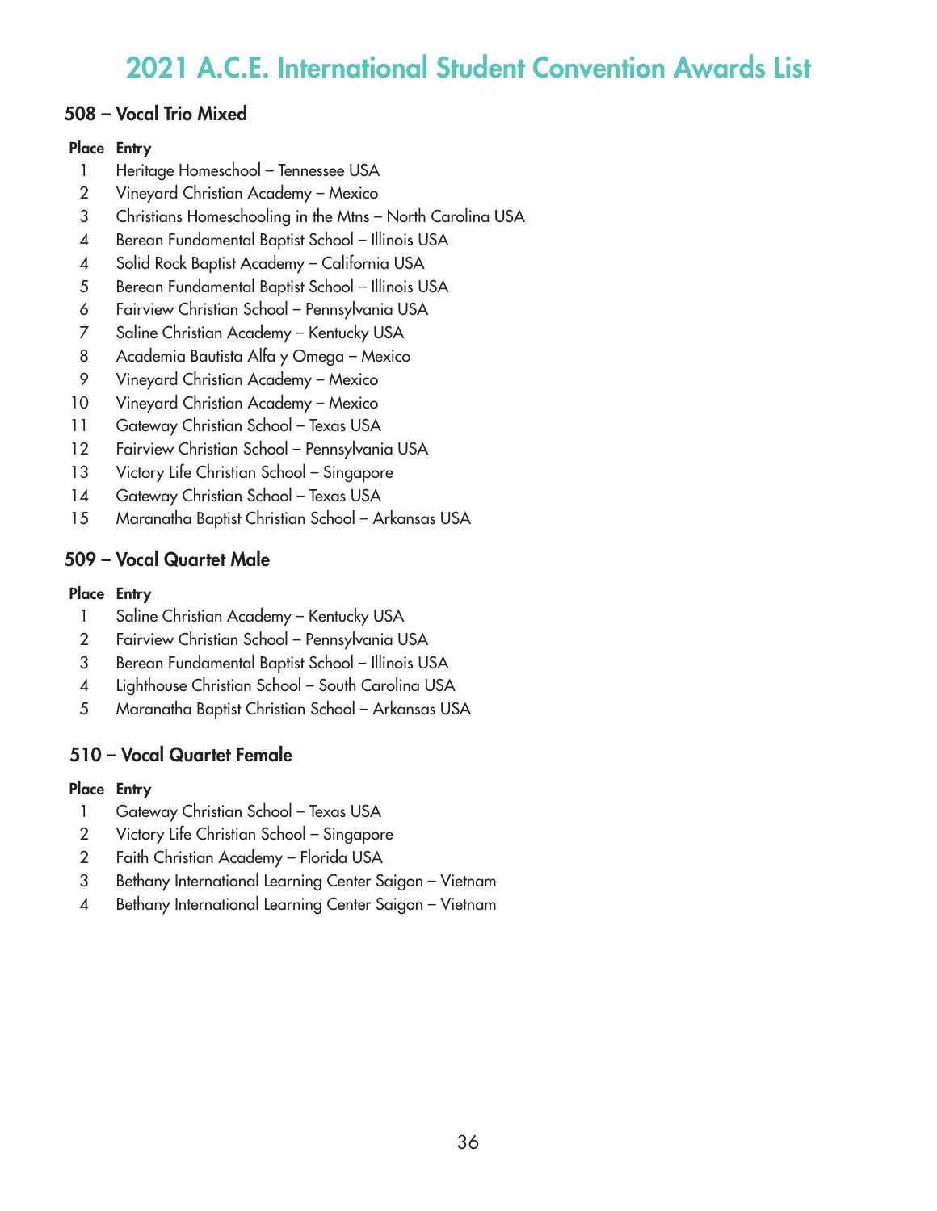# 2021 A.C.E. International Student Convention Awards List

## 508 – Vocal Trio Mixed

| Place | Entry |
|---|---|
| 1 | Heritage Homeschool – Tennessee USA |
| 2 | Vineyard Christian Academy – Mexico |
| 3 | Christians Homeschooling in the Mtns – North Carolina USA |
| 4 | Berean Fundamental Baptist School – Illinois USA |
| 4 | Solid Rock Baptist Academy – California USA |
| 5 | Berean Fundamental Baptist School – Illinois USA |
| 6 | Fairview Christian School – Pennsylvania USA |
| 7 | Saline Christian Academy – Kentucky USA |
| 8 | Academia Bautista Alfa y Omega – Mexico |
| 9 | Vineyard Christian Academy – Mexico |
| 10 | Vineyard Christian Academy – Mexico |
| 11 | Gateway Christian School – Texas USA |
| 12 | Fairview Christian School – Pennsylvania USA |
| 13 | Victory Life Christian School – Singapore |
| 14 | Gateway Christian School – Texas USA |
| 15 | Maranatha Baptist Christian School – Arkansas USA |

## 509 – Vocal Quartet Male

| Place | Entry |
|---|---|
| 1 | Saline Christian Academy – Kentucky USA |
| 2 | Fairview Christian School – Pennsylvania USA |
| 3 | Berean Fundamental Baptist School – Illinois USA |
| 4 | Lighthouse Christian School – South Carolina USA |
| 5 | Maranatha Baptist Christian School – Arkansas USA |

## 510 – Vocal Quartet Female

| Place | Entry |
|---|---|
| 1 | Gateway Christian School – Texas USA |
| 2 | Victory Life Christian School – Singapore |
| 2 | Faith Christian Academy – Florida USA |
| 3 | Bethany International Learning Center Saigon – Vietnam |
| 4 | Bethany International Learning Center Saigon – Vietnam |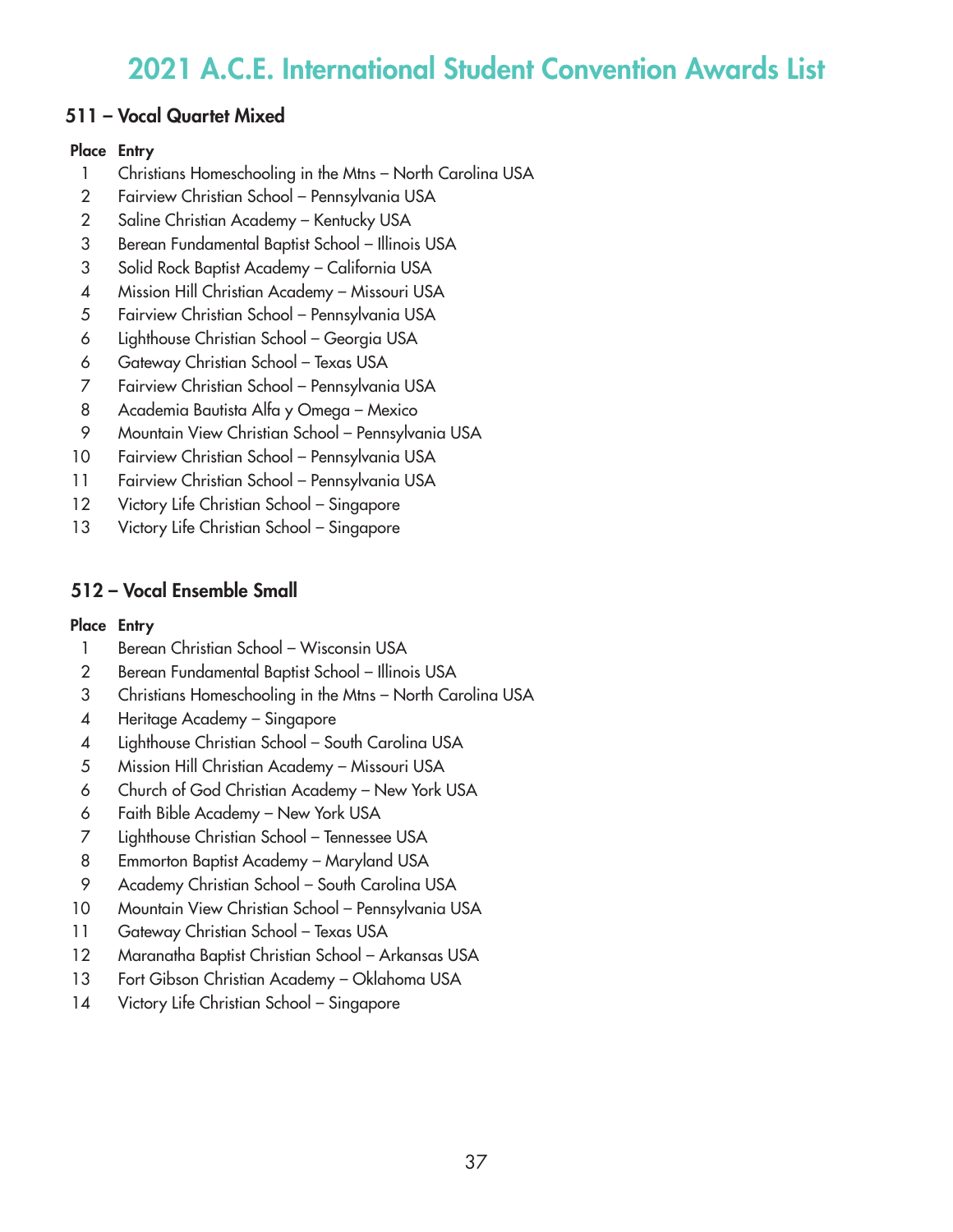# 2021 A.C.E. International Student Convention Awards List

## 511 – Vocal Quartet Mixed

| Place | Entry |
|---|---|
| 1 | Christians Homeschooling in the Mtns – North Carolina USA |
| 2 | Fairview Christian School – Pennsylvania USA |
| 2 | Saline Christian Academy – Kentucky USA |
| 3 | Berean Fundamental Baptist School – Illinois USA |
| 3 | Solid Rock Baptist Academy – California USA |
| 4 | Mission Hill Christian Academy – Missouri USA |
| 5 | Fairview Christian School – Pennsylvania USA |
| 6 | Lighthouse Christian School – Georgia USA |
| 6 | Gateway Christian School – Texas USA |
| 7 | Fairview Christian School – Pennsylvania USA |
| 8 | Academia Bautista Alfa y Omega – Mexico |
| 9 | Mountain View Christian School – Pennsylvania USA |
| 10 | Fairview Christian School – Pennsylvania USA |
| 11 | Fairview Christian School – Pennsylvania USA |
| 12 | Victory Life Christian School – Singapore |
| 13 | Victory Life Christian School – Singapore |

## 512 – Vocal Ensemble Small

| Place | Entry |
|---|---|
| 1 | Berean Christian School – Wisconsin USA |
| 2 | Berean Fundamental Baptist School – Illinois USA |
| 3 | Christians Homeschooling in the Mtns – North Carolina USA |
| 4 | Heritage Academy – Singapore |
| 4 | Lighthouse Christian School – South Carolina USA |
| 5 | Mission Hill Christian Academy – Missouri USA |
| 6 | Church of God Christian Academy – New York USA |
| 6 | Faith Bible Academy – New York USA |
| 7 | Lighthouse Christian School – Tennessee USA |
| 8 | Emmorton Baptist Academy – Maryland USA |
| 9 | Academy Christian School – South Carolina USA |
| 10 | Mountain View Christian School – Pennsylvania USA |
| 11 | Gateway Christian School – Texas USA |
| 12 | Maranatha Baptist Christian School – Arkansas USA |
| 13 | Fort Gibson Christian Academy – Oklahoma USA |
| 14 | Victory Life Christian School – Singapore |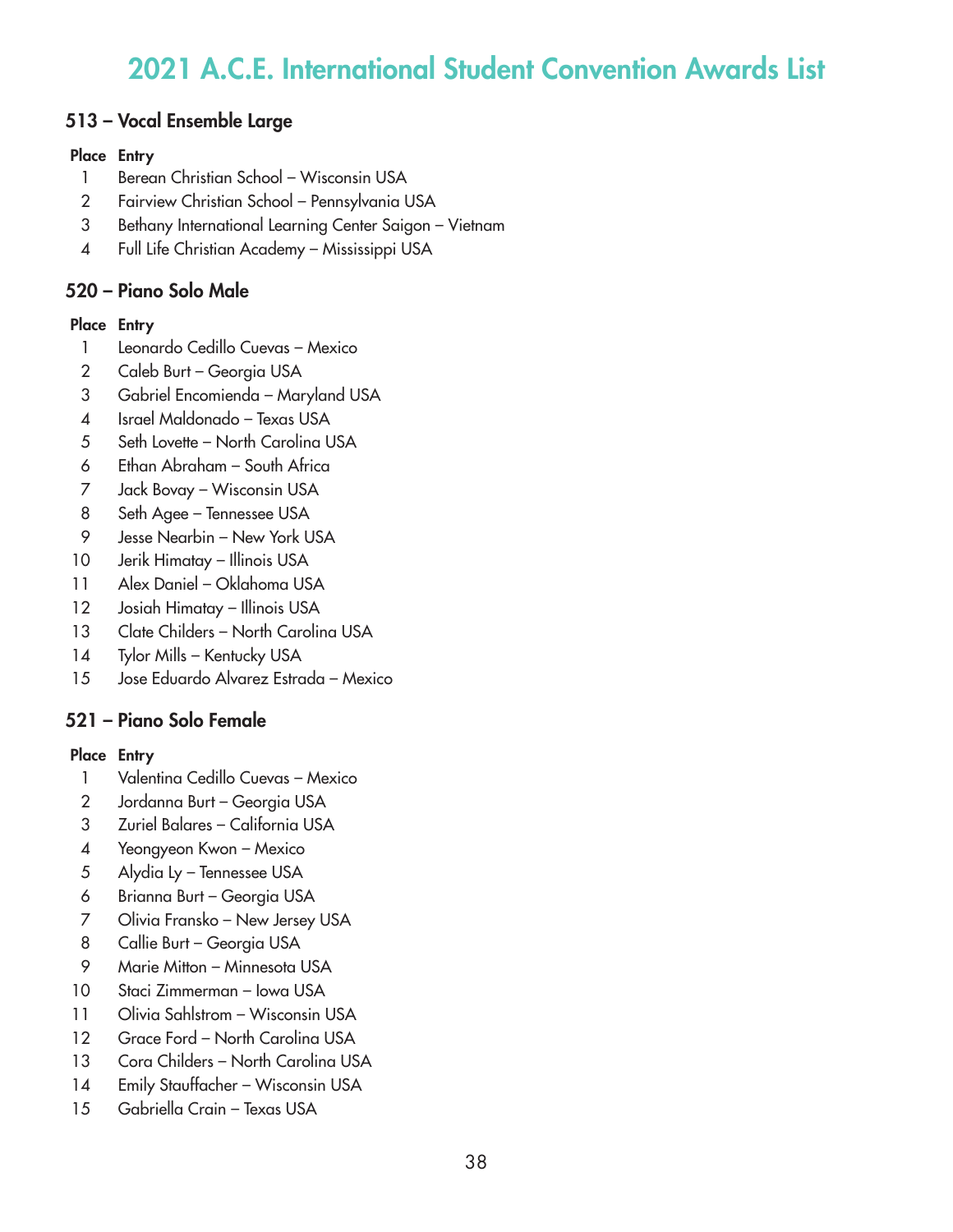# 2021 A.C.E. International Student Convention Awards List

## 513 – Vocal Ensemble Large

| Place | Entry |
|---|---|
| 1 | Berean Christian School – Wisconsin USA |
| 2 | Fairview Christian School – Pennsylvania USA |
| 3 | Bethany International Learning Center Saigon – Vietnam |
| 4 | Full Life Christian Academy – Mississippi USA |

## 520 – Piano Solo Male

| Place | Entry |
|---|---|
| 1 | Leonardo Cedillo Cuevas – Mexico |
| 2 | Caleb Burt – Georgia USA |
| 3 | Gabriel Encomienda – Maryland USA |
| 4 | Israel Maldonado – Texas USA |
| 5 | Seth Lovette – North Carolina USA |
| 6 | Ethan Abraham – South Africa |
| 7 | Jack Bovay – Wisconsin USA |
| 8 | Seth Agee – Tennessee USA |
| 9 | Jesse Nearbin – New York USA |
| 10 | Jerik Himatay – Illinois USA |
| 11 | Alex Daniel – Oklahoma USA |
| 12 | Josiah Himatay – Illinois USA |
| 13 | Clate Childers – North Carolina USA |
| 14 | Tylor Mills – Kentucky USA |
| 15 | Jose Eduardo Alvarez Estrada – Mexico |

## 521 – Piano Solo Female

| Place | Entry |
|---|---|
| 1 | Valentina Cedillo Cuevas – Mexico |
| 2 | Jordanna Burt – Georgia USA |
| 3 | Zuriel Balares – California USA |
| 4 | Yeongyeon Kwon – Mexico |
| 5 | Alydia Ly – Tennessee USA |
| 6 | Brianna Burt – Georgia USA |
| 7 | Olivia Fransko – New Jersey USA |
| 8 | Callie Burt – Georgia USA |
| 9 | Marie Mitton – Minnesota USA |
| 10 | Staci Zimmerman – Iowa USA |
| 11 | Olivia Sahlstrom – Wisconsin USA |
| 12 | Grace Ford – North Carolina USA |
| 13 | Cora Childers – North Carolina USA |
| 14 | Emily Stauffacher – Wisconsin USA |
| 15 | Gabriella Crain – Texas USA |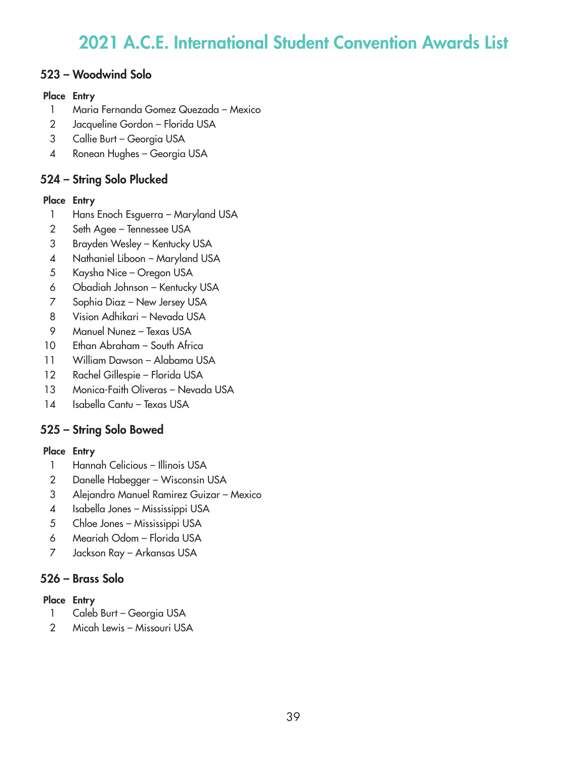# 2021 A.C.E. International Student Convention Awards List

## 523 – Woodwind Solo

| Place | Entry |
|---|---|
| 1 | Maria Fernanda Gomez Quezada – Mexico |
| 2 | Jacqueline Gordon – Florida USA |
| 3 | Callie Burt – Georgia USA |
| 4 | Ronean Hughes – Georgia USA |

## 524 – String Solo Plucked

| Place | Entry |
|---|---|
| 1 | Hans Enoch Esguerra – Maryland USA |
| 2 | Seth Agee – Tennessee USA |
| 3 | Brayden Wesley – Kentucky USA |
| 4 | Nathaniel Liboon – Maryland USA |
| 5 | Kaysha Nice – Oregon USA |
| 6 | Obadiah Johnson – Kentucky USA |
| 7 | Sophia Diaz – New Jersey USA |
| 8 | Vision Adhikari – Nevada USA |
| 9 | Manuel Nunez – Texas USA |
| 10 | Ethan Abraham – South Africa |
| 11 | William Dawson – Alabama USA |
| 12 | Rachel Gillespie – Florida USA |
| 13 | Monica-Faith Oliveras – Nevada USA |
| 14 | Isabella Cantu – Texas USA |

## 525 – String Solo Bowed

| Place | Entry |
|---|---|
| 1 | Hannah Celicious – Illinois USA |
| 2 | Danelle Habegger – Wisconsin USA |
| 3 | Alejandro Manuel Ramirez Guizar – Mexico |
| 4 | Isabella Jones – Mississippi USA |
| 5 | Chloe Jones – Mississippi USA |
| 6 | Meariah Odom – Florida USA |
| 7 | Jackson Ray – Arkansas USA |

## 526 – Brass Solo

| Place | Entry |
|---|---|
| 1 | Caleb Burt – Georgia USA |
| 2 | Micah Lewis – Missouri USA |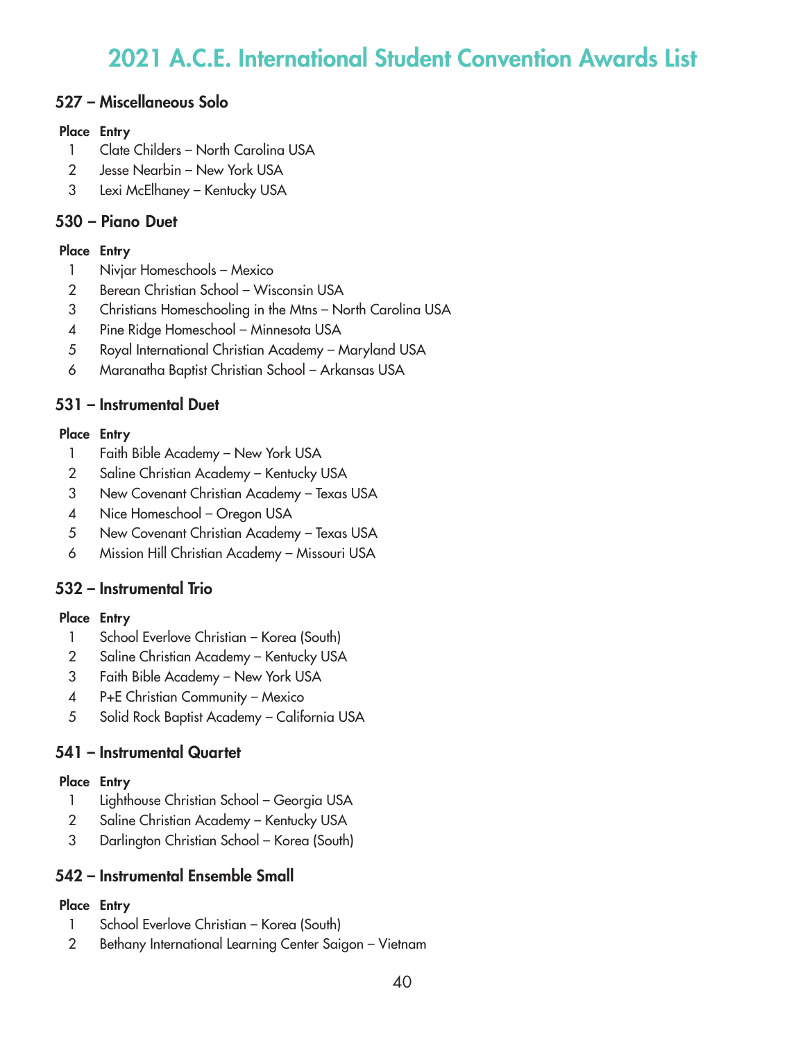# 2021 A.C.E. International Student Convention Awards List

## 527 – Miscellaneous Solo

| Place | Entry |
|---|---|
| 1 | Clate Childers – North Carolina USA |
| 2 | Jesse Nearbin – New York USA |
| 3 | Lexi McElhaney – Kentucky USA |

## 530 – Piano Duet

| Place | Entry |
|---|---|
| 1 | Nivjar Homeschools – Mexico |
| 2 | Berean Christian School – Wisconsin USA |
| 3 | Christians Homeschooling in the Mtns – North Carolina USA |
| 4 | Pine Ridge Homeschool – Minnesota USA |
| 5 | Royal International Christian Academy – Maryland USA |
| 6 | Maranatha Baptist Christian School – Arkansas USA |

## 531 – Instrumental Duet

| Place | Entry |
|---|---|
| 1 | Faith Bible Academy – New York USA |
| 2 | Saline Christian Academy – Kentucky USA |
| 3 | New Covenant Christian Academy – Texas USA |
| 4 | Nice Homeschool – Oregon USA |
| 5 | New Covenant Christian Academy – Texas USA |
| 6 | Mission Hill Christian Academy – Missouri USA |

## 532 – Instrumental Trio

| Place | Entry |
|---|---|
| 1 | School Everlove Christian – Korea (South) |
| 2 | Saline Christian Academy – Kentucky USA |
| 3 | Faith Bible Academy – New York USA |
| 4 | P+E Christian Community – Mexico |
| 5 | Solid Rock Baptist Academy – California USA |

## 541 – Instrumental Quartet

| Place | Entry |
|---|---|
| 1 | Lighthouse Christian School – Georgia USA |
| 2 | Saline Christian Academy – Kentucky USA |
| 3 | Darlington Christian School – Korea (South) |

## 542 – Instrumental Ensemble Small

| Place | Entry |
|---|---|
| 1 | School Everlove Christian – Korea (South) |
| 2 | Bethany International Learning Center Saigon – Vietnam |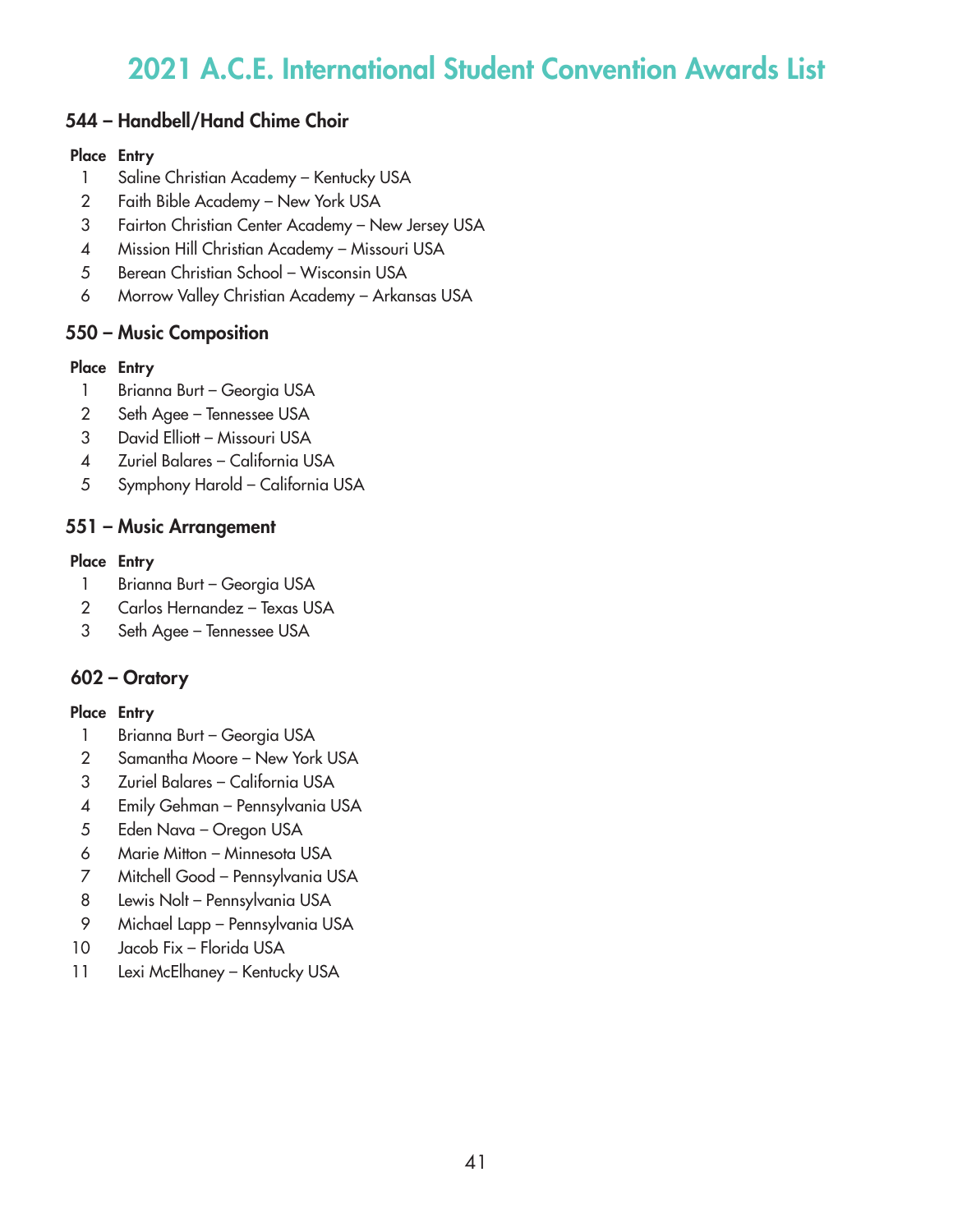# 2021 A.C.E. International Student Convention Awards List

## 544 – Handbell/Hand Chime Choir

| Place | Entry |
| --- | --- |
| 1 | Saline Christian Academy – Kentucky USA |
| 2 | Faith Bible Academy – New York USA |
| 3 | Fairton Christian Center Academy – New Jersey USA |
| 4 | Mission Hill Christian Academy – Missouri USA |
| 5 | Berean Christian School – Wisconsin USA |
| 6 | Morrow Valley Christian Academy – Arkansas USA |

## 550 – Music Composition

| Place | Entry |
| --- | --- |
| 1 | Brianna Burt – Georgia USA |
| 2 | Seth Agee – Tennessee USA |
| 3 | David Elliott – Missouri USA |
| 4 | Zuriel Balares – California USA |
| 5 | Symphony Harold – California USA |

## 551 – Music Arrangement

| Place | Entry |
| --- | --- |
| 1 | Brianna Burt – Georgia USA |
| 2 | Carlos Hernandez – Texas USA |
| 3 | Seth Agee – Tennessee USA |

## 602 – Oratory

| Place | Entry |
| --- | --- |
| 1 | Brianna Burt – Georgia USA |
| 2 | Samantha Moore – New York USA |
| 3 | Zuriel Balares – California USA |
| 4 | Emily Gehman – Pennsylvania USA |
| 5 | Eden Nava – Oregon USA |
| 6 | Marie Mitton – Minnesota USA |
| 7 | Mitchell Good – Pennsylvania USA |
| 8 | Lewis Nolt – Pennsylvania USA |
| 9 | Michael Lapp – Pennsylvania USA |
| 10 | Jacob Fix – Florida USA |
| 11 | Lexi McElhaney – Kentucky USA |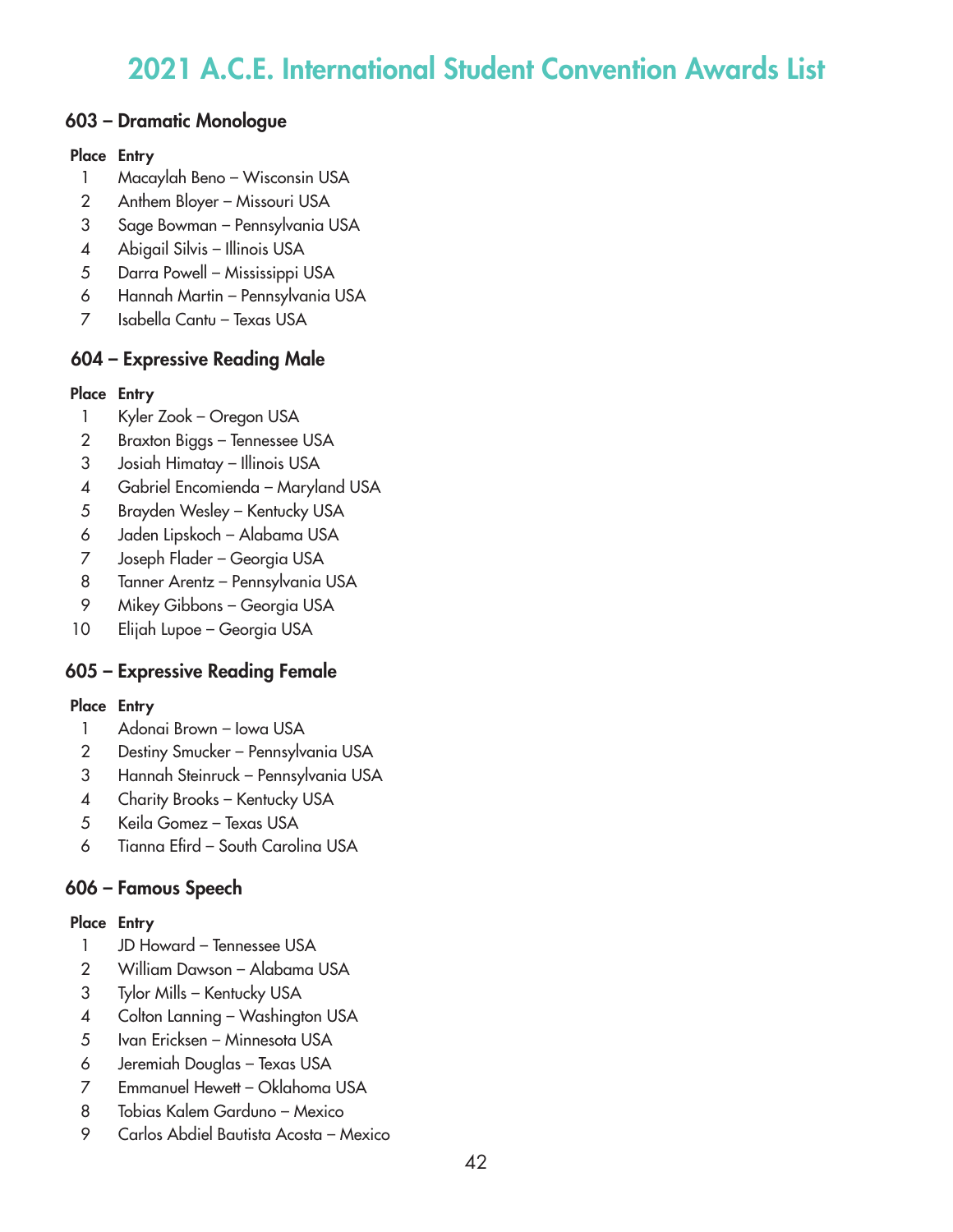# 2021 A.C.E. International Student Convention Awards List

## 603 – Dramatic Monologue

| Place | Entry |
|---|---|
| 1 | Macaylah Beno – Wisconsin USA |
| 2 | Anthem Bloyer – Missouri USA |
| 3 | Sage Bowman – Pennsylvania USA |
| 4 | Abigail Silvis – Illinois USA |
| 5 | Darra Powell – Mississippi USA |
| 6 | Hannah Martin – Pennsylvania USA |
| 7 | Isabella Cantu – Texas USA |

## 604 – Expressive Reading Male

| Place | Entry |
|---|---|
| 1 | Kyler Zook – Oregon USA |
| 2 | Braxton Biggs – Tennessee USA |
| 3 | Josiah Himatay – Illinois USA |
| 4 | Gabriel Encomienda – Maryland USA |
| 5 | Brayden Wesley – Kentucky USA |
| 6 | Jaden Lipskoch – Alabama USA |
| 7 | Joseph Flader – Georgia USA |
| 8 | Tanner Arentz – Pennsylvania USA |
| 9 | Mikey Gibbons – Georgia USA |
| 10 | Elijah Lupoe – Georgia USA |

## 605 – Expressive Reading Female

| Place | Entry |
|---|---|
| 1 | Adonai Brown – Iowa USA |
| 2 | Destiny Smucker – Pennsylvania USA |
| 3 | Hannah Steinruck – Pennsylvania USA |
| 4 | Charity Brooks – Kentucky USA |
| 5 | Keila Gomez – Texas USA |
| 6 | Tianna Efird – South Carolina USA |

## 606 – Famous Speech

| Place | Entry |
|---|---|
| 1 | JD Howard – Tennessee USA |
| 2 | William Dawson – Alabama USA |
| 3 | Tylor Mills – Kentucky USA |
| 4 | Colton Lanning – Washington USA |
| 5 | Ivan Ericksen – Minnesota USA |
| 6 | Jeremiah Douglas – Texas USA |
| 7 | Emmanuel Hewett – Oklahoma USA |
| 8 | Tobias Kalem Garduno – Mexico |
| 9 | Carlos Abdiel Bautista Acosta – Mexico |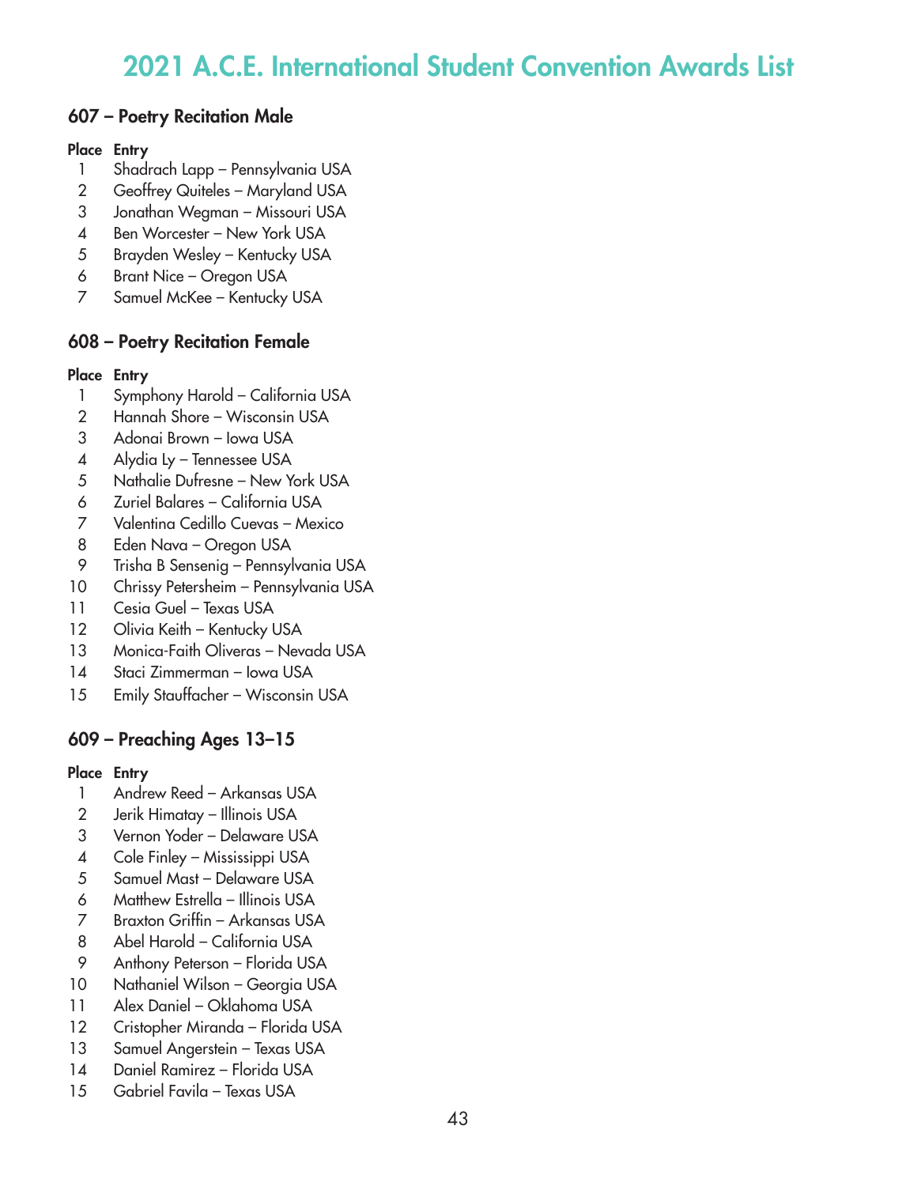# 2021 A.C.E. International Student Convention Awards List

## 607 – Poetry Recitation Male

| Place | Entry |
|---|---|
| 1 | Shadrach Lapp – Pennsylvania USA |
| 2 | Geoffrey Quiteles – Maryland USA |
| 3 | Jonathan Wegman – Missouri USA |
| 4 | Ben Worcester – New York USA |
| 5 | Brayden Wesley – Kentucky USA |
| 6 | Brant Nice – Oregon USA |
| 7 | Samuel McKee – Kentucky USA |

## 608 – Poetry Recitation Female

| Place | Entry |
|---|---|
| 1 | Symphony Harold – California USA |
| 2 | Hannah Shore – Wisconsin USA |
| 3 | Adonai Brown – Iowa USA |
| 4 | Alydia Ly – Tennessee USA |
| 5 | Nathalie Dufresne – New York USA |
| 6 | Zuriel Balares – California USA |
| 7 | Valentina Cedillo Cuevas – Mexico |
| 8 | Eden Nava – Oregon USA |
| 9 | Trisha B Sensenig – Pennsylvania USA |
| 10 | Chrissy Petersheim – Pennsylvania USA |
| 11 | Cesia Guel – Texas USA |
| 12 | Olivia Keith – Kentucky USA |
| 13 | Monica-Faith Oliveras – Nevada USA |
| 14 | Staci Zimmerman – Iowa USA |
| 15 | Emily Stauffacher – Wisconsin USA |

## 609 – Preaching Ages 13–15

| Place | Entry |
|---|---|
| 1 | Andrew Reed – Arkansas USA |
| 2 | Jerik Himatay – Illinois USA |
| 3 | Vernon Yoder – Delaware USA |
| 4 | Cole Finley – Mississippi USA |
| 5 | Samuel Mast – Delaware USA |
| 6 | Matthew Estrella – Illinois USA |
| 7 | Braxton Griffin – Arkansas USA |
| 8 | Abel Harold – California USA |
| 9 | Anthony Peterson – Florida USA |
| 10 | Nathaniel Wilson – Georgia USA |
| 11 | Alex Daniel – Oklahoma USA |
| 12 | Cristopher Miranda – Florida USA |
| 13 | Samuel Angerstein – Texas USA |
| 14 | Daniel Ramirez – Florida USA |
| 15 | Gabriel Favila – Texas USA |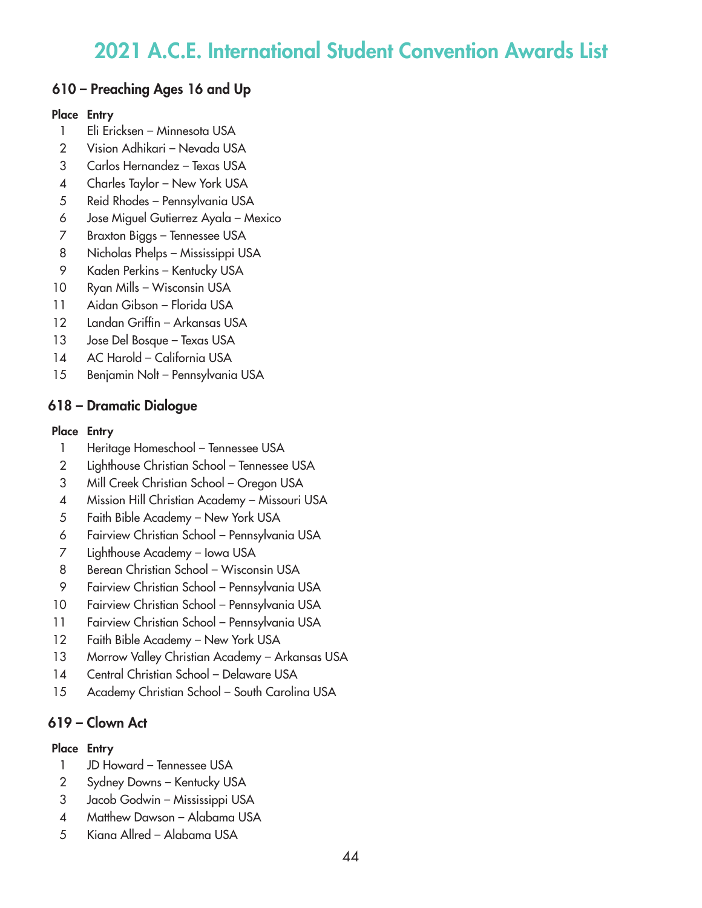# 2021 A.C.E. International Student Convention Awards List

## 610 – Preaching Ages 16 and Up

| Place | Entry |
|---|---|
| 1 | Eli Ericksen – Minnesota USA |
| 2 | Vision Adhikari – Nevada USA |
| 3 | Carlos Hernandez – Texas USA |
| 4 | Charles Taylor – New York USA |
| 5 | Reid Rhodes – Pennsylvania USA |
| 6 | Jose Miguel Gutierrez Ayala – Mexico |
| 7 | Braxton Biggs – Tennessee USA |
| 8 | Nicholas Phelps – Mississippi USA |
| 9 | Kaden Perkins – Kentucky USA |
| 10 | Ryan Mills – Wisconsin USA |
| 11 | Aidan Gibson – Florida USA |
| 12 | Landan Griffin – Arkansas USA |
| 13 | Jose Del Bosque – Texas USA |
| 14 | AC Harold – California USA |
| 15 | Benjamin Nolt – Pennsylvania USA |

## 618 – Dramatic Dialogue

| Place | Entry |
|---|---|
| 1 | Heritage Homeschool – Tennessee USA |
| 2 | Lighthouse Christian School – Tennessee USA |
| 3 | Mill Creek Christian School – Oregon USA |
| 4 | Mission Hill Christian Academy – Missouri USA |
| 5 | Faith Bible Academy – New York USA |
| 6 | Fairview Christian School – Pennsylvania USA |
| 7 | Lighthouse Academy – Iowa USA |
| 8 | Berean Christian School – Wisconsin USA |
| 9 | Fairview Christian School – Pennsylvania USA |
| 10 | Fairview Christian School – Pennsylvania USA |
| 11 | Fairview Christian School – Pennsylvania USA |
| 12 | Faith Bible Academy – New York USA |
| 13 | Morrow Valley Christian Academy – Arkansas USA |
| 14 | Central Christian School – Delaware USA |
| 15 | Academy Christian School – South Carolina USA |

## 619 – Clown Act

| Place | Entry |
|---|---|
| 1 | JD Howard – Tennessee USA |
| 2 | Sydney Downs – Kentucky USA |
| 3 | Jacob Godwin – Mississippi USA |
| 4 | Matthew Dawson – Alabama USA |
| 5 | Kiana Allred – Alabama USA |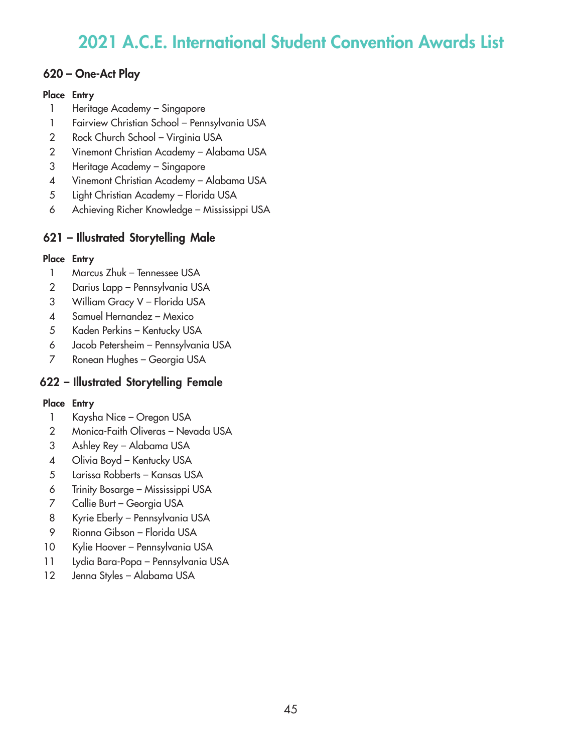# 2021 A.C.E. International Student Convention Awards List

## 620 – One-Act Play

| Place | Entry |
|---|---|
| 1 | Heritage Academy – Singapore |
| 1 | Fairview Christian School – Pennsylvania USA |
| 2 | Rock Church School – Virginia USA |
| 2 | Vinemont Christian Academy – Alabama USA |
| 3 | Heritage Academy – Singapore |
| 4 | Vinemont Christian Academy – Alabama USA |
| 5 | Light Christian Academy – Florida USA |
| 6 | Achieving Richer Knowledge – Mississippi USA |

## 621 – Illustrated Storytelling Male

| Place | Entry |
|---|---|
| 1 | Marcus Zhuk – Tennessee USA |
| 2 | Darius Lapp – Pennsylvania USA |
| 3 | William Gracy V – Florida USA |
| 4 | Samuel Hernandez – Mexico |
| 5 | Kaden Perkins – Kentucky USA |
| 6 | Jacob Petersheim – Pennsylvania USA |
| 7 | Ronean Hughes – Georgia USA |

## 622 – Illustrated Storytelling Female

| Place | Entry |
|---|---|
| 1 | Kaysha Nice – Oregon USA |
| 2 | Monica-Faith Oliveras – Nevada USA |
| 3 | Ashley Rey – Alabama USA |
| 4 | Olivia Boyd – Kentucky USA |
| 5 | Larissa Robberts – Kansas USA |
| 6 | Trinity Bosarge – Mississippi USA |
| 7 | Callie Burt – Georgia USA |
| 8 | Kyrie Eberly – Pennsylvania USA |
| 9 | Rionna Gibson – Florida USA |
| 10 | Kylie Hoover – Pennsylvania USA |
| 11 | Lydia Bara-Popa – Pennsylvania USA |
| 12 | Jenna Styles – Alabama USA |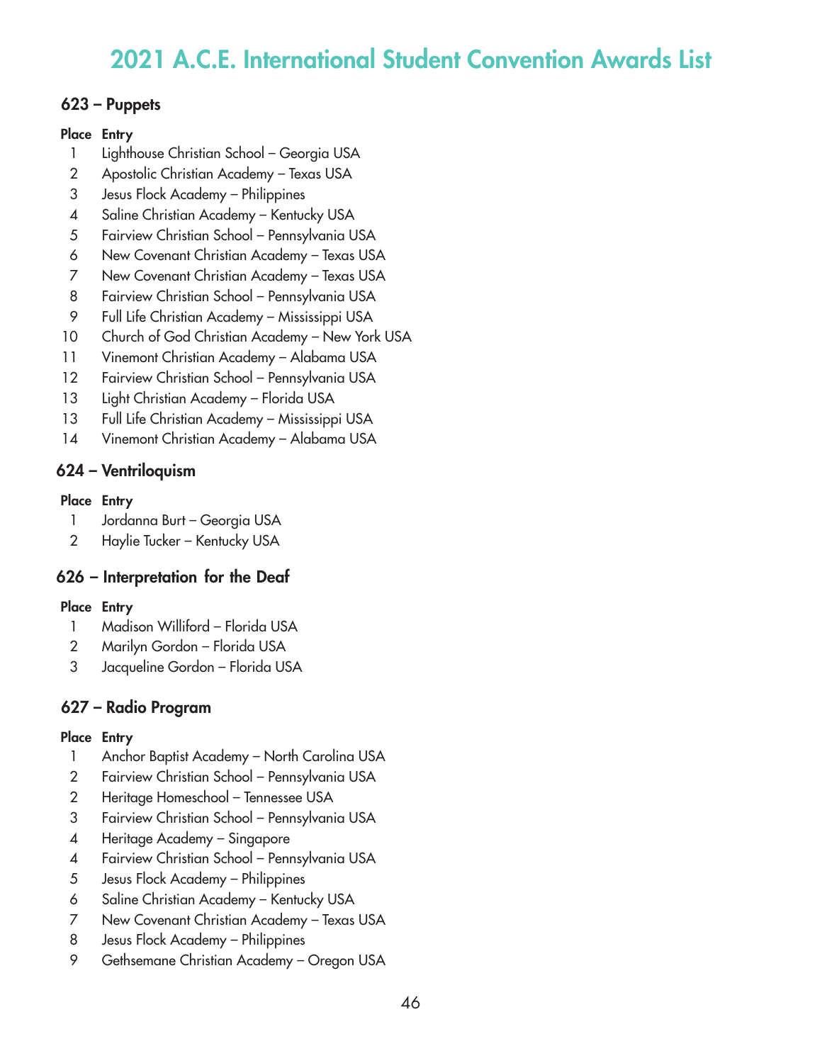# 2021 A.C.E. International Student Convention Awards List

## 623 – Puppets

| Place | Entry |
|---|---|
| 1 | Lighthouse Christian School – Georgia USA |
| 2 | Apostolic Christian Academy – Texas USA |
| 3 | Jesus Flock Academy – Philippines |
| 4 | Saline Christian Academy – Kentucky USA |
| 5 | Fairview Christian School – Pennsylvania USA |
| 6 | New Covenant Christian Academy – Texas USA |
| 7 | New Covenant Christian Academy – Texas USA |
| 8 | Fairview Christian School – Pennsylvania USA |
| 9 | Full Life Christian Academy – Mississippi USA |
| 10 | Church of God Christian Academy – New York USA |
| 11 | Vinemont Christian Academy – Alabama USA |
| 12 | Fairview Christian School – Pennsylvania USA |
| 13 | Light Christian Academy – Florida USA |
| 13 | Full Life Christian Academy – Mississippi USA |
| 14 | Vinemont Christian Academy – Alabama USA |

## 624 – Ventriloquism

| Place | Entry |
|---|---|
| 1 | Jordanna Burt – Georgia USA |
| 2 | Haylie Tucker – Kentucky USA |

## 626 – Interpretation for the Deaf

| Place | Entry |
|---|---|
| 1 | Madison Williford – Florida USA |
| 2 | Marilyn Gordon – Florida USA |
| 3 | Jacqueline Gordon – Florida USA |

## 627 – Radio Program

| Place | Entry |
|---|---|
| 1 | Anchor Baptist Academy – North Carolina USA |
| 2 | Fairview Christian School – Pennsylvania USA |
| 2 | Heritage Homeschool – Tennessee USA |
| 3 | Fairview Christian School – Pennsylvania USA |
| 4 | Heritage Academy – Singapore |
| 4 | Fairview Christian School – Pennsylvania USA |
| 5 | Jesus Flock Academy – Philippines |
| 6 | Saline Christian Academy – Kentucky USA |
| 7 | New Covenant Christian Academy – Texas USA |
| 8 | Jesus Flock Academy – Philippines |
| 9 | Gethsemane Christian Academy – Oregon USA |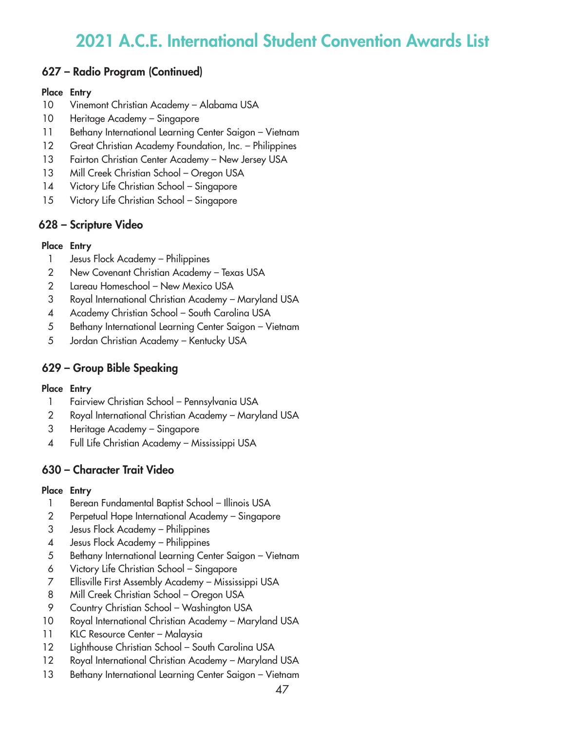# 2021 A.C.E. International Student Convention Awards List

## 627 – Radio Program (Continued)

| Place | Entry |
|---|---|
| 10 | Vinemont Christian Academy – Alabama USA |
| 10 | Heritage Academy – Singapore |
| 11 | Bethany International Learning Center Saigon – Vietnam |
| 12 | Great Christian Academy Foundation, Inc. – Philippines |
| 13 | Fairton Christian Center Academy – New Jersey USA |
| 13 | Mill Creek Christian School – Oregon USA |
| 14 | Victory Life Christian School – Singapore |
| 15 | Victory Life Christian School – Singapore |

## 628 – Scripture Video

| Place | Entry |
|---|---|
| 1 | Jesus Flock Academy – Philippines |
| 2 | New Covenant Christian Academy – Texas USA |
| 2 | Lareau Homeschool – New Mexico USA |
| 3 | Royal International Christian Academy – Maryland USA |
| 4 | Academy Christian School – South Carolina USA |
| 5 | Bethany International Learning Center Saigon – Vietnam |
| 5 | Jordan Christian Academy – Kentucky USA |

## 629 – Group Bible Speaking

| Place | Entry |
|---|---|
| 1 | Fairview Christian School – Pennsylvania USA |
| 2 | Royal International Christian Academy – Maryland USA |
| 3 | Heritage Academy – Singapore |
| 4 | Full Life Christian Academy – Mississippi USA |

## 630 – Character Trait Video

| Place | Entry |
|---|---|
| 1 | Berean Fundamental Baptist School – Illinois USA |
| 2 | Perpetual Hope International Academy – Singapore |
| 3 | Jesus Flock Academy – Philippines |
| 4 | Jesus Flock Academy – Philippines |
| 5 | Bethany International Learning Center Saigon – Vietnam |
| 6 | Victory Life Christian School – Singapore |
| 7 | Ellisville First Assembly Academy – Mississippi USA |
| 8 | Mill Creek Christian School – Oregon USA |
| 9 | Country Christian School – Washington USA |
| 10 | Royal International Christian Academy – Maryland USA |
| 11 | KLC Resource Center – Malaysia |
| 12 | Lighthouse Christian School – South Carolina USA |
| 12 | Royal International Christian Academy – Maryland USA |
| 13 | Bethany International Learning Center Saigon – Vietnam |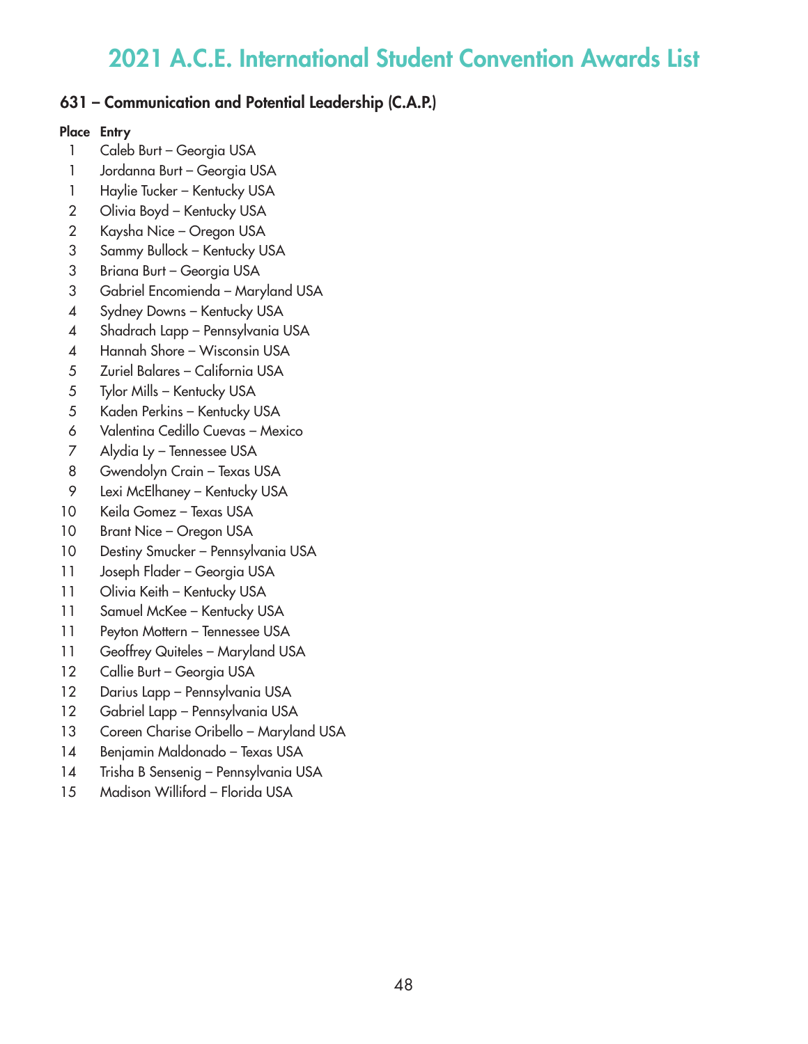# 2021 A.C.E. International Student Convention Awards List

## 631 – Communication and Potential Leadership (C.A.P.)

| Place | Entry |
|---|---|
| 1 | Caleb Burt – Georgia USA |
| 1 | Jordanna Burt – Georgia USA |
| 1 | Haylie Tucker – Kentucky USA |
| 2 | Olivia Boyd – Kentucky USA |
| 2 | Kaysha Nice – Oregon USA |
| 3 | Sammy Bullock – Kentucky USA |
| 3 | Briana Burt – Georgia USA |
| 3 | Gabriel Encomienda – Maryland USA |
| 4 | Sydney Downs – Kentucky USA |
| 4 | Shadrach Lapp – Pennsylvania USA |
| 4 | Hannah Shore – Wisconsin USA |
| 5 | Zuriel Balares – California USA |
| 5 | Tylor Mills – Kentucky USA |
| 5 | Kaden Perkins – Kentucky USA |
| 6 | Valentina Cedillo Cuevas – Mexico |
| 7 | Alydia Ly – Tennessee USA |
| 8 | Gwendolyn Crain – Texas USA |
| 9 | Lexi McElhaney – Kentucky USA |
| 10 | Keila Gomez – Texas USA |
| 10 | Brant Nice – Oregon USA |
| 10 | Destiny Smucker – Pennsylvania USA |
| 11 | Joseph Flader – Georgia USA |
| 11 | Olivia Keith – Kentucky USA |
| 11 | Samuel McKee – Kentucky USA |
| 11 | Peyton Mottern – Tennessee USA |
| 11 | Geoffrey Quiteles – Maryland USA |
| 12 | Callie Burt – Georgia USA |
| 12 | Darius Lapp – Pennsylvania USA |
| 12 | Gabriel Lapp – Pennsylvania USA |
| 13 | Coreen Charise Oribello – Maryland USA |
| 14 | Benjamin Maldonado – Texas USA |
| 14 | Trisha B Sensenig – Pennsylvania USA |
| 15 | Madison Williford – Florida USA |